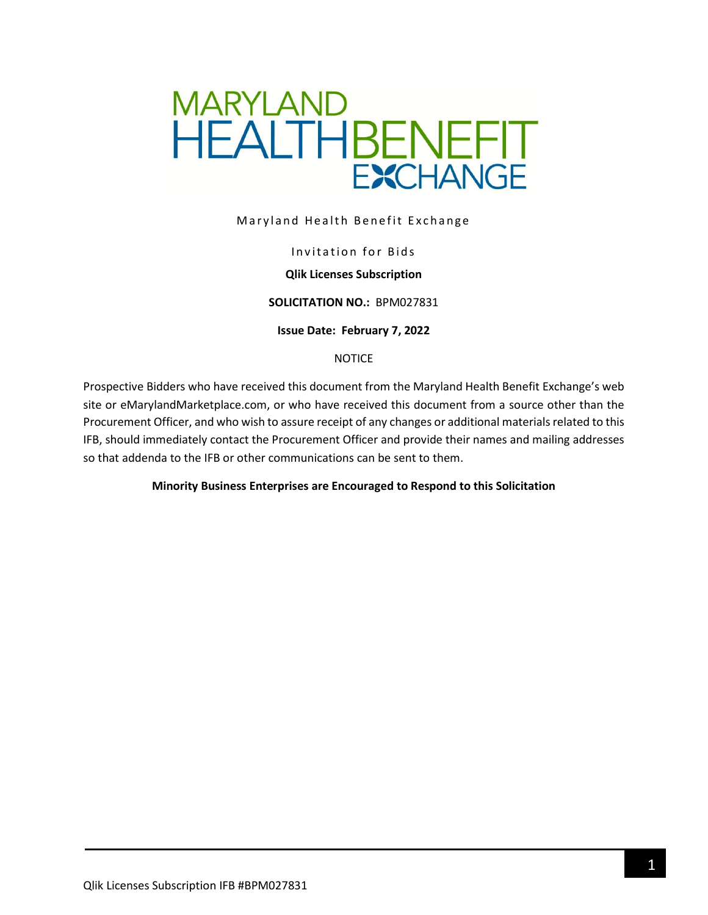Maryland Health Benefit Exchange

Invitation for Bids

**Qlik Licenses Subscription**

**SOLICITATION NO.:** BPM027831

**Issue Date: February 7, 2022**

NOTICE

Prospective Bidders who have received this document from the Maryland Health Benefit Exchange's web site or eMarylandMarketplace.com, or who have received this document from a source other than the Procurement Officer, and who wish to assure receipt of any changes or additional materials related to this IFB, should immediately contact the Procurement Officer and provide their names and mailing addresses so that addenda to the IFB or other communications can be sent to them.

**Minority Business Enterprises are Encouraged to Respond to this Solicitation**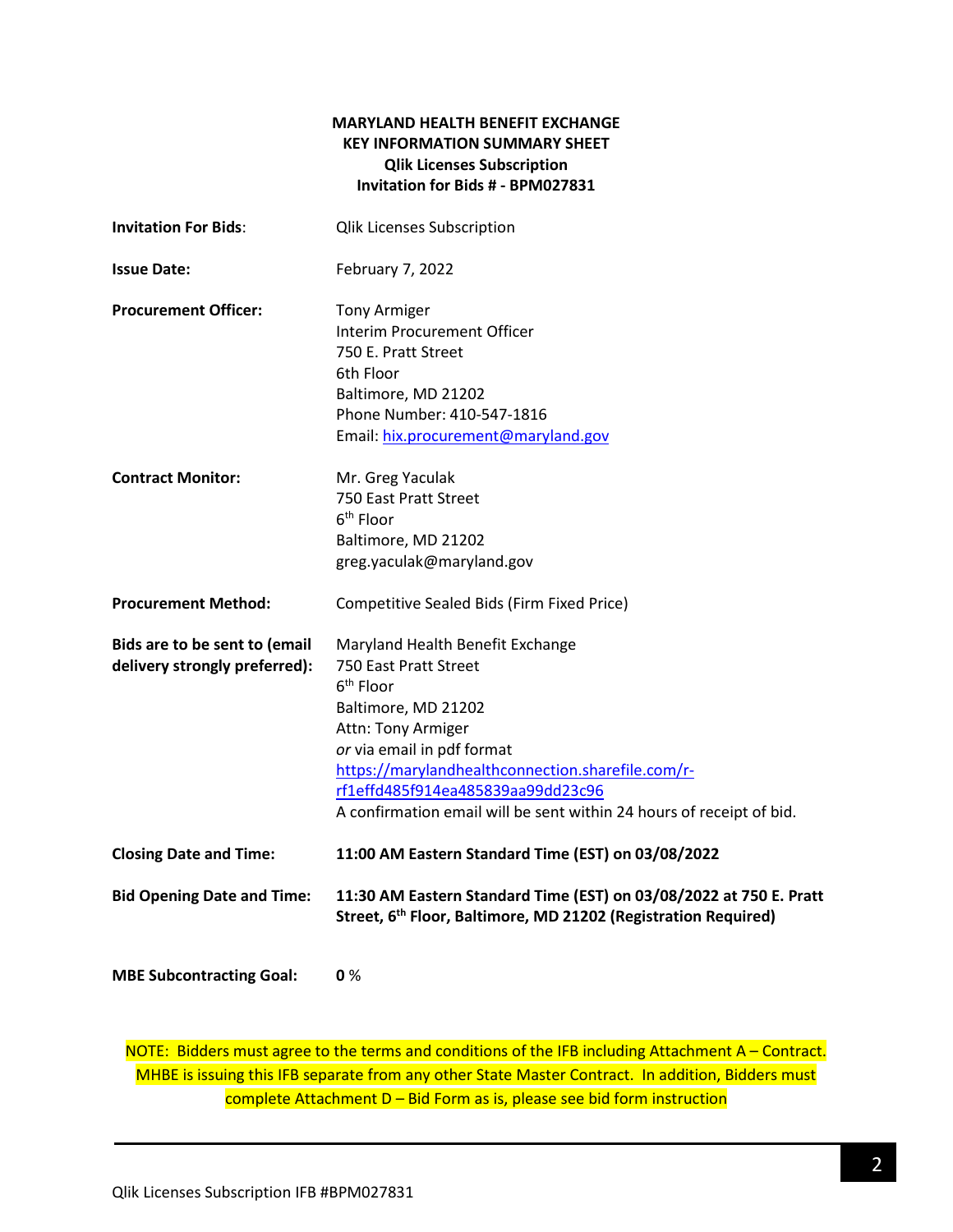**MARYLAND HEALTH BENEFIT EXCHANGE**
**KEY INFORMATION SUMMARY SHEET**
**Qlik Licenses Subscription**
**Invitation for Bids # - BPM027831**

| | |
|---|---|
| **Invitation For Bids**: | Qlik Licenses Subscription |
| **Issue Date:** | February 7, 2022 |
| **Procurement Officer:** | Tony Armiger<br>Interim Procurement Officer<br>750 E. Pratt Street<br>6th Floor<br>Baltimore, MD 21202<br>Phone Number: 410-547-1816<br>Email: hix.procurement@maryland.gov |
| **Contract Monitor:** | Mr. Greg Yaculak<br>750 East Pratt Street<br>6th Floor<br>Baltimore, MD 21202<br>greg.yaculak@maryland.gov |
| **Procurement Method:** | Competitive Sealed Bids (Firm Fixed Price) |
| **Bids are to be sent to (email delivery strongly preferred):** | Maryland Health Benefit Exchange<br>750 East Pratt Street<br>6th Floor<br>Baltimore, MD 21202<br>Attn: Tony Armiger<br>*or* via email in pdf format<br>https://marylandhealthconnection.sharefile.com/r-rf1effd485f914ea485839aa99dd23c96<br>A confirmation email will be sent within 24 hours of receipt of bid. |
| **Closing Date and Time:** | **11:00 AM Eastern Standard Time (EST) on 03/08/2022** |
| **Bid Opening Date and Time:** | **11:30 AM Eastern Standard Time (EST) on 03/08/2022 at 750 E. Pratt Street, 6th Floor, Baltimore, MD 21202 (Registration Required)** |
| **MBE Subcontracting Goal:** | **0** % |

NOTE: Bidders must agree to the terms and conditions of the IFB including Attachment A – Contract. MHBE is issuing this IFB separate from any other State Master Contract. In addition, Bidders must complete Attachment D – Bid Form as is, please see bid form instruction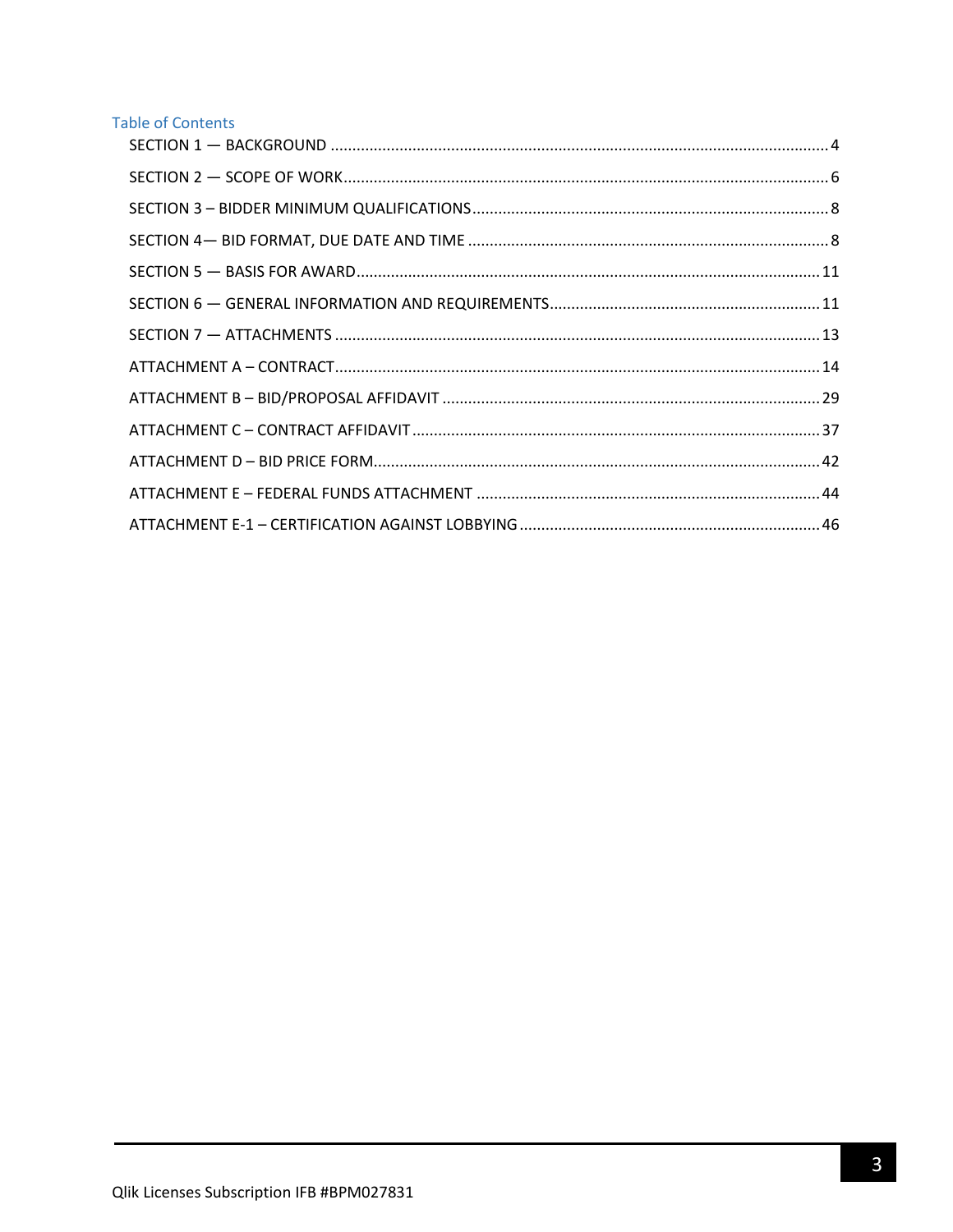## Table of Contents

SECTION 1 — BACKGROUND ........................................ 4

SECTION 2 — SCOPE OF WORK ........................................ 6

SECTION 3 – BIDDER MINIMUM QUALIFICATIONS ........................................ 8

SECTION 4— BID FORMAT, DUE DATE AND TIME ........................................ 8

SECTION 5 — BASIS FOR AWARD ........................................ 11

SECTION 6 — GENERAL INFORMATION AND REQUIREMENTS ........................................ 11

SECTION 7 — ATTACHMENTS ........................................ 13

ATTACHMENT A – CONTRACT ........................................ 14

ATTACHMENT B – BID/PROPOSAL AFFIDAVIT ........................................ 29

ATTACHMENT C – CONTRACT AFFIDAVIT ........................................ 37

ATTACHMENT D – BID PRICE FORM ........................................ 42

ATTACHMENT E – FEDERAL FUNDS ATTACHMENT ........................................ 44

ATTACHMENT E-1 – CERTIFICATION AGAINST LOBBYING ........................................ 46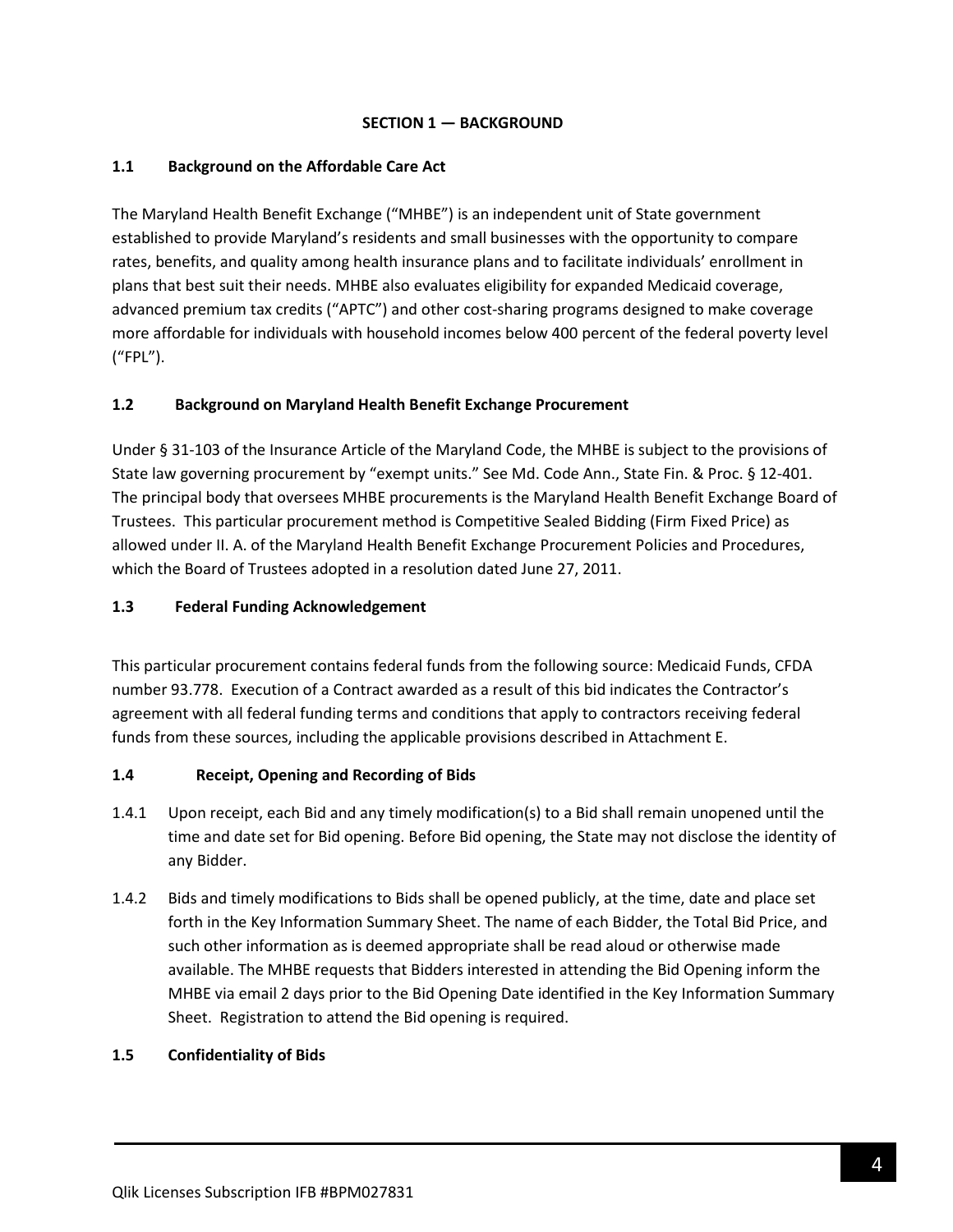## SECTION 1 — BACKGROUND

### 1.1 Background on the Affordable Care Act

The Maryland Health Benefit Exchange ("MHBE") is an independent unit of State government established to provide Maryland's residents and small businesses with the opportunity to compare rates, benefits, and quality among health insurance plans and to facilitate individuals' enrollment in plans that best suit their needs. MHBE also evaluates eligibility for expanded Medicaid coverage, advanced premium tax credits ("APTC") and other cost-sharing programs designed to make coverage more affordable for individuals with household incomes below 400 percent of the federal poverty level ("FPL").

### 1.2 Background on Maryland Health Benefit Exchange Procurement

Under § 31-103 of the Insurance Article of the Maryland Code, the MHBE is subject to the provisions of State law governing procurement by "exempt units." See Md. Code Ann., State Fin. & Proc. § 12-401. The principal body that oversees MHBE procurements is the Maryland Health Benefit Exchange Board of Trustees. This particular procurement method is Competitive Sealed Bidding (Firm Fixed Price) as allowed under II. A. of the Maryland Health Benefit Exchange Procurement Policies and Procedures, which the Board of Trustees adopted in a resolution dated June 27, 2011.

### 1.3 Federal Funding Acknowledgement

This particular procurement contains federal funds from the following source: Medicaid Funds, CFDA number 93.778. Execution of a Contract awarded as a result of this bid indicates the Contractor's agreement with all federal funding terms and conditions that apply to contractors receiving federal funds from these sources, including the applicable provisions described in Attachment E.

### 1.4 Receipt, Opening and Recording of Bids

1.4.1 Upon receipt, each Bid and any timely modification(s) to a Bid shall remain unopened until the time and date set for Bid opening. Before Bid opening, the State may not disclose the identity of any Bidder.

1.4.2 Bids and timely modifications to Bids shall be opened publicly, at the time, date and place set forth in the Key Information Summary Sheet. The name of each Bidder, the Total Bid Price, and such other information as is deemed appropriate shall be read aloud or otherwise made available. The MHBE requests that Bidders interested in attending the Bid Opening inform the MHBE via email 2 days prior to the Bid Opening Date identified in the Key Information Summary Sheet. Registration to attend the Bid opening is required.

### 1.5 Confidentiality of Bids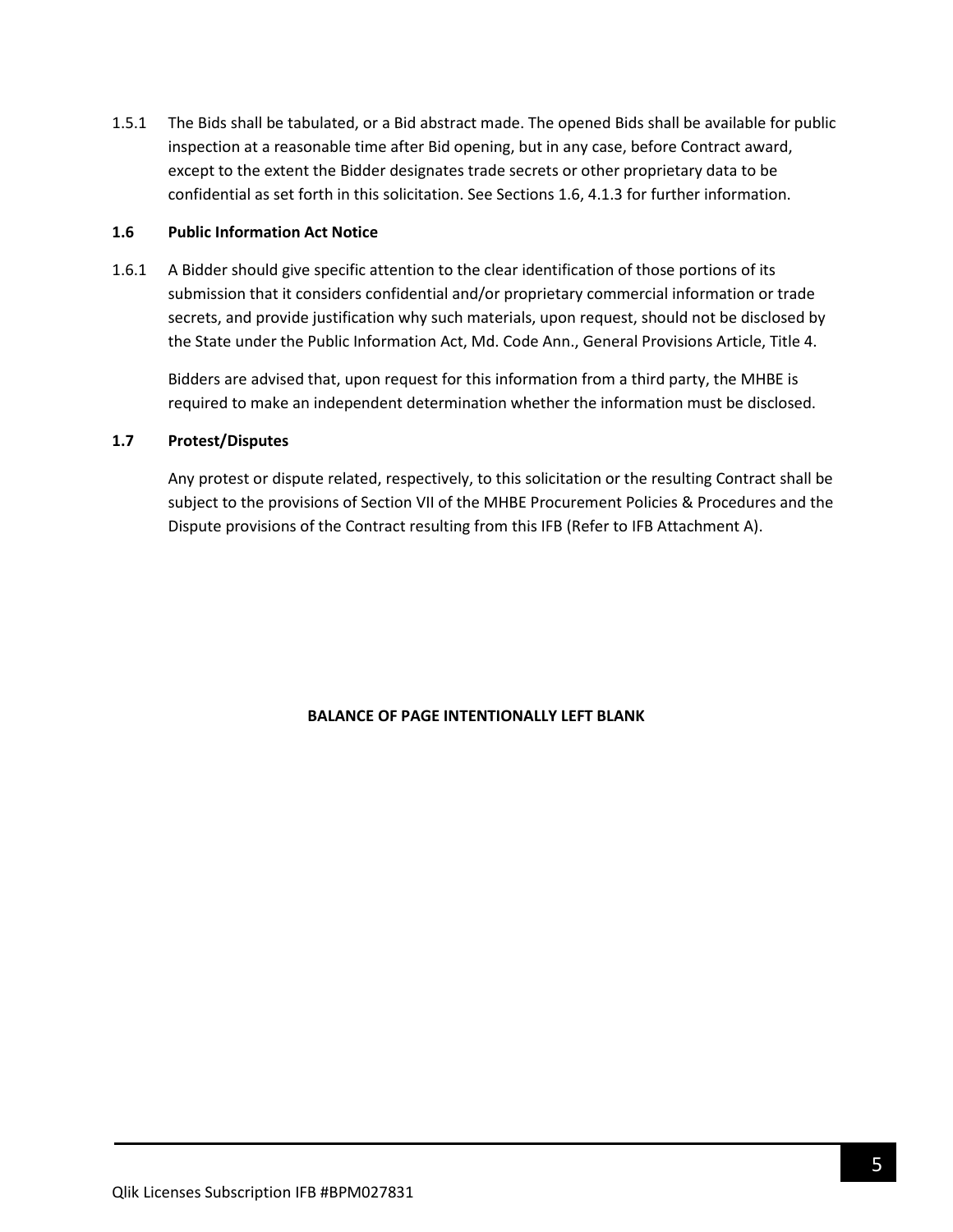1.5.1 The Bids shall be tabulated, or a Bid abstract made. The opened Bids shall be available for public inspection at a reasonable time after Bid opening, but in any case, before Contract award, except to the extent the Bidder designates trade secrets or other proprietary data to be confidential as set forth in this solicitation. See Sections 1.6, 4.1.3 for further information.

### 1.6 Public Information Act Notice

1.6.1 A Bidder should give specific attention to the clear identification of those portions of its submission that it considers confidential and/or proprietary commercial information or trade secrets, and provide justification why such materials, upon request, should not be disclosed by the State under the Public Information Act, Md. Code Ann., General Provisions Article, Title 4.

Bidders are advised that, upon request for this information from a third party, the MHBE is required to make an independent determination whether the information must be disclosed.

### 1.7 Protest/Disputes

Any protest or dispute related, respectively, to this solicitation or the resulting Contract shall be subject to the provisions of Section VII of the MHBE Procurement Policies & Procedures and the Dispute provisions of the Contract resulting from this IFB (Refer to IFB Attachment A).

**BALANCE OF PAGE INTENTIONALLY LEFT BLANK**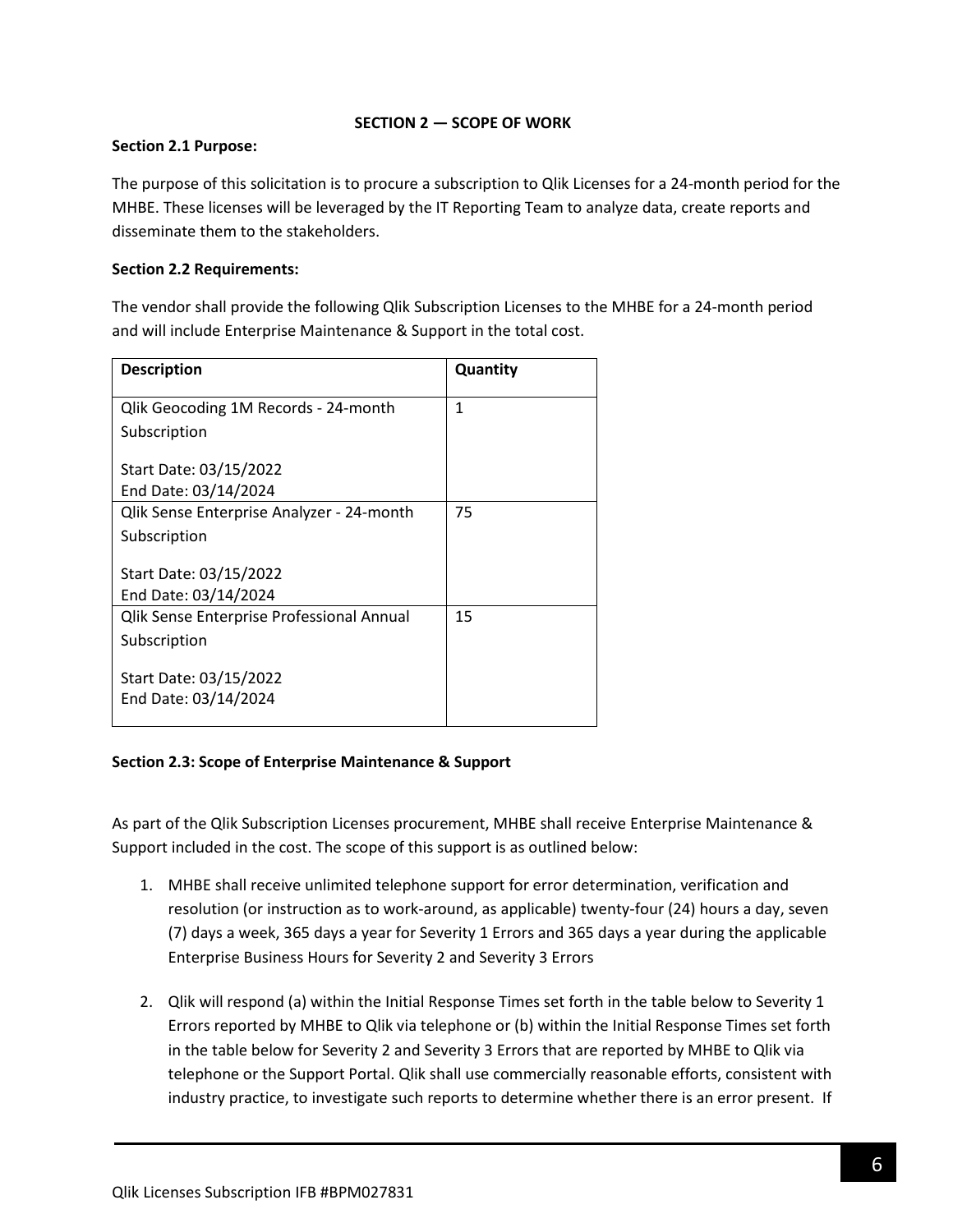**SECTION 2 — SCOPE OF WORK**

**Section 2.1 Purpose:**

The purpose of this solicitation is to procure a subscription to Qlik Licenses for a 24-month period for the MHBE. These licenses will be leveraged by the IT Reporting Team to analyze data, create reports and disseminate them to the stakeholders.

**Section 2.2 Requirements:**

The vendor shall provide the following Qlik Subscription Licenses to the MHBE for a 24-month period and will include Enterprise Maintenance & Support in the total cost.

| **Description** | **Quantity** |
|---|---|
| Qlik Geocoding 1M Records - 24-month Subscription<br><br>Start Date: 03/15/2022<br>End Date: 03/14/2024 | 1 |
| Qlik Sense Enterprise Analyzer - 24-month Subscription<br><br>Start Date: 03/15/2022<br>End Date: 03/14/2024 | 75 |
| Qlik Sense Enterprise Professional Annual Subscription<br><br>Start Date: 03/15/2022<br>End Date: 03/14/2024 | 15 |

**Section 2.3: Scope of Enterprise Maintenance & Support**

As part of the Qlik Subscription Licenses procurement, MHBE shall receive Enterprise Maintenance & Support included in the cost. The scope of this support is as outlined below:

1. MHBE shall receive unlimited telephone support for error determination, verification and resolution (or instruction as to work-around, as applicable) twenty-four (24) hours a day, seven (7) days a week, 365 days a year for Severity 1 Errors and 365 days a year during the applicable Enterprise Business Hours for Severity 2 and Severity 3 Errors

2. Qlik will respond (a) within the Initial Response Times set forth in the table below to Severity 1 Errors reported by MHBE to Qlik via telephone or (b) within the Initial Response Times set forth in the table below for Severity 2 and Severity 3 Errors that are reported by MHBE to Qlik via telephone or the Support Portal. Qlik shall use commercially reasonable efforts, consistent with industry practice, to investigate such reports to determine whether there is an error present. If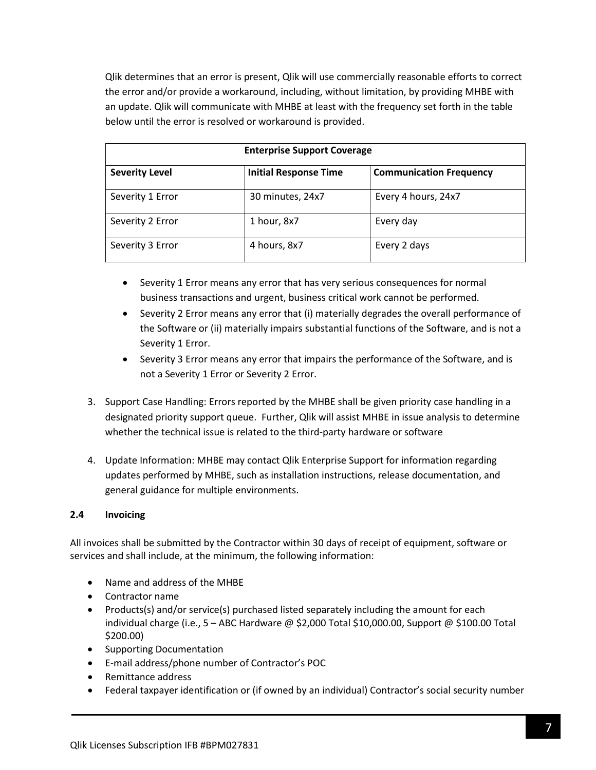Qlik determines that an error is present, Qlik will use commercially reasonable efforts to correct the error and/or provide a workaround, including, without limitation, by providing MHBE with an update. Qlik will communicate with MHBE at least with the frequency set forth in the table below until the error is resolved or workaround is provided.

| Enterprise Support Coverage | | |
|---|---|---|
| **Severity Level** | **Initial Response Time** | **Communication Frequency** |
| Severity 1 Error | 30 minutes, 24x7 | Every 4 hours, 24x7 |
| Severity 2 Error | 1 hour, 8x7 | Every day |
| Severity 3 Error | 4 hours, 8x7 | Every 2 days |

- Severity 1 Error means any error that has very serious consequences for normal business transactions and urgent, business critical work cannot be performed.
- Severity 2 Error means any error that (i) materially degrades the overall performance of the Software or (ii) materially impairs substantial functions of the Software, and is not a Severity 1 Error.
- Severity 3 Error means any error that impairs the performance of the Software, and is not a Severity 1 Error or Severity 2 Error.

3. Support Case Handling: Errors reported by the MHBE shall be given priority case handling in a designated priority support queue. Further, Qlik will assist MHBE in issue analysis to determine whether the technical issue is related to the third-party hardware or software

4. Update Information: MHBE may contact Qlik Enterprise Support for information regarding updates performed by MHBE, such as installation instructions, release documentation, and general guidance for multiple environments.

### 2.4 Invoicing

All invoices shall be submitted by the Contractor within 30 days of receipt of equipment, software or services and shall include, at the minimum, the following information:

- Name and address of the MHBE
- Contractor name
- Products(s) and/or service(s) purchased listed separately including the amount for each individual charge (i.e., 5 – ABC Hardware @ $2,000 Total $10,000.00, Support @ $100.00 Total $200.00)
- Supporting Documentation
- E-mail address/phone number of Contractor's POC
- Remittance address
- Federal taxpayer identification or (if owned by an individual) Contractor's social security number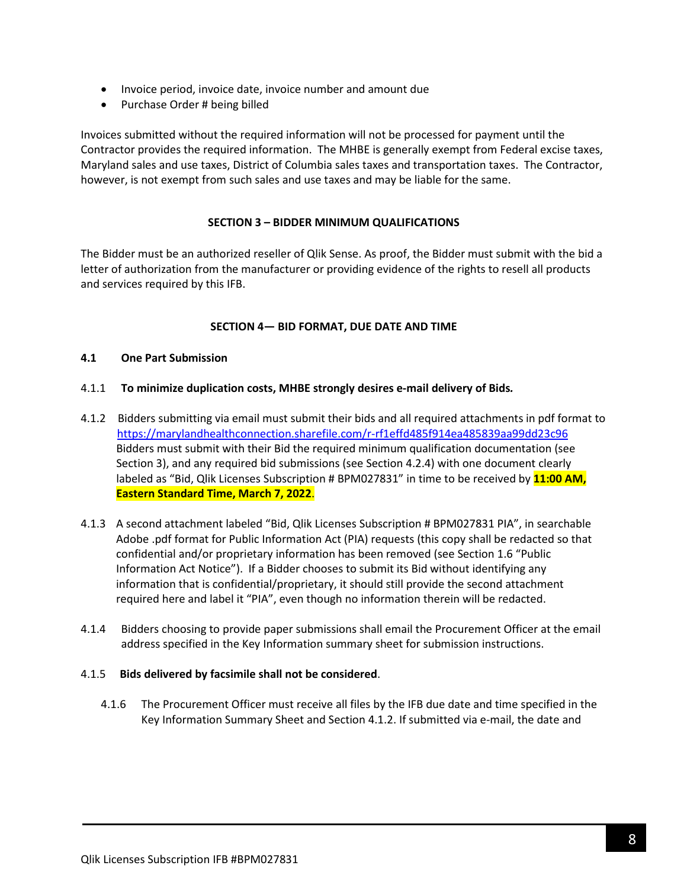- Invoice period, invoice date, invoice number and amount due
- Purchase Order # being billed

Invoices submitted without the required information will not be processed for payment until the Contractor provides the required information. The MHBE is generally exempt from Federal excise taxes, Maryland sales and use taxes, District of Columbia sales taxes and transportation taxes. The Contractor, however, is not exempt from such sales and use taxes and may be liable for the same.

## SECTION 3 – BIDDER MINIMUM QUALIFICATIONS

The Bidder must be an authorized reseller of Qlik Sense. As proof, the Bidder must submit with the bid a letter of authorization from the manufacturer or providing evidence of the rights to resell all products and services required by this IFB.

## SECTION 4— BID FORMAT, DUE DATE AND TIME

### 4.1 One Part Submission

4.1.1 **To minimize duplication costs, MHBE strongly desires e-mail delivery of Bids.**

4.1.2 Bidders submitting via email must submit their bids and all required attachments in pdf format to https://marylandhealthconnection.sharefile.com/r-rf1effd485f914ea485839aa99dd23c96 Bidders must submit with their Bid the required minimum qualification documentation (see Section 3), and any required bid submissions (see Section 4.2.4) with one document clearly labeled as "Bid, Qlik Licenses Subscription # BPM027831" in time to be received by **11:00 AM, Eastern Standard Time, March 7, 2022**.

4.1.3 A second attachment labeled "Bid, Qlik Licenses Subscription # BPM027831 PIA", in searchable Adobe .pdf format for Public Information Act (PIA) requests (this copy shall be redacted so that confidential and/or proprietary information has been removed (see Section 1.6 "Public Information Act Notice"). If a Bidder chooses to submit its Bid without identifying any information that is confidential/proprietary, it should still provide the second attachment required here and label it "PIA", even though no information therein will be redacted.

4.1.4 Bidders choosing to provide paper submissions shall email the Procurement Officer at the email address specified in the Key Information summary sheet for submission instructions.

4.1.5 **Bids delivered by facsimile shall not be considered**.

4.1.6 The Procurement Officer must receive all files by the IFB due date and time specified in the Key Information Summary Sheet and Section 4.1.2. If submitted via e-mail, the date and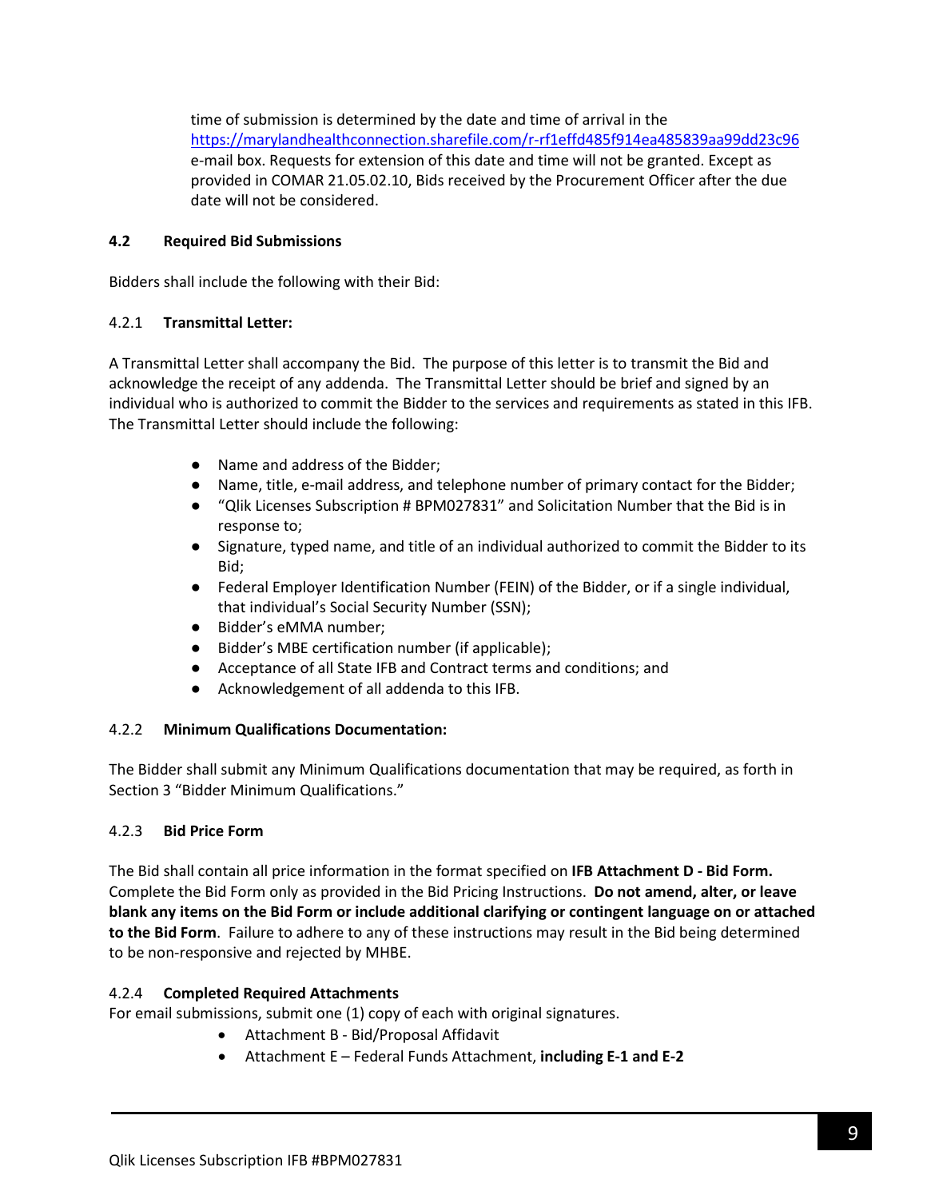time of submission is determined by the date and time of arrival in the https://marylandhealthconnection.sharefile.com/r-rf1effd485f914ea485839aa99dd23c96 e-mail box. Requests for extension of this date and time will not be granted. Except as provided in COMAR 21.05.02.10, Bids received by the Procurement Officer after the due date will not be considered.

### 4.2 Required Bid Submissions

Bidders shall include the following with their Bid:

#### 4.2.1 Transmittal Letter:

A Transmittal Letter shall accompany the Bid. The purpose of this letter is to transmit the Bid and acknowledge the receipt of any addenda. The Transmittal Letter should be brief and signed by an individual who is authorized to commit the Bidder to the services and requirements as stated in this IFB. The Transmittal Letter should include the following:

- Name and address of the Bidder;
- Name, title, e-mail address, and telephone number of primary contact for the Bidder;
- "Qlik Licenses Subscription # BPM027831" and Solicitation Number that the Bid is in response to;
- Signature, typed name, and title of an individual authorized to commit the Bidder to its Bid;
- Federal Employer Identification Number (FEIN) of the Bidder, or if a single individual, that individual's Social Security Number (SSN);
- Bidder's eMMA number;
- Bidder's MBE certification number (if applicable);
- Acceptance of all State IFB and Contract terms and conditions; and
- Acknowledgement of all addenda to this IFB.

#### 4.2.2 Minimum Qualifications Documentation:

The Bidder shall submit any Minimum Qualifications documentation that may be required, as forth in Section 3 "Bidder Minimum Qualifications."

#### 4.2.3 Bid Price Form

The Bid shall contain all price information in the format specified on **IFB Attachment D - Bid Form.** Complete the Bid Form only as provided in the Bid Pricing Instructions. **Do not amend, alter, or leave blank any items on the Bid Form or include additional clarifying or contingent language on or attached to the Bid Form**. Failure to adhere to any of these instructions may result in the Bid being determined to be non-responsive and rejected by MHBE.

#### 4.2.4 Completed Required Attachments

For email submissions, submit one (1) copy of each with original signatures.

- Attachment B - Bid/Proposal Affidavit
- Attachment E – Federal Funds Attachment, **including E-1 and E-2**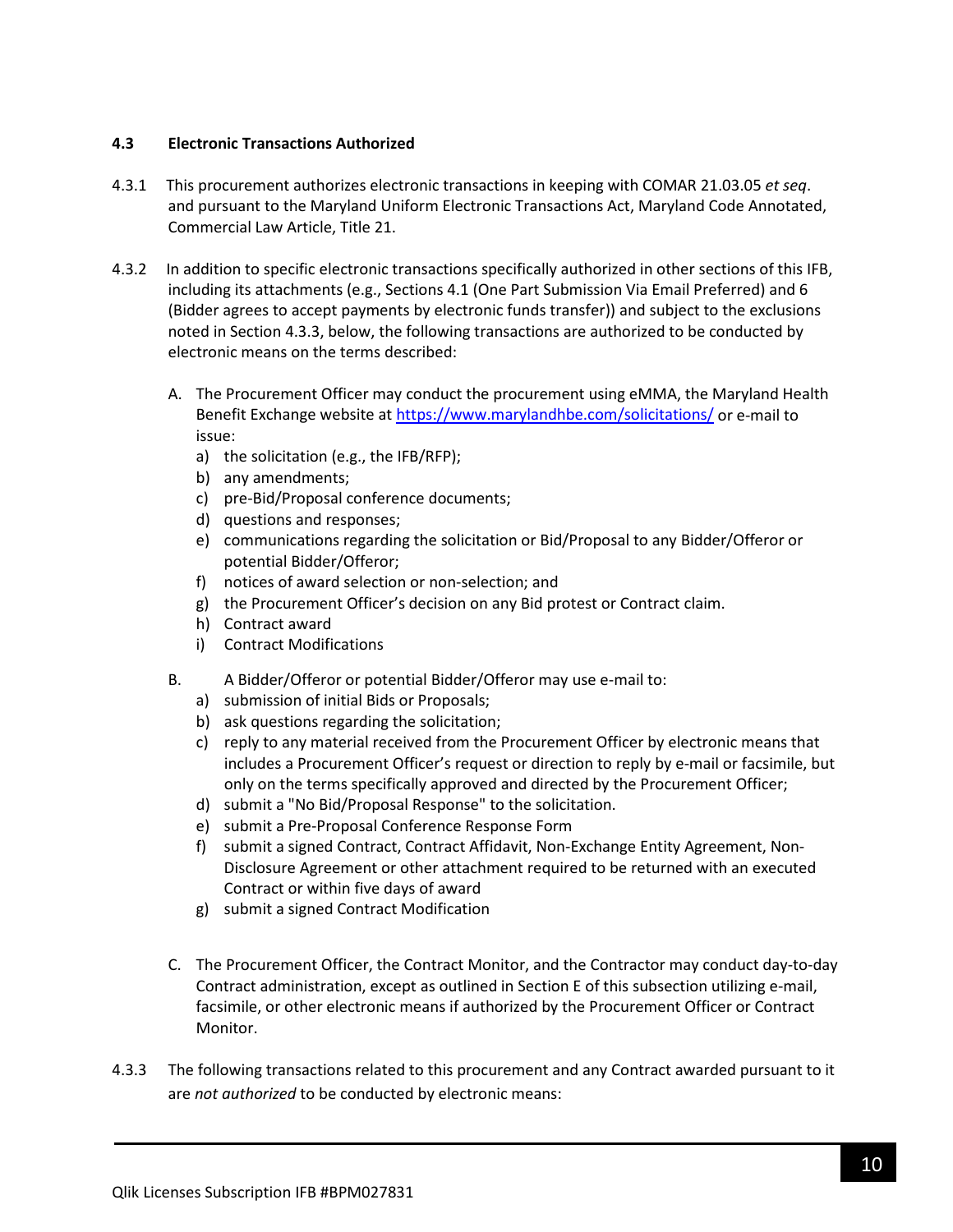### 4.3 Electronic Transactions Authorized

4.3.1 This procurement authorizes electronic transactions in keeping with COMAR 21.03.05 *et seq*. and pursuant to the Maryland Uniform Electronic Transactions Act, Maryland Code Annotated, Commercial Law Article, Title 21.

4.3.2 In addition to specific electronic transactions specifically authorized in other sections of this IFB, including its attachments (e.g., Sections 4.1 (One Part Submission Via Email Preferred) and 6 (Bidder agrees to accept payments by electronic funds transfer)) and subject to the exclusions noted in Section 4.3.3, below, the following transactions are authorized to be conducted by electronic means on the terms described:

A. The Procurement Officer may conduct the procurement using eMMA, the Maryland Health Benefit Exchange website at [https://www.marylandhbe.com/solicitations/](https://www.marylandhbe.com/solicitations/) or e-mail to issue:
   a) the solicitation (e.g., the IFB/RFP);
   b) any amendments;
   c) pre-Bid/Proposal conference documents;
   d) questions and responses;
   e) communications regarding the solicitation or Bid/Proposal to any Bidder/Offeror or potential Bidder/Offeror;
   f) notices of award selection or non-selection; and
   g) the Procurement Officer's decision on any Bid protest or Contract claim.
   h) Contract award
   i) Contract Modifications

B. A Bidder/Offeror or potential Bidder/Offeror may use e-mail to:
   a) submission of initial Bids or Proposals;
   b) ask questions regarding the solicitation;
   c) reply to any material received from the Procurement Officer by electronic means that includes a Procurement Officer's request or direction to reply by e-mail or facsimile, but only on the terms specifically approved and directed by the Procurement Officer;
   d) submit a "No Bid/Proposal Response" to the solicitation.
   e) submit a Pre-Proposal Conference Response Form
   f) submit a signed Contract, Contract Affidavit, Non-Exchange Entity Agreement, Non-Disclosure Agreement or other attachment required to be returned with an executed Contract or within five days of award
   g) submit a signed Contract Modification

C. The Procurement Officer, the Contract Monitor, and the Contractor may conduct day-to-day Contract administration, except as outlined in Section E of this subsection utilizing e-mail, facsimile, or other electronic means if authorized by the Procurement Officer or Contract Monitor.

4.3.3 The following transactions related to this procurement and any Contract awarded pursuant to it are *not authorized* to be conducted by electronic means: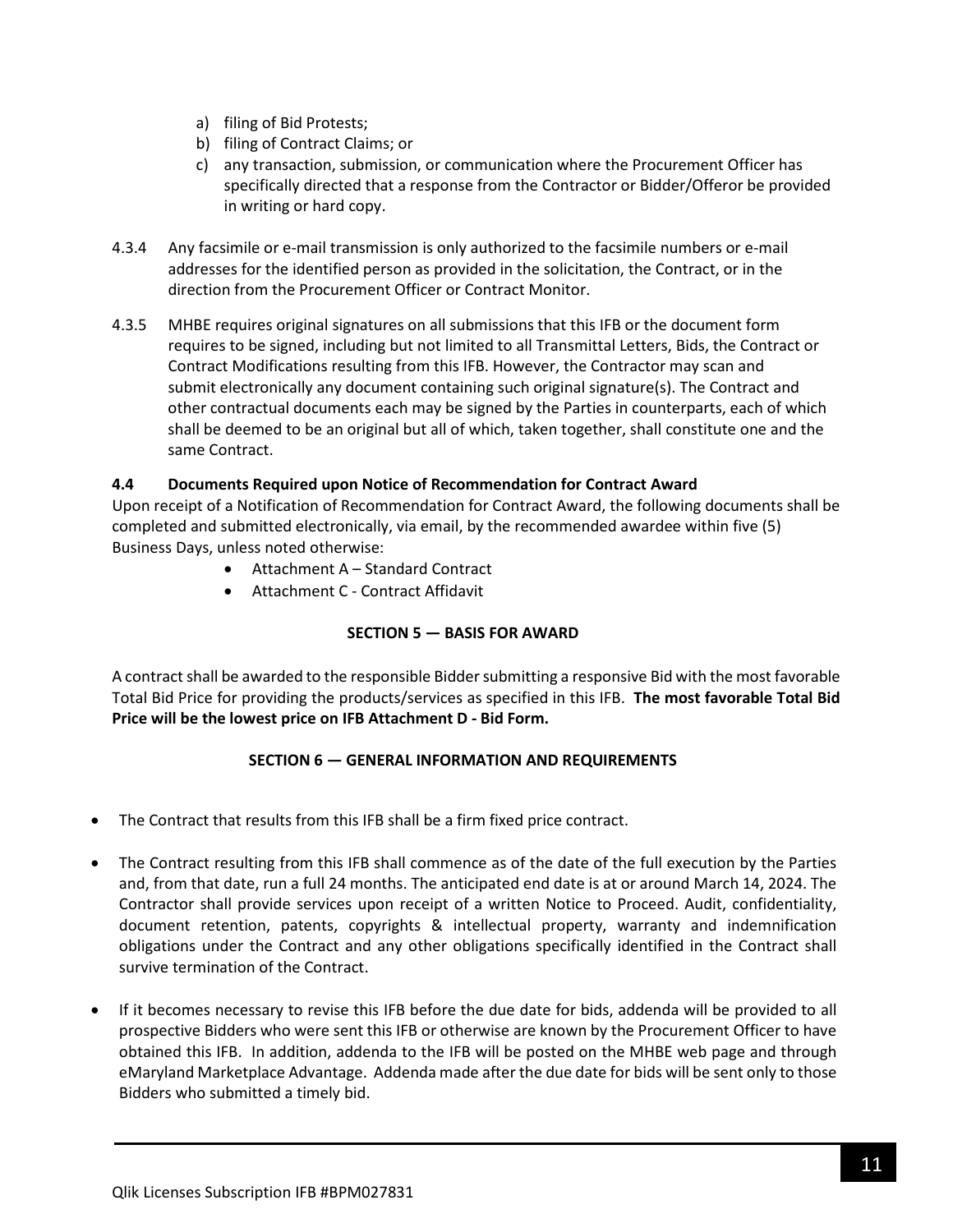a) filing of Bid Protests;
b) filing of Contract Claims; or
c) any transaction, submission, or communication where the Procurement Officer has specifically directed that a response from the Contractor or Bidder/Offeror be provided in writing or hard copy.

4.3.4 Any facsimile or e-mail transmission is only authorized to the facsimile numbers or e-mail addresses for the identified person as provided in the solicitation, the Contract, or in the direction from the Procurement Officer or Contract Monitor.

4.3.5 MHBE requires original signatures on all submissions that this IFB or the document form requires to be signed, including but not limited to all Transmittal Letters, Bids, the Contract or Contract Modifications resulting from this IFB. However, the Contractor may scan and submit electronically any document containing such original signature(s). The Contract and other contractual documents each may be signed by the Parties in counterparts, each of which shall be deemed to be an original but all of which, taken together, shall constitute one and the same Contract.

**4.4 Documents Required upon Notice of Recommendation for Contract Award**

Upon receipt of a Notification of Recommendation for Contract Award, the following documents shall be completed and submitted electronically, via email, by the recommended awardee within five (5) Business Days, unless noted otherwise:

- Attachment A – Standard Contract
- Attachment C - Contract Affidavit

## SECTION 5 — BASIS FOR AWARD

A contract shall be awarded to the responsible Bidder submitting a responsive Bid with the most favorable Total Bid Price for providing the products/services as specified in this IFB. **The most favorable Total Bid Price will be the lowest price on IFB Attachment D - Bid Form.**

## SECTION 6 — GENERAL INFORMATION AND REQUIREMENTS

- The Contract that results from this IFB shall be a firm fixed price contract.
- The Contract resulting from this IFB shall commence as of the date of the full execution by the Parties and, from that date, run a full 24 months. The anticipated end date is at or around March 14, 2024. The Contractor shall provide services upon receipt of a written Notice to Proceed. Audit, confidentiality, document retention, patents, copyrights & intellectual property, warranty and indemnification obligations under the Contract and any other obligations specifically identified in the Contract shall survive termination of the Contract.
- If it becomes necessary to revise this IFB before the due date for bids, addenda will be provided to all prospective Bidders who were sent this IFB or otherwise are known by the Procurement Officer to have obtained this IFB. In addition, addenda to the IFB will be posted on the MHBE web page and through eMaryland Marketplace Advantage. Addenda made after the due date for bids will be sent only to those Bidders who submitted a timely bid.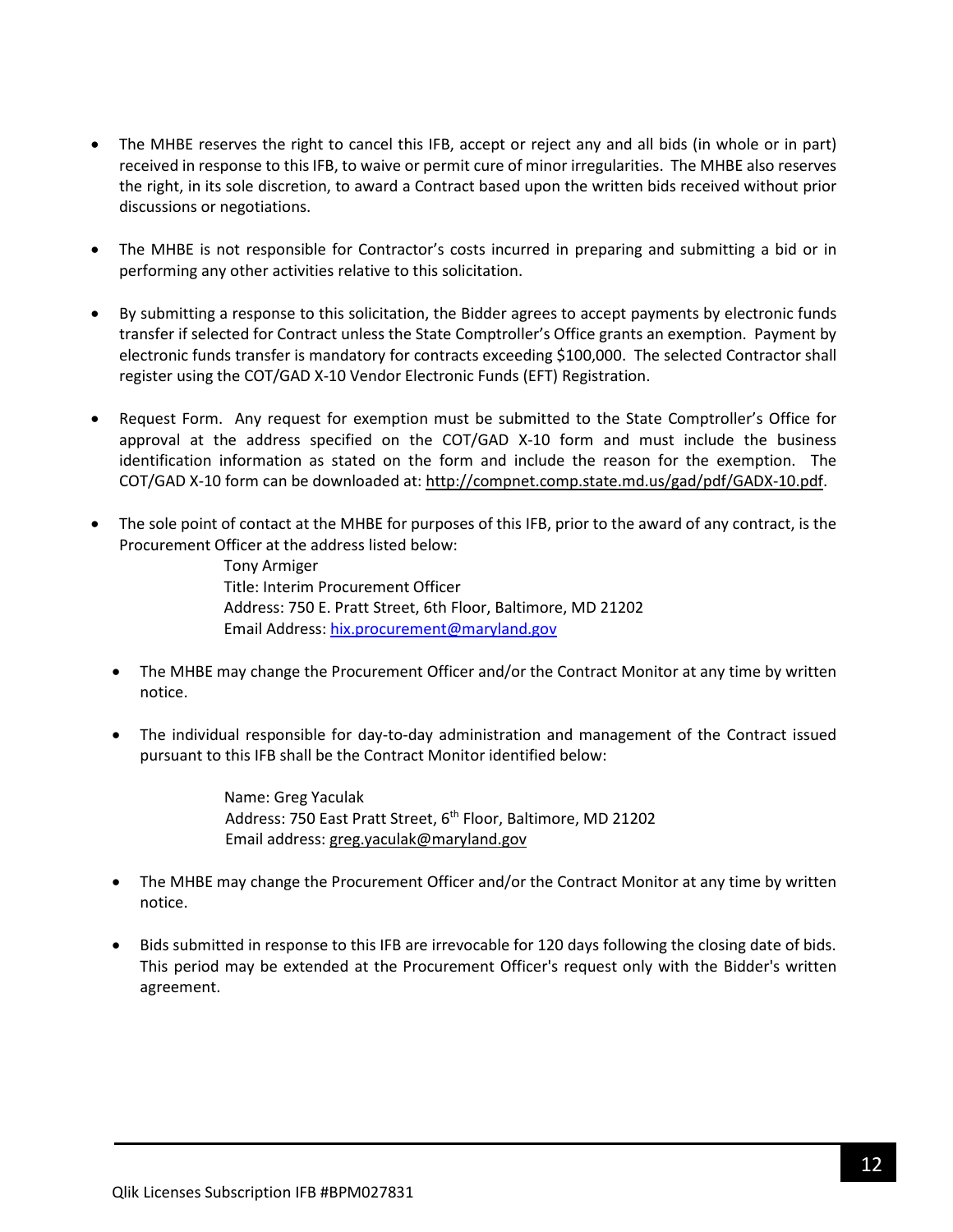- The MHBE reserves the right to cancel this IFB, accept or reject any and all bids (in whole or in part) received in response to this IFB, to waive or permit cure of minor irregularities. The MHBE also reserves the right, in its sole discretion, to award a Contract based upon the written bids received without prior discussions or negotiations.

- The MHBE is not responsible for Contractor's costs incurred in preparing and submitting a bid or in performing any other activities relative to this solicitation.

- By submitting a response to this solicitation, the Bidder agrees to accept payments by electronic funds transfer if selected for Contract unless the State Comptroller's Office grants an exemption. Payment by electronic funds transfer is mandatory for contracts exceeding $100,000. The selected Contractor shall register using the COT/GAD X-10 Vendor Electronic Funds (EFT) Registration.

- Request Form. Any request for exemption must be submitted to the State Comptroller's Office for approval at the address specified on the COT/GAD X-10 form and must include the business identification information as stated on the form and include the reason for the exemption. The COT/GAD X-10 form can be downloaded at: http://compnet.comp.state.md.us/gad/pdf/GADX-10.pdf.

- The sole point of contact at the MHBE for purposes of this IFB, prior to the award of any contract, is the Procurement Officer at the address listed below:

  Tony Armiger
  Title: Interim Procurement Officer
  Address: 750 E. Pratt Street, 6th Floor, Baltimore, MD 21202
  Email Address: hix.procurement@maryland.gov

  - The MHBE may change the Procurement Officer and/or the Contract Monitor at any time by written notice.

  - The individual responsible for day-to-day administration and management of the Contract issued pursuant to this IFB shall be the Contract Monitor identified below:

    Name: Greg Yaculak
    Address: 750 East Pratt Street, 6th Floor, Baltimore, MD 21202
    Email address: greg.yaculak@maryland.gov

  - The MHBE may change the Procurement Officer and/or the Contract Monitor at any time by written notice.

  - Bids submitted in response to this IFB are irrevocable for 120 days following the closing date of bids. This period may be extended at the Procurement Officer's request only with the Bidder's written agreement.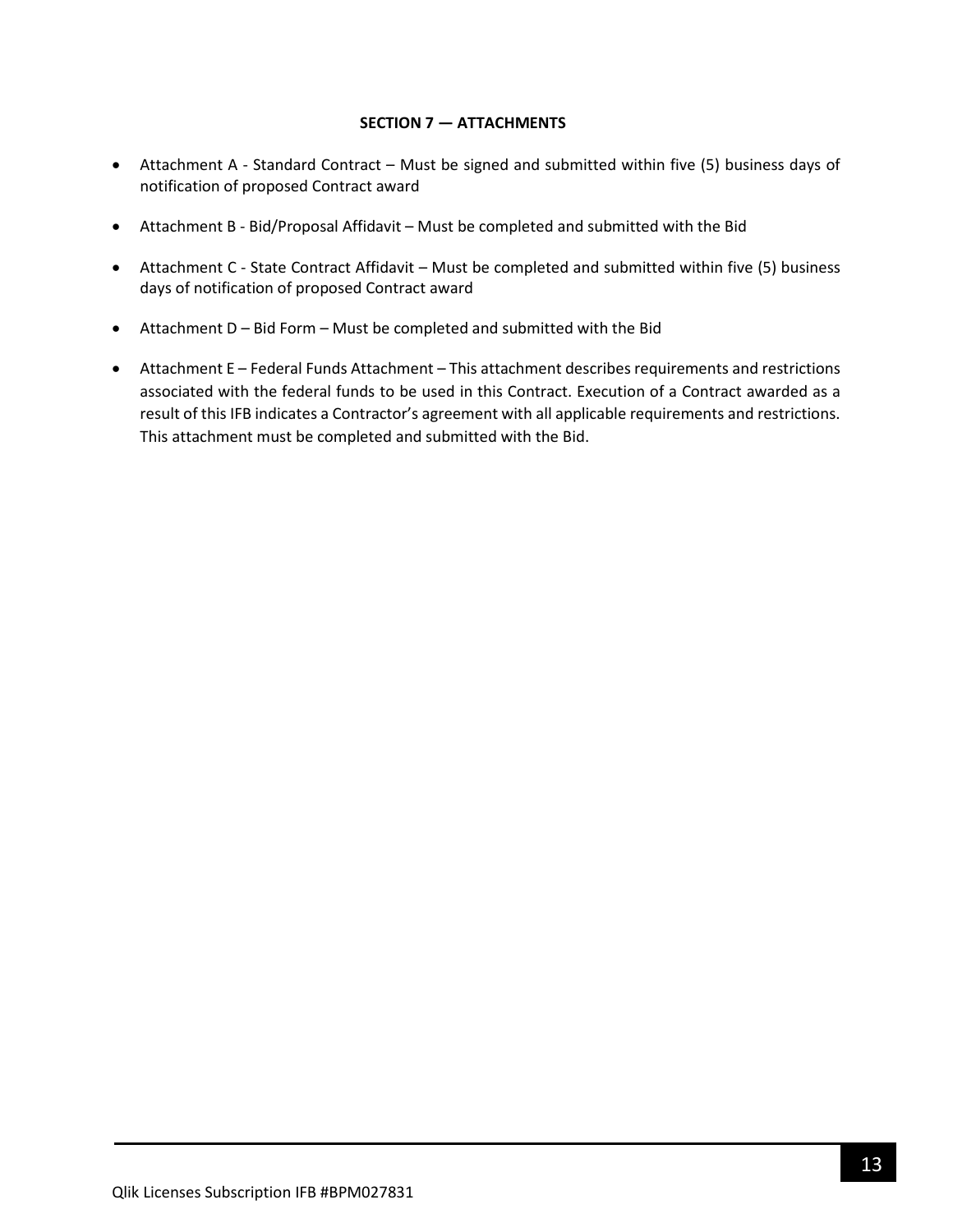## SECTION 7 — ATTACHMENTS

- Attachment A - Standard Contract – Must be signed and submitted within five (5) business days of notification of proposed Contract award
- Attachment B - Bid/Proposal Affidavit – Must be completed and submitted with the Bid
- Attachment C - State Contract Affidavit – Must be completed and submitted within five (5) business days of notification of proposed Contract award
- Attachment D – Bid Form – Must be completed and submitted with the Bid
- Attachment E – Federal Funds Attachment – This attachment describes requirements and restrictions associated with the federal funds to be used in this Contract. Execution of a Contract awarded as a result of this IFB indicates a Contractor's agreement with all applicable requirements and restrictions. This attachment must be completed and submitted with the Bid.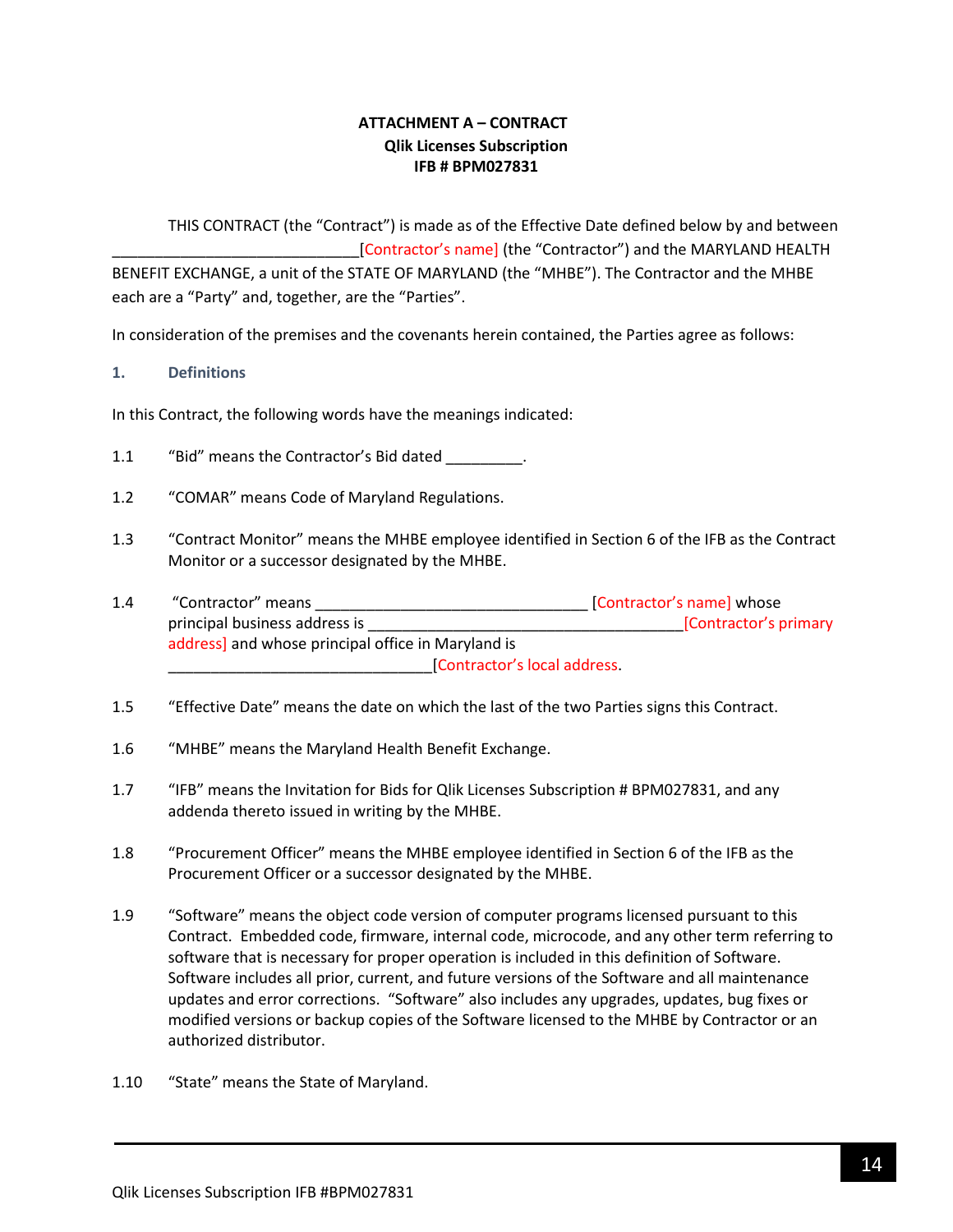**ATTACHMENT A – CONTRACT**
**Qlik Licenses Subscription**
**IFB # BPM027831**

THIS CONTRACT (the "Contract") is made as of the Effective Date defined below by and between _____________________________[Contractor's name] (the "Contractor") and the MARYLAND HEALTH BENEFIT EXCHANGE, a unit of the STATE OF MARYLAND (the "MHBE"). The Contractor and the MHBE each are a "Party" and, together, are the "Parties".

In consideration of the premises and the covenants herein contained, the Parties agree as follows:

## 1. Definitions

In this Contract, the following words have the meanings indicated:

1.1 "Bid" means the Contractor's Bid dated _________.

1.2 "COMAR" means Code of Maryland Regulations.

1.3 "Contract Monitor" means the MHBE employee identified in Section 6 of the IFB as the Contract Monitor or a successor designated by the MHBE.

1.4 "Contractor" means ________________________________ [Contractor's name] whose principal business address is _____________________________________[Contractor's primary address] and whose principal office in Maryland is _______________________________[Contractor's local address.

1.5 "Effective Date" means the date on which the last of the two Parties signs this Contract.

1.6 "MHBE" means the Maryland Health Benefit Exchange.

1.7 "IFB" means the Invitation for Bids for Qlik Licenses Subscription # BPM027831, and any addenda thereto issued in writing by the MHBE.

1.8 "Procurement Officer" means the MHBE employee identified in Section 6 of the IFB as the Procurement Officer or a successor designated by the MHBE.

1.9 "Software" means the object code version of computer programs licensed pursuant to this Contract. Embedded code, firmware, internal code, microcode, and any other term referring to software that is necessary for proper operation is included in this definition of Software. Software includes all prior, current, and future versions of the Software and all maintenance updates and error corrections. "Software" also includes any upgrades, updates, bug fixes or modified versions or backup copies of the Software licensed to the MHBE by Contractor or an authorized distributor.

1.10 "State" means the State of Maryland.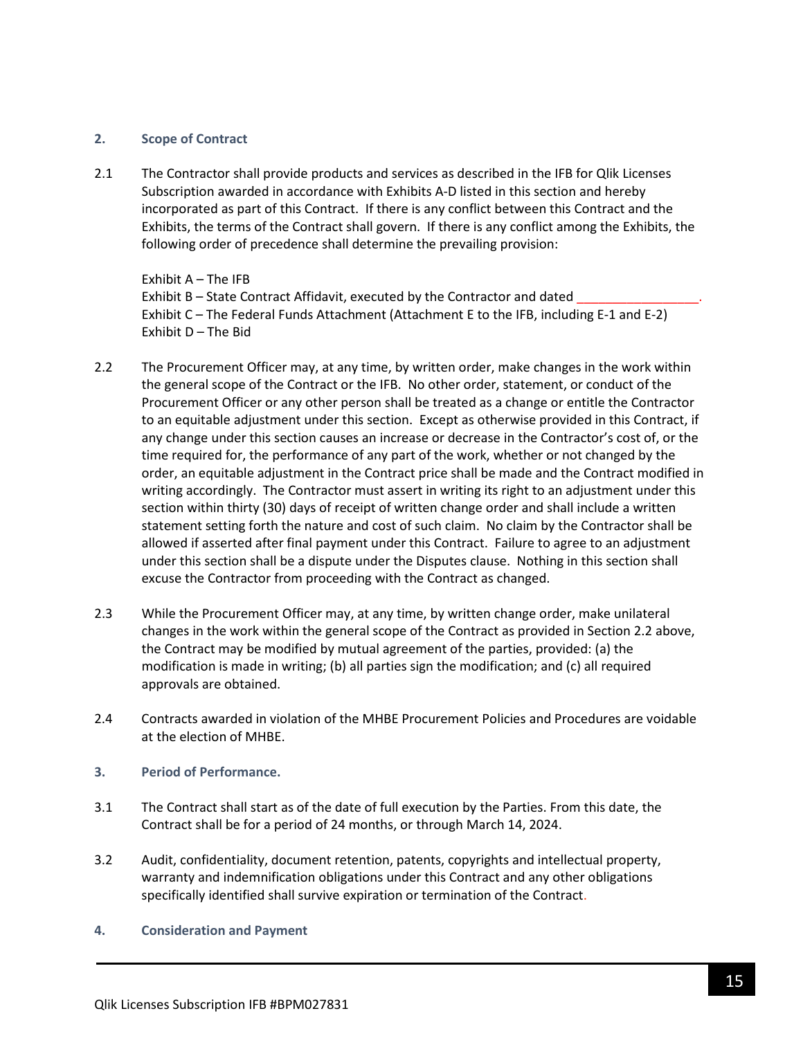## 2. Scope of Contract

2.1 The Contractor shall provide products and services as described in the IFB for Qlik Licenses Subscription awarded in accordance with Exhibits A-D listed in this section and hereby incorporated as part of this Contract. If there is any conflict between this Contract and the Exhibits, the terms of the Contract shall govern. If there is any conflict among the Exhibits, the following order of precedence shall determine the prevailing provision:

Exhibit A – The IFB
Exhibit B – State Contract Affidavit, executed by the Contractor and dated _________________.
Exhibit C – The Federal Funds Attachment (Attachment E to the IFB, including E-1 and E-2)
Exhibit D – The Bid

2.2 The Procurement Officer may, at any time, by written order, make changes in the work within the general scope of the Contract or the IFB. No other order, statement, or conduct of the Procurement Officer or any other person shall be treated as a change or entitle the Contractor to an equitable adjustment under this section. Except as otherwise provided in this Contract, if any change under this section causes an increase or decrease in the Contractor's cost of, or the time required for, the performance of any part of the work, whether or not changed by the order, an equitable adjustment in the Contract price shall be made and the Contract modified in writing accordingly. The Contractor must assert in writing its right to an adjustment under this section within thirty (30) days of receipt of written change order and shall include a written statement setting forth the nature and cost of such claim. No claim by the Contractor shall be allowed if asserted after final payment under this Contract. Failure to agree to an adjustment under this section shall be a dispute under the Disputes clause. Nothing in this section shall excuse the Contractor from proceeding with the Contract as changed.

2.3 While the Procurement Officer may, at any time, by written change order, make unilateral changes in the work within the general scope of the Contract as provided in Section 2.2 above, the Contract may be modified by mutual agreement of the parties, provided: (a) the modification is made in writing; (b) all parties sign the modification; and (c) all required approvals are obtained.

2.4 Contracts awarded in violation of the MHBE Procurement Policies and Procedures are voidable at the election of MHBE.

## 3. Period of Performance.

3.1 The Contract shall start as of the date of full execution by the Parties. From this date, the Contract shall be for a period of 24 months, or through March 14, 2024.

3.2 Audit, confidentiality, document retention, patents, copyrights and intellectual property, warranty and indemnification obligations under this Contract and any other obligations specifically identified shall survive expiration or termination of the Contract.

## 4. Consideration and Payment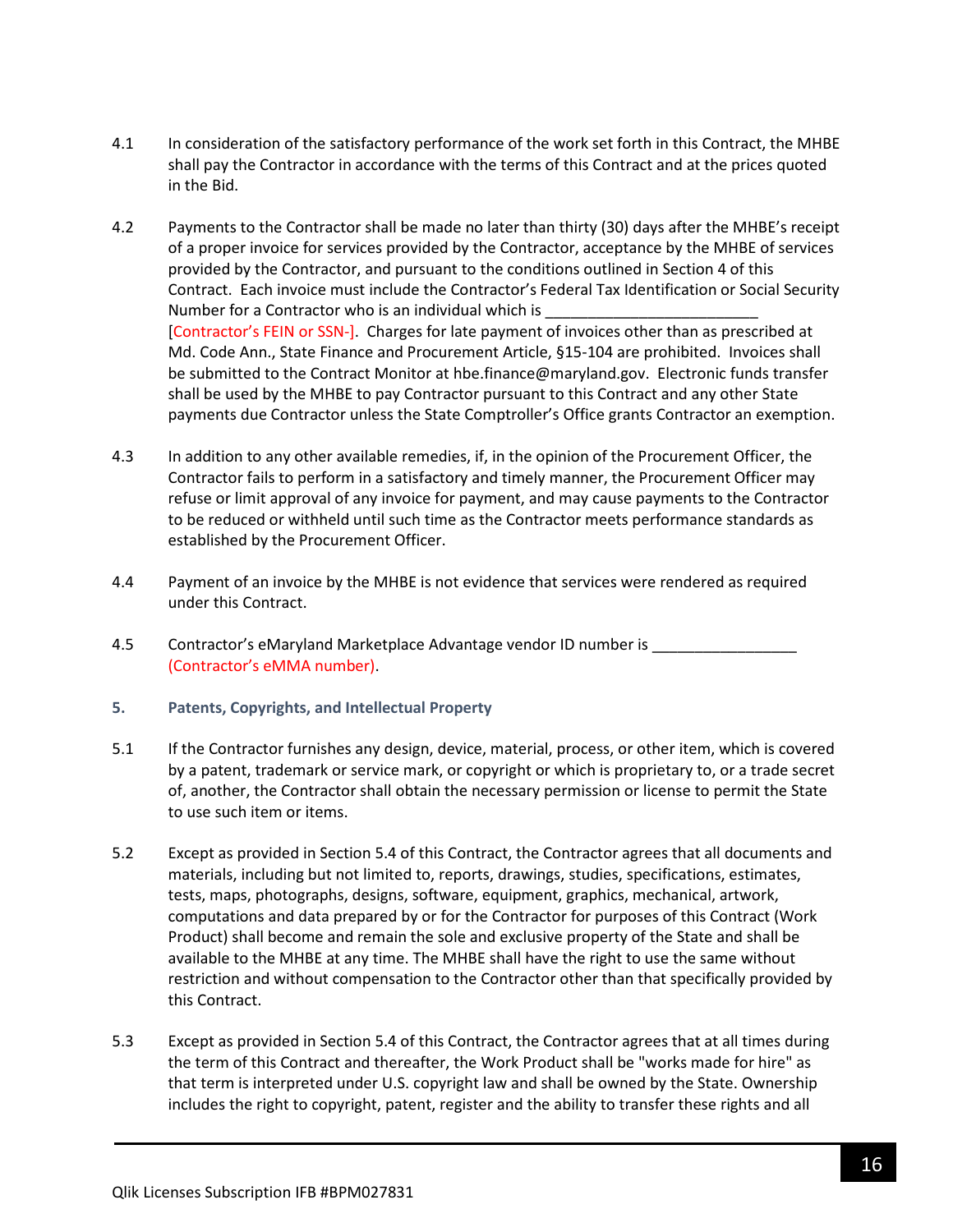4.1 In consideration of the satisfactory performance of the work set forth in this Contract, the MHBE shall pay the Contractor in accordance with the terms of this Contract and at the prices quoted in the Bid.

4.2 Payments to the Contractor shall be made no later than thirty (30) days after the MHBE's receipt of a proper invoice for services provided by the Contractor, acceptance by the MHBE of services provided by the Contractor, and pursuant to the conditions outlined in Section 4 of this Contract. Each invoice must include the Contractor's Federal Tax Identification or Social Security Number for a Contractor who is an individual which is _________________________ [Contractor's FEIN or SSN-]. Charges for late payment of invoices other than as prescribed at Md. Code Ann., State Finance and Procurement Article, §15-104 are prohibited. Invoices shall be submitted to the Contract Monitor at hbe.finance@maryland.gov. Electronic funds transfer shall be used by the MHBE to pay Contractor pursuant to this Contract and any other State payments due Contractor unless the State Comptroller's Office grants Contractor an exemption.

4.3 In addition to any other available remedies, if, in the opinion of the Procurement Officer, the Contractor fails to perform in a satisfactory and timely manner, the Procurement Officer may refuse or limit approval of any invoice for payment, and may cause payments to the Contractor to be reduced or withheld until such time as the Contractor meets performance standards as established by the Procurement Officer.

4.4 Payment of an invoice by the MHBE is not evidence that services were rendered as required under this Contract.

4.5 Contractor's eMaryland Marketplace Advantage vendor ID number is _________________ (Contractor's eMMA number).

## 5. Patents, Copyrights, and Intellectual Property

5.1 If the Contractor furnishes any design, device, material, process, or other item, which is covered by a patent, trademark or service mark, or copyright or which is proprietary to, or a trade secret of, another, the Contractor shall obtain the necessary permission or license to permit the State to use such item or items.

5.2 Except as provided in Section 5.4 of this Contract, the Contractor agrees that all documents and materials, including but not limited to, reports, drawings, studies, specifications, estimates, tests, maps, photographs, designs, software, equipment, graphics, mechanical, artwork, computations and data prepared by or for the Contractor for purposes of this Contract (Work Product) shall become and remain the sole and exclusive property of the State and shall be available to the MHBE at any time. The MHBE shall have the right to use the same without restriction and without compensation to the Contractor other than that specifically provided by this Contract.

5.3 Except as provided in Section 5.4 of this Contract, the Contractor agrees that at all times during the term of this Contract and thereafter, the Work Product shall be "works made for hire" as that term is interpreted under U.S. copyright law and shall be owned by the State. Ownership includes the right to copyright, patent, register and the ability to transfer these rights and all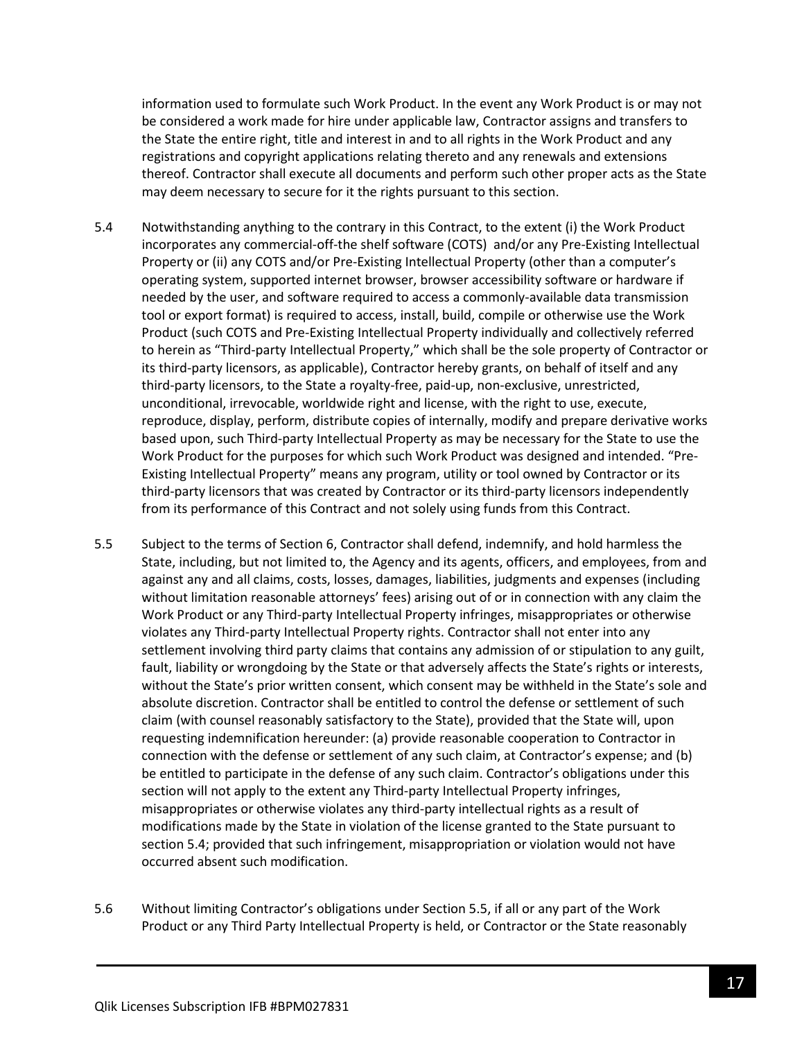information used to formulate such Work Product. In the event any Work Product is or may not be considered a work made for hire under applicable law, Contractor assigns and transfers to the State the entire right, title and interest in and to all rights in the Work Product and any registrations and copyright applications relating thereto and any renewals and extensions thereof. Contractor shall execute all documents and perform such other proper acts as the State may deem necessary to secure for it the rights pursuant to this section.

5.4 Notwithstanding anything to the contrary in this Contract, to the extent (i) the Work Product incorporates any commercial-off-the shelf software (COTS) and/or any Pre-Existing Intellectual Property or (ii) any COTS and/or Pre-Existing Intellectual Property (other than a computer's operating system, supported internet browser, browser accessibility software or hardware if needed by the user, and software required to access a commonly-available data transmission tool or export format) is required to access, install, build, compile or otherwise use the Work Product (such COTS and Pre-Existing Intellectual Property individually and collectively referred to herein as "Third-party Intellectual Property," which shall be the sole property of Contractor or its third-party licensors, as applicable), Contractor hereby grants, on behalf of itself and any third-party licensors, to the State a royalty-free, paid-up, non-exclusive, unrestricted, unconditional, irrevocable, worldwide right and license, with the right to use, execute, reproduce, display, perform, distribute copies of internally, modify and prepare derivative works based upon, such Third-party Intellectual Property as may be necessary for the State to use the Work Product for the purposes for which such Work Product was designed and intended. "Pre-Existing Intellectual Property" means any program, utility or tool owned by Contractor or its third-party licensors that was created by Contractor or its third-party licensors independently from its performance of this Contract and not solely using funds from this Contract.

5.5 Subject to the terms of Section 6, Contractor shall defend, indemnify, and hold harmless the State, including, but not limited to, the Agency and its agents, officers, and employees, from and against any and all claims, costs, losses, damages, liabilities, judgments and expenses (including without limitation reasonable attorneys' fees) arising out of or in connection with any claim the Work Product or any Third-party Intellectual Property infringes, misappropriates or otherwise violates any Third-party Intellectual Property rights. Contractor shall not enter into any settlement involving third party claims that contains any admission of or stipulation to any guilt, fault, liability or wrongdoing by the State or that adversely affects the State's rights or interests, without the State's prior written consent, which consent may be withheld in the State's sole and absolute discretion. Contractor shall be entitled to control the defense or settlement of such claim (with counsel reasonably satisfactory to the State), provided that the State will, upon requesting indemnification hereunder: (a) provide reasonable cooperation to Contractor in connection with the defense or settlement of any such claim, at Contractor's expense; and (b) be entitled to participate in the defense of any such claim. Contractor's obligations under this section will not apply to the extent any Third-party Intellectual Property infringes, misappropriates or otherwise violates any third-party intellectual rights as a result of modifications made by the State in violation of the license granted to the State pursuant to section 5.4; provided that such infringement, misappropriation or violation would not have occurred absent such modification.

5.6 Without limiting Contractor's obligations under Section 5.5, if all or any part of the Work Product or any Third Party Intellectual Property is held, or Contractor or the State reasonably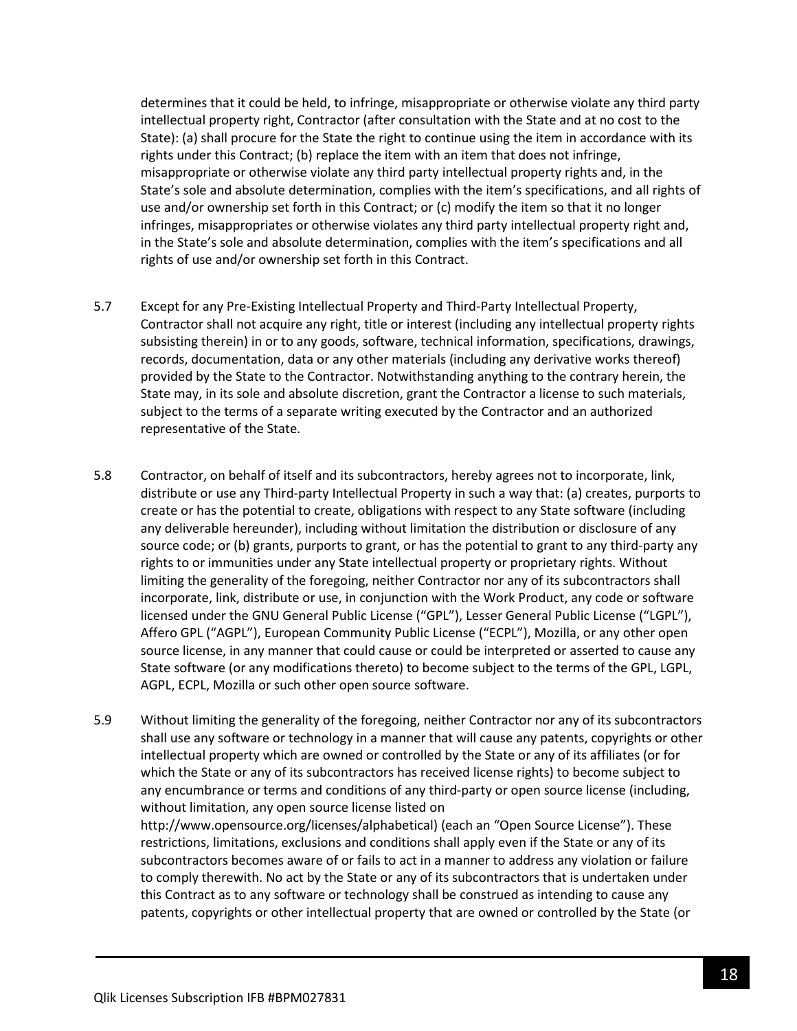determines that it could be held, to infringe, misappropriate or otherwise violate any third party intellectual property right, Contractor (after consultation with the State and at no cost to the State): (a) shall procure for the State the right to continue using the item in accordance with its rights under this Contract; (b) replace the item with an item that does not infringe, misappropriate or otherwise violate any third party intellectual property rights and, in the State's sole and absolute determination, complies with the item's specifications, and all rights of use and/or ownership set forth in this Contract; or (c) modify the item so that it no longer infringes, misappropriates or otherwise violates any third party intellectual property right and, in the State's sole and absolute determination, complies with the item's specifications and all rights of use and/or ownership set forth in this Contract.

5.7 Except for any Pre-Existing Intellectual Property and Third-Party Intellectual Property, Contractor shall not acquire any right, title or interest (including any intellectual property rights subsisting therein) in or to any goods, software, technical information, specifications, drawings, records, documentation, data or any other materials (including any derivative works thereof) provided by the State to the Contractor. Notwithstanding anything to the contrary herein, the State may, in its sole and absolute discretion, grant the Contractor a license to such materials, subject to the terms of a separate writing executed by the Contractor and an authorized representative of the State.

5.8 Contractor, on behalf of itself and its subcontractors, hereby agrees not to incorporate, link, distribute or use any Third-party Intellectual Property in such a way that: (a) creates, purports to create or has the potential to create, obligations with respect to any State software (including any deliverable hereunder), including without limitation the distribution or disclosure of any source code; or (b) grants, purports to grant, or has the potential to grant to any third-party any rights to or immunities under any State intellectual property or proprietary rights. Without limiting the generality of the foregoing, neither Contractor nor any of its subcontractors shall incorporate, link, distribute or use, in conjunction with the Work Product, any code or software licensed under the GNU General Public License ("GPL"), Lesser General Public License ("LGPL"), Affero GPL ("AGPL"), European Community Public License ("ECPL"), Mozilla, or any other open source license, in any manner that could cause or could be interpreted or asserted to cause any State software (or any modifications thereto) to become subject to the terms of the GPL, LGPL, AGPL, ECPL, Mozilla or such other open source software.

5.9 Without limiting the generality of the foregoing, neither Contractor nor any of its subcontractors shall use any software or technology in a manner that will cause any patents, copyrights or other intellectual property which are owned or controlled by the State or any of its affiliates (or for which the State or any of its subcontractors has received license rights) to become subject to any encumbrance or terms and conditions of any third-party or open source license (including, without limitation, any open source license listed on http://www.opensource.org/licenses/alphabetical) (each an "Open Source License"). These restrictions, limitations, exclusions and conditions shall apply even if the State or any of its subcontractors becomes aware of or fails to act in a manner to address any violation or failure to comply therewith. No act by the State or any of its subcontractors that is undertaken under this Contract as to any software or technology shall be construed as intending to cause any patents, copyrights or other intellectual property that are owned or controlled by the State (or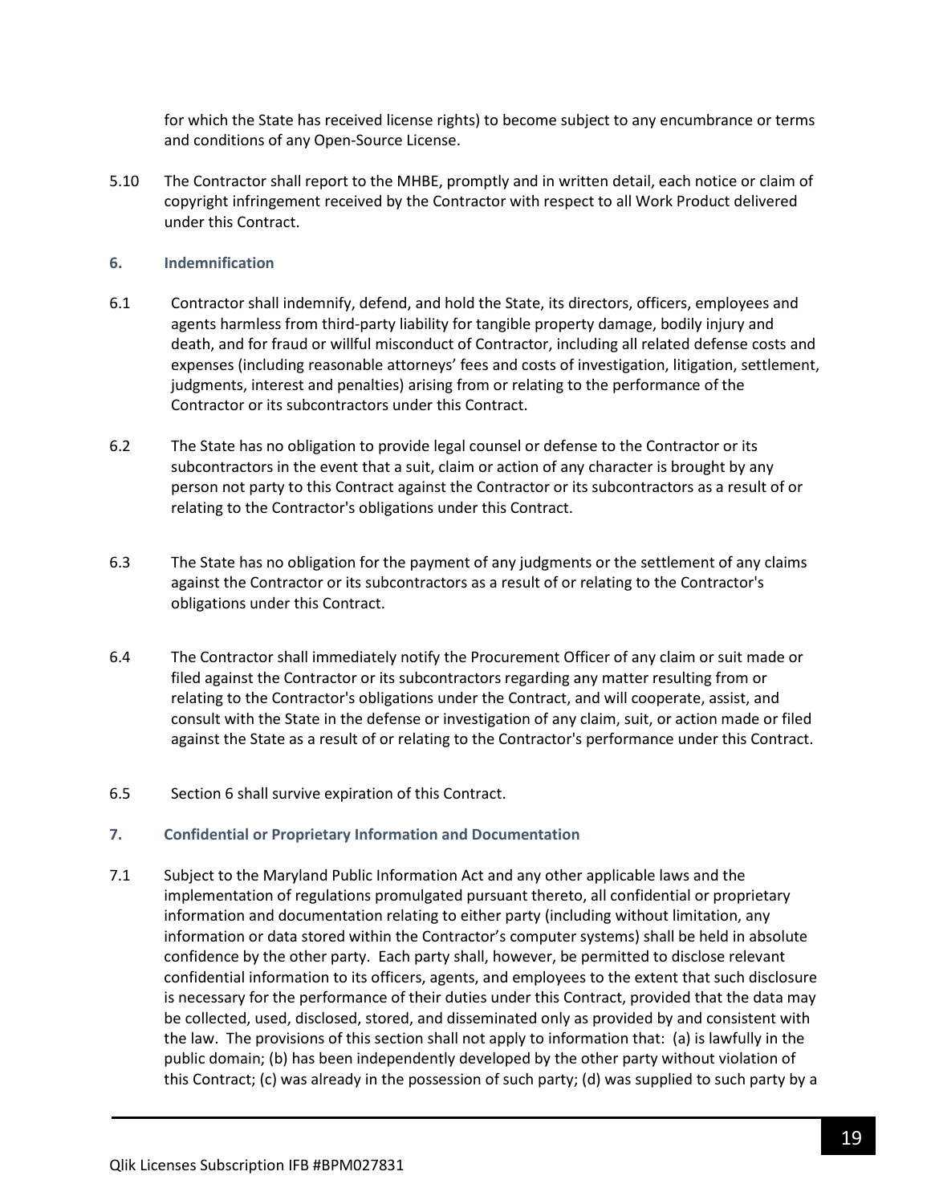for which the State has received license rights) to become subject to any encumbrance or terms and conditions of any Open-Source License.

5.10 The Contractor shall report to the MHBE, promptly and in written detail, each notice or claim of copyright infringement received by the Contractor with respect to all Work Product delivered under this Contract.

### 6. Indemnification

6.1 Contractor shall indemnify, defend, and hold the State, its directors, officers, employees and agents harmless from third-party liability for tangible property damage, bodily injury and death, and for fraud or willful misconduct of Contractor, including all related defense costs and expenses (including reasonable attorneys' fees and costs of investigation, litigation, settlement, judgments, interest and penalties) arising from or relating to the performance of the Contractor or its subcontractors under this Contract.

6.2 The State has no obligation to provide legal counsel or defense to the Contractor or its subcontractors in the event that a suit, claim or action of any character is brought by any person not party to this Contract against the Contractor or its subcontractors as a result of or relating to the Contractor's obligations under this Contract.

6.3 The State has no obligation for the payment of any judgments or the settlement of any claims against the Contractor or its subcontractors as a result of or relating to the Contractor's obligations under this Contract.

6.4 The Contractor shall immediately notify the Procurement Officer of any claim or suit made or filed against the Contractor or its subcontractors regarding any matter resulting from or relating to the Contractor's obligations under the Contract, and will cooperate, assist, and consult with the State in the defense or investigation of any claim, suit, or action made or filed against the State as a result of or relating to the Contractor's performance under this Contract.

6.5 Section 6 shall survive expiration of this Contract.

### 7. Confidential or Proprietary Information and Documentation

7.1 Subject to the Maryland Public Information Act and any other applicable laws and the implementation of regulations promulgated pursuant thereto, all confidential or proprietary information and documentation relating to either party (including without limitation, any information or data stored within the Contractor's computer systems) shall be held in absolute confidence by the other party. Each party shall, however, be permitted to disclose relevant confidential information to its officers, agents, and employees to the extent that such disclosure is necessary for the performance of their duties under this Contract, provided that the data may be collected, used, disclosed, stored, and disseminated only as provided by and consistent with the law. The provisions of this section shall not apply to information that: (a) is lawfully in the public domain; (b) has been independently developed by the other party without violation of this Contract; (c) was already in the possession of such party; (d) was supplied to such party by a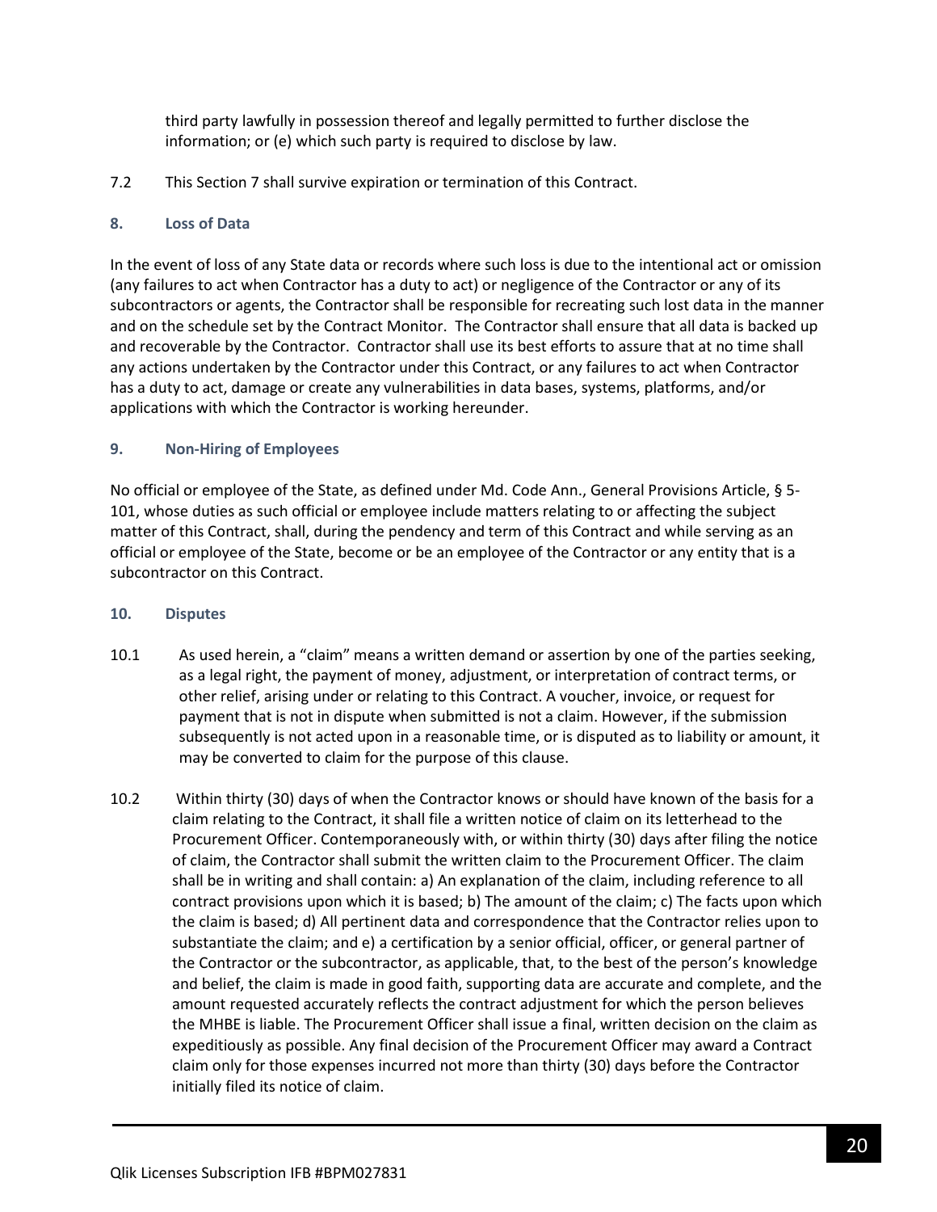third party lawfully in possession thereof and legally permitted to further disclose the information; or (e) which such party is required to disclose by law.

7.2 This Section 7 shall survive expiration or termination of this Contract.

### 8. Loss of Data

In the event of loss of any State data or records where such loss is due to the intentional act or omission (any failures to act when Contractor has a duty to act) or negligence of the Contractor or any of its subcontractors or agents, the Contractor shall be responsible for recreating such lost data in the manner and on the schedule set by the Contract Monitor. The Contractor shall ensure that all data is backed up and recoverable by the Contractor. Contractor shall use its best efforts to assure that at no time shall any actions undertaken by the Contractor under this Contract, or any failures to act when Contractor has a duty to act, damage or create any vulnerabilities in data bases, systems, platforms, and/or applications with which the Contractor is working hereunder.

### 9. Non-Hiring of Employees

No official or employee of the State, as defined under Md. Code Ann., General Provisions Article, § 5-101, whose duties as such official or employee include matters relating to or affecting the subject matter of this Contract, shall, during the pendency and term of this Contract and while serving as an official or employee of the State, become or be an employee of the Contractor or any entity that is a subcontractor on this Contract.

### 10. Disputes

10.1 As used herein, a "claim" means a written demand or assertion by one of the parties seeking, as a legal right, the payment of money, adjustment, or interpretation of contract terms, or other relief, arising under or relating to this Contract. A voucher, invoice, or request for payment that is not in dispute when submitted is not a claim. However, if the submission subsequently is not acted upon in a reasonable time, or is disputed as to liability or amount, it may be converted to claim for the purpose of this clause.

10.2 Within thirty (30) days of when the Contractor knows or should have known of the basis for a claim relating to the Contract, it shall file a written notice of claim on its letterhead to the Procurement Officer. Contemporaneously with, or within thirty (30) days after filing the notice of claim, the Contractor shall submit the written claim to the Procurement Officer. The claim shall be in writing and shall contain: a) An explanation of the claim, including reference to all contract provisions upon which it is based; b) The amount of the claim; c) The facts upon which the claim is based; d) All pertinent data and correspondence that the Contractor relies upon to substantiate the claim; and e) a certification by a senior official, officer, or general partner of the Contractor or the subcontractor, as applicable, that, to the best of the person's knowledge and belief, the claim is made in good faith, supporting data are accurate and complete, and the amount requested accurately reflects the contract adjustment for which the person believes the MHBE is liable. The Procurement Officer shall issue a final, written decision on the claim as expeditiously as possible. Any final decision of the Procurement Officer may award a Contract claim only for those expenses incurred not more than thirty (30) days before the Contractor initially filed its notice of claim.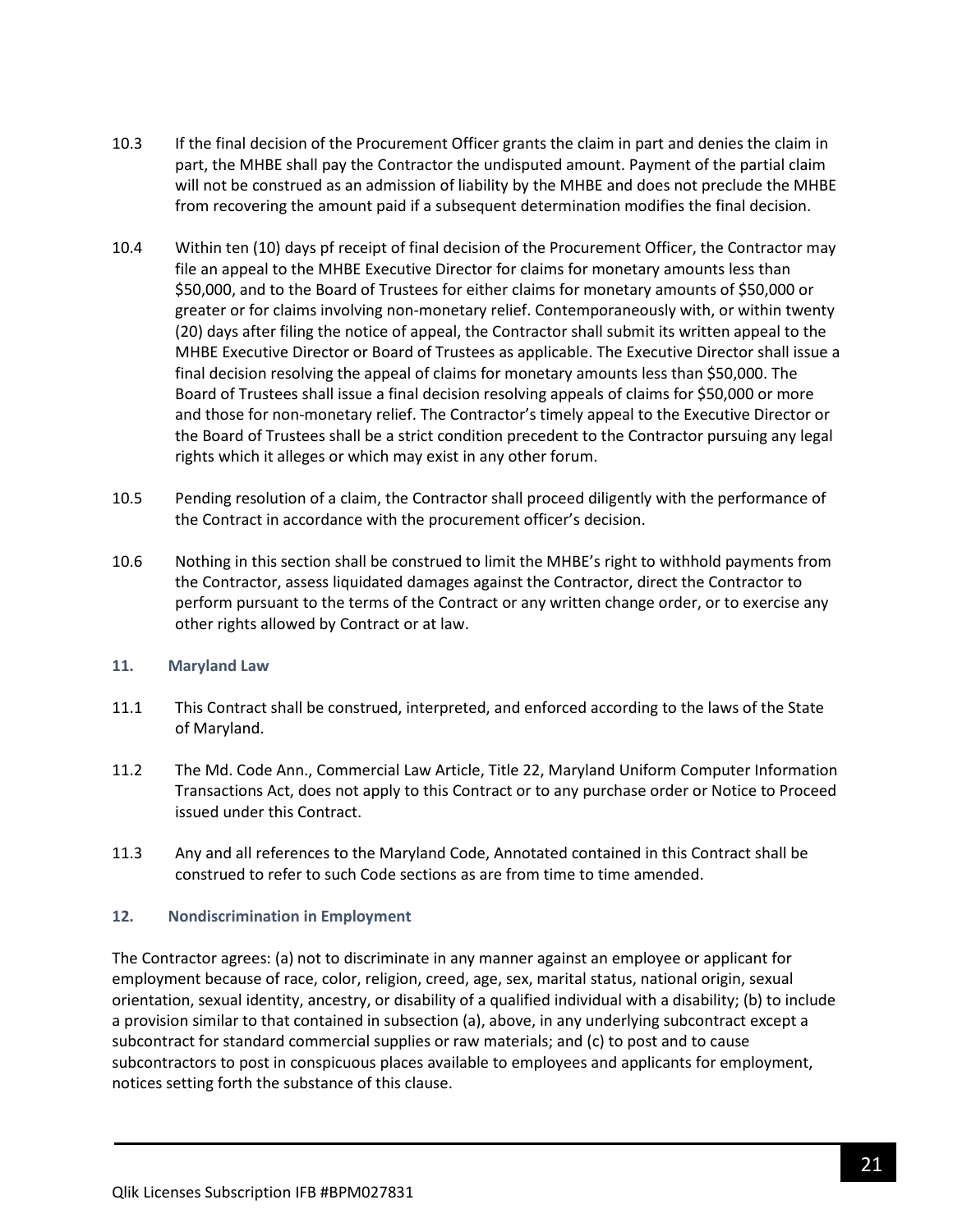10.3 If the final decision of the Procurement Officer grants the claim in part and denies the claim in part, the MHBE shall pay the Contractor the undisputed amount. Payment of the partial claim will not be construed as an admission of liability by the MHBE and does not preclude the MHBE from recovering the amount paid if a subsequent determination modifies the final decision.

10.4 Within ten (10) days pf receipt of final decision of the Procurement Officer, the Contractor may file an appeal to the MHBE Executive Director for claims for monetary amounts less than $50,000, and to the Board of Trustees for either claims for monetary amounts of $50,000 or greater or for claims involving non-monetary relief. Contemporaneously with, or within twenty (20) days after filing the notice of appeal, the Contractor shall submit its written appeal to the MHBE Executive Director or Board of Trustees as applicable. The Executive Director shall issue a final decision resolving the appeal of claims for monetary amounts less than $50,000. The Board of Trustees shall issue a final decision resolving appeals of claims for $50,000 or more and those for non-monetary relief. The Contractor's timely appeal to the Executive Director or the Board of Trustees shall be a strict condition precedent to the Contractor pursuing any legal rights which it alleges or which may exist in any other forum.

10.5 Pending resolution of a claim, the Contractor shall proceed diligently with the performance of the Contract in accordance with the procurement officer's decision.

10.6 Nothing in this section shall be construed to limit the MHBE's right to withhold payments from the Contractor, assess liquidated damages against the Contractor, direct the Contractor to perform pursuant to the terms of the Contract or any written change order, or to exercise any other rights allowed by Contract or at law.

### 11. Maryland Law

11.1 This Contract shall be construed, interpreted, and enforced according to the laws of the State of Maryland.

11.2 The Md. Code Ann., Commercial Law Article, Title 22, Maryland Uniform Computer Information Transactions Act, does not apply to this Contract or to any purchase order or Notice to Proceed issued under this Contract.

11.3 Any and all references to the Maryland Code, Annotated contained in this Contract shall be construed to refer to such Code sections as are from time to time amended.

### 12. Nondiscrimination in Employment

The Contractor agrees: (a) not to discriminate in any manner against an employee or applicant for employment because of race, color, religion, creed, age, sex, marital status, national origin, sexual orientation, sexual identity, ancestry, or disability of a qualified individual with a disability; (b) to include a provision similar to that contained in subsection (a), above, in any underlying subcontract except a subcontract for standard commercial supplies or raw materials; and (c) to post and to cause subcontractors to post in conspicuous places available to employees and applicants for employment, notices setting forth the substance of this clause.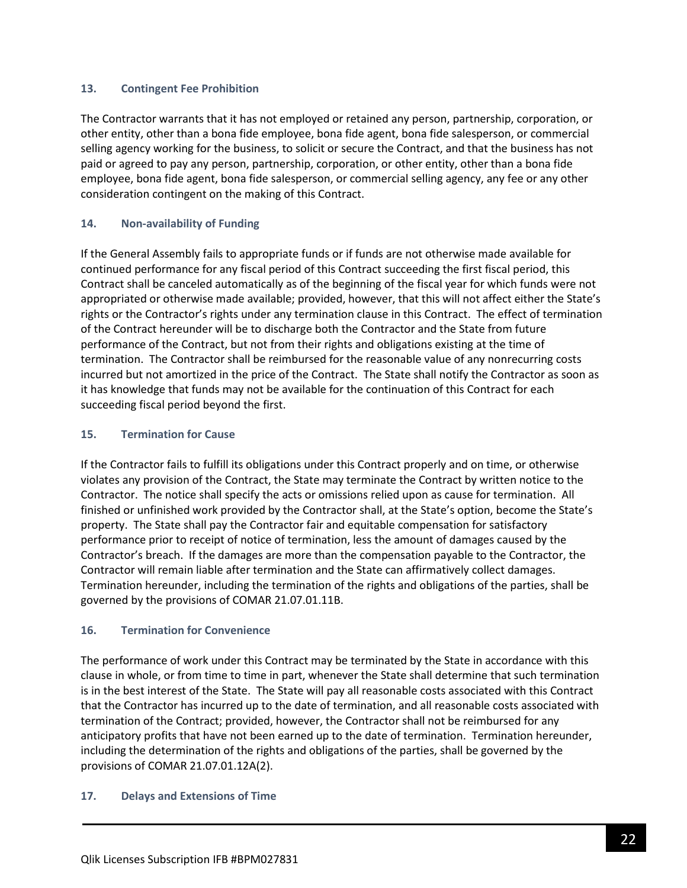### 13. Contingent Fee Prohibition

The Contractor warrants that it has not employed or retained any person, partnership, corporation, or other entity, other than a bona fide employee, bona fide agent, bona fide salesperson, or commercial selling agency working for the business, to solicit or secure the Contract, and that the business has not paid or agreed to pay any person, partnership, corporation, or other entity, other than a bona fide employee, bona fide agent, bona fide salesperson, or commercial selling agency, any fee or any other consideration contingent on the making of this Contract.

### 14. Non-availability of Funding

If the General Assembly fails to appropriate funds or if funds are not otherwise made available for continued performance for any fiscal period of this Contract succeeding the first fiscal period, this Contract shall be canceled automatically as of the beginning of the fiscal year for which funds were not appropriated or otherwise made available; provided, however, that this will not affect either the State's rights or the Contractor's rights under any termination clause in this Contract. The effect of termination of the Contract hereunder will be to discharge both the Contractor and the State from future performance of the Contract, but not from their rights and obligations existing at the time of termination. The Contractor shall be reimbursed for the reasonable value of any nonrecurring costs incurred but not amortized in the price of the Contract. The State shall notify the Contractor as soon as it has knowledge that funds may not be available for the continuation of this Contract for each succeeding fiscal period beyond the first.

### 15. Termination for Cause

If the Contractor fails to fulfill its obligations under this Contract properly and on time, or otherwise violates any provision of the Contract, the State may terminate the Contract by written notice to the Contractor. The notice shall specify the acts or omissions relied upon as cause for termination. All finished or unfinished work provided by the Contractor shall, at the State's option, become the State's property. The State shall pay the Contractor fair and equitable compensation for satisfactory performance prior to receipt of notice of termination, less the amount of damages caused by the Contractor's breach. If the damages are more than the compensation payable to the Contractor, the Contractor will remain liable after termination and the State can affirmatively collect damages. Termination hereunder, including the termination of the rights and obligations of the parties, shall be governed by the provisions of COMAR 21.07.01.11B.

### 16. Termination for Convenience

The performance of work under this Contract may be terminated by the State in accordance with this clause in whole, or from time to time in part, whenever the State shall determine that such termination is in the best interest of the State. The State will pay all reasonable costs associated with this Contract that the Contractor has incurred up to the date of termination, and all reasonable costs associated with termination of the Contract; provided, however, the Contractor shall not be reimbursed for any anticipatory profits that have not been earned up to the date of termination. Termination hereunder, including the determination of the rights and obligations of the parties, shall be governed by the provisions of COMAR 21.07.01.12A(2).

### 17. Delays and Extensions of Time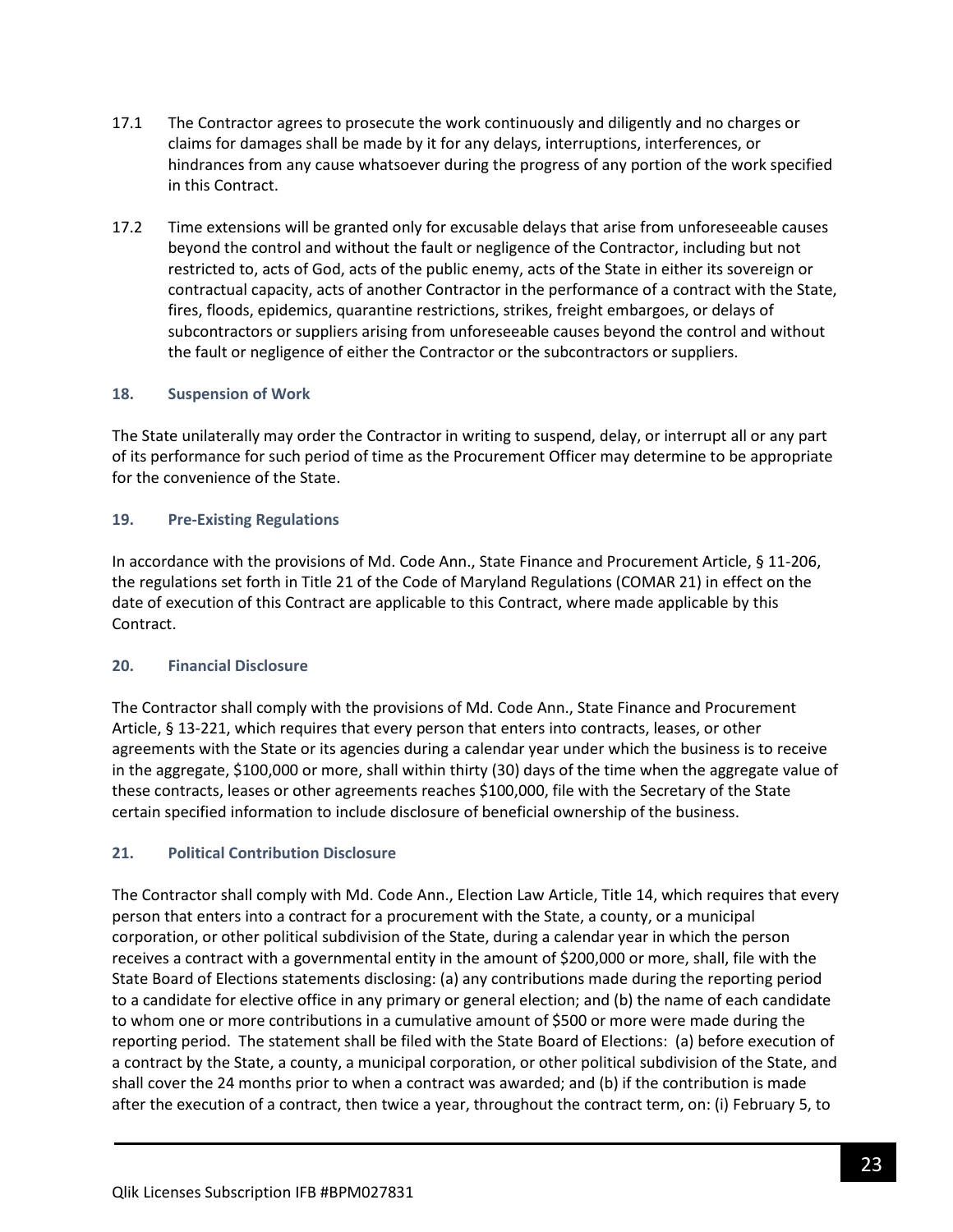17.1 The Contractor agrees to prosecute the work continuously and diligently and no charges or claims for damages shall be made by it for any delays, interruptions, interferences, or hindrances from any cause whatsoever during the progress of any portion of the work specified in this Contract.

17.2 Time extensions will be granted only for excusable delays that arise from unforeseeable causes beyond the control and without the fault or negligence of the Contractor, including but not restricted to, acts of God, acts of the public enemy, acts of the State in either its sovereign or contractual capacity, acts of another Contractor in the performance of a contract with the State, fires, floods, epidemics, quarantine restrictions, strikes, freight embargoes, or delays of subcontractors or suppliers arising from unforeseeable causes beyond the control and without the fault or negligence of either the Contractor or the subcontractors or suppliers.

### 18. Suspension of Work

The State unilaterally may order the Contractor in writing to suspend, delay, or interrupt all or any part of its performance for such period of time as the Procurement Officer may determine to be appropriate for the convenience of the State.

### 19. Pre-Existing Regulations

In accordance with the provisions of Md. Code Ann., State Finance and Procurement Article, § 11-206, the regulations set forth in Title 21 of the Code of Maryland Regulations (COMAR 21) in effect on the date of execution of this Contract are applicable to this Contract, where made applicable by this Contract.

### 20. Financial Disclosure

The Contractor shall comply with the provisions of Md. Code Ann., State Finance and Procurement Article, § 13-221, which requires that every person that enters into contracts, leases, or other agreements with the State or its agencies during a calendar year under which the business is to receive in the aggregate, $100,000 or more, shall within thirty (30) days of the time when the aggregate value of these contracts, leases or other agreements reaches $100,000, file with the Secretary of the State certain specified information to include disclosure of beneficial ownership of the business.

### 21. Political Contribution Disclosure

The Contractor shall comply with Md. Code Ann., Election Law Article, Title 14, which requires that every person that enters into a contract for a procurement with the State, a county, or a municipal corporation, or other political subdivision of the State, during a calendar year in which the person receives a contract with a governmental entity in the amount of $200,000 or more, shall, file with the State Board of Elections statements disclosing: (a) any contributions made during the reporting period to a candidate for elective office in any primary or general election; and (b) the name of each candidate to whom one or more contributions in a cumulative amount of $500 or more were made during the reporting period. The statement shall be filed with the State Board of Elections: (a) before execution of a contract by the State, a county, a municipal corporation, or other political subdivision of the State, and shall cover the 24 months prior to when a contract was awarded; and (b) if the contribution is made after the execution of a contract, then twice a year, throughout the contract term, on: (i) February 5, to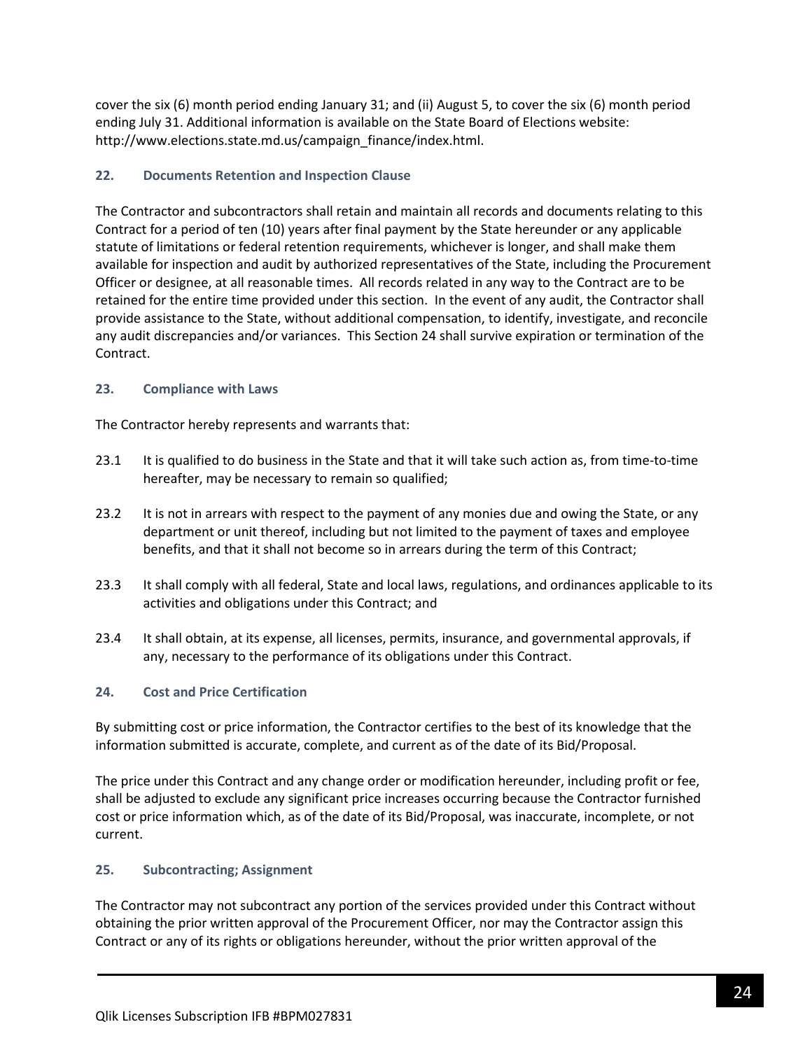cover the six (6) month period ending January 31; and (ii) August 5, to cover the six (6) month period ending July 31. Additional information is available on the State Board of Elections website: http://www.elections.state.md.us/campaign_finance/index.html.

### 22. Documents Retention and Inspection Clause

The Contractor and subcontractors shall retain and maintain all records and documents relating to this Contract for a period of ten (10) years after final payment by the State hereunder or any applicable statute of limitations or federal retention requirements, whichever is longer, and shall make them available for inspection and audit by authorized representatives of the State, including the Procurement Officer or designee, at all reasonable times. All records related in any way to the Contract are to be retained for the entire time provided under this section. In the event of any audit, the Contractor shall provide assistance to the State, without additional compensation, to identify, investigate, and reconcile any audit discrepancies and/or variances. This Section 24 shall survive expiration or termination of the Contract.

### 23. Compliance with Laws

The Contractor hereby represents and warrants that:

23.1 It is qualified to do business in the State and that it will take such action as, from time-to-time hereafter, may be necessary to remain so qualified;

23.2 It is not in arrears with respect to the payment of any monies due and owing the State, or any department or unit thereof, including but not limited to the payment of taxes and employee benefits, and that it shall not become so in arrears during the term of this Contract;

23.3 It shall comply with all federal, State and local laws, regulations, and ordinances applicable to its activities and obligations under this Contract; and

23.4 It shall obtain, at its expense, all licenses, permits, insurance, and governmental approvals, if any, necessary to the performance of its obligations under this Contract.

### 24. Cost and Price Certification

By submitting cost or price information, the Contractor certifies to the best of its knowledge that the information submitted is accurate, complete, and current as of the date of its Bid/Proposal.

The price under this Contract and any change order or modification hereunder, including profit or fee, shall be adjusted to exclude any significant price increases occurring because the Contractor furnished cost or price information which, as of the date of its Bid/Proposal, was inaccurate, incomplete, or not current.

### 25. Subcontracting; Assignment

The Contractor may not subcontract any portion of the services provided under this Contract without obtaining the prior written approval of the Procurement Officer, nor may the Contractor assign this Contract or any of its rights or obligations hereunder, without the prior written approval of the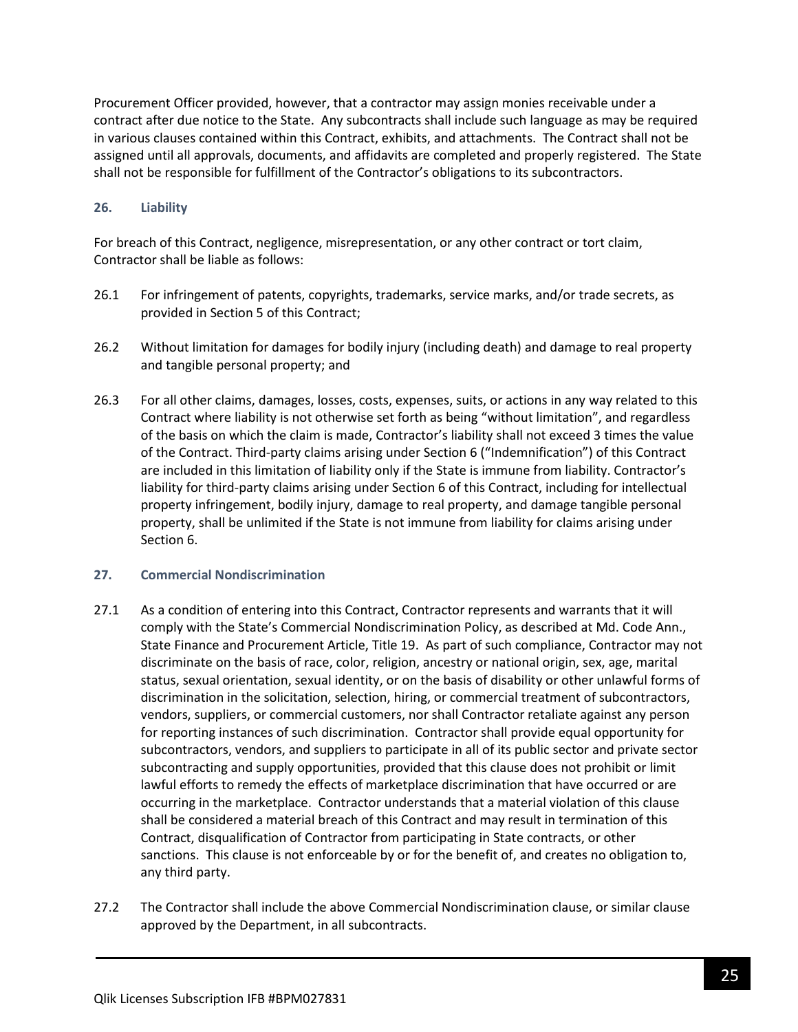Procurement Officer provided, however, that a contractor may assign monies receivable under a contract after due notice to the State. Any subcontracts shall include such language as may be required in various clauses contained within this Contract, exhibits, and attachments. The Contract shall not be assigned until all approvals, documents, and affidavits are completed and properly registered. The State shall not be responsible for fulfillment of the Contractor's obligations to its subcontractors.

### 26. Liability

For breach of this Contract, negligence, misrepresentation, or any other contract or tort claim, Contractor shall be liable as follows:

26.1 For infringement of patents, copyrights, trademarks, service marks, and/or trade secrets, as provided in Section 5 of this Contract;

26.2 Without limitation for damages for bodily injury (including death) and damage to real property and tangible personal property; and

26.3 For all other claims, damages, losses, costs, expenses, suits, or actions in any way related to this Contract where liability is not otherwise set forth as being "without limitation", and regardless of the basis on which the claim is made, Contractor's liability shall not exceed 3 times the value of the Contract. Third-party claims arising under Section 6 ("Indemnification") of this Contract are included in this limitation of liability only if the State is immune from liability. Contractor's liability for third-party claims arising under Section 6 of this Contract, including for intellectual property infringement, bodily injury, damage to real property, and damage tangible personal property, shall be unlimited if the State is not immune from liability for claims arising under Section 6.

### 27. Commercial Nondiscrimination

27.1 As a condition of entering into this Contract, Contractor represents and warrants that it will comply with the State's Commercial Nondiscrimination Policy, as described at Md. Code Ann., State Finance and Procurement Article, Title 19. As part of such compliance, Contractor may not discriminate on the basis of race, color, religion, ancestry or national origin, sex, age, marital status, sexual orientation, sexual identity, or on the basis of disability or other unlawful forms of discrimination in the solicitation, selection, hiring, or commercial treatment of subcontractors, vendors, suppliers, or commercial customers, nor shall Contractor retaliate against any person for reporting instances of such discrimination. Contractor shall provide equal opportunity for subcontractors, vendors, and suppliers to participate in all of its public sector and private sector subcontracting and supply opportunities, provided that this clause does not prohibit or limit lawful efforts to remedy the effects of marketplace discrimination that have occurred or are occurring in the marketplace. Contractor understands that a material violation of this clause shall be considered a material breach of this Contract and may result in termination of this Contract, disqualification of Contractor from participating in State contracts, or other sanctions. This clause is not enforceable by or for the benefit of, and creates no obligation to, any third party.

27.2 The Contractor shall include the above Commercial Nondiscrimination clause, or similar clause approved by the Department, in all subcontracts.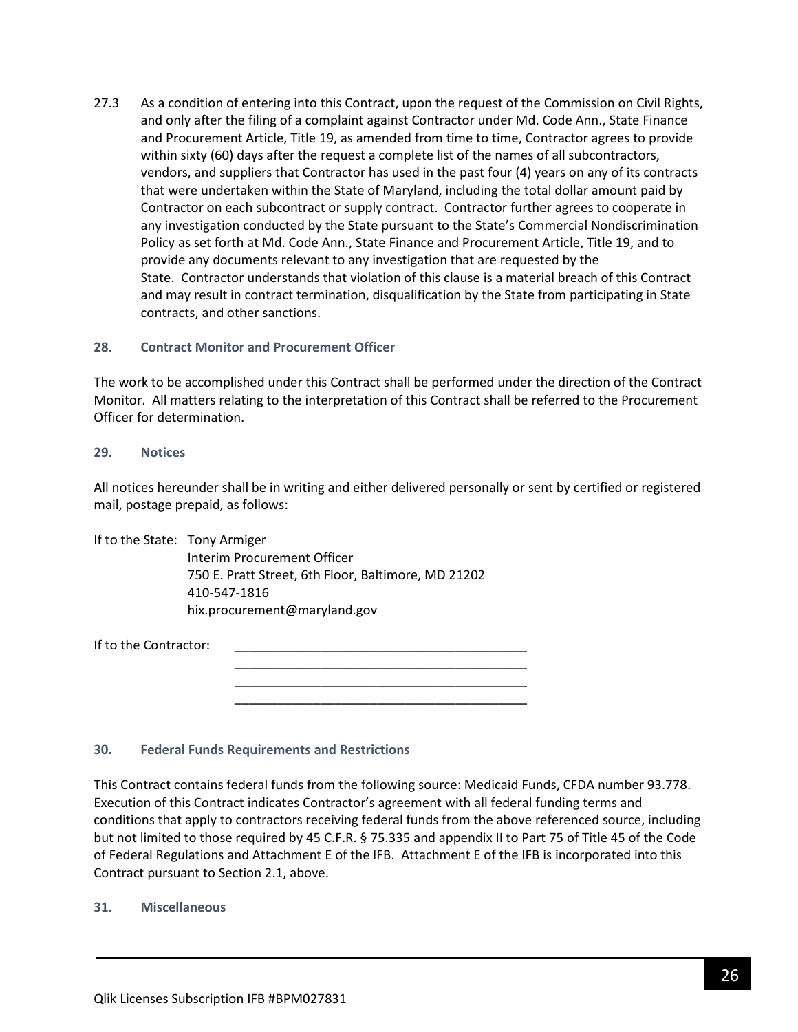27.3 As a condition of entering into this Contract, upon the request of the Commission on Civil Rights, and only after the filing of a complaint against Contractor under Md. Code Ann., State Finance and Procurement Article, Title 19, as amended from time to time, Contractor agrees to provide within sixty (60) days after the request a complete list of the names of all subcontractors, vendors, and suppliers that Contractor has used in the past four (4) years on any of its contracts that were undertaken within the State of Maryland, including the total dollar amount paid by Contractor on each subcontract or supply contract. Contractor further agrees to cooperate in any investigation conducted by the State pursuant to the State's Commercial Nondiscrimination Policy as set forth at Md. Code Ann., State Finance and Procurement Article, Title 19, and to provide any documents relevant to any investigation that are requested by the State. Contractor understands that violation of this clause is a material breach of this Contract and may result in contract termination, disqualification by the State from participating in State contracts, and other sanctions.

### 28. Contract Monitor and Procurement Officer

The work to be accomplished under this Contract shall be performed under the direction of the Contract Monitor. All matters relating to the interpretation of this Contract shall be referred to the Procurement Officer for determination.

### 29. Notices

All notices hereunder shall be in writing and either delivered personally or sent by certified or registered mail, postage prepaid, as follows:

If to the State: Tony Armiger
Interim Procurement Officer
750 E. Pratt Street, 6th Floor, Baltimore, MD 21202
410-547-1816
hix.procurement@maryland.gov

If to the Contractor: ________________________________________
________________________________________
________________________________________
________________________________________

### 30. Federal Funds Requirements and Restrictions

This Contract contains federal funds from the following source: Medicaid Funds, CFDA number 93.778. Execution of this Contract indicates Contractor's agreement with all federal funding terms and conditions that apply to contractors receiving federal funds from the above referenced source, including but not limited to those required by 45 C.F.R. § 75.335 and appendix II to Part 75 of Title 45 of the Code of Federal Regulations and Attachment E of the IFB. Attachment E of the IFB is incorporated into this Contract pursuant to Section 2.1, above.

### 31. Miscellaneous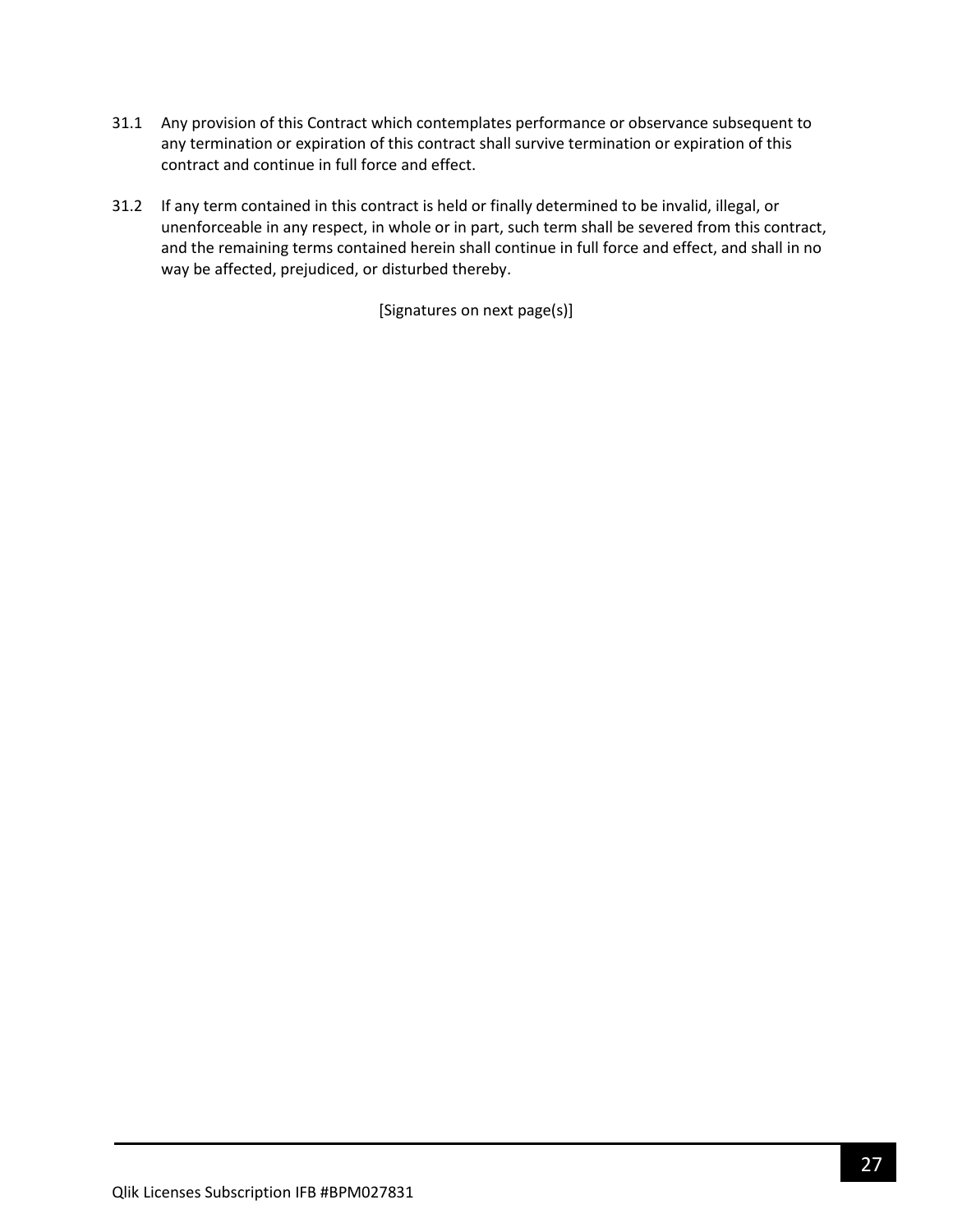31.1 Any provision of this Contract which contemplates performance or observance subsequent to any termination or expiration of this contract shall survive termination or expiration of this contract and continue in full force and effect.

31.2 If any term contained in this contract is held or finally determined to be invalid, illegal, or unenforceable in any respect, in whole or in part, such term shall be severed from this contract, and the remaining terms contained herein shall continue in full force and effect, and shall in no way be affected, prejudiced, or disturbed thereby.

[Signatures on next page(s)]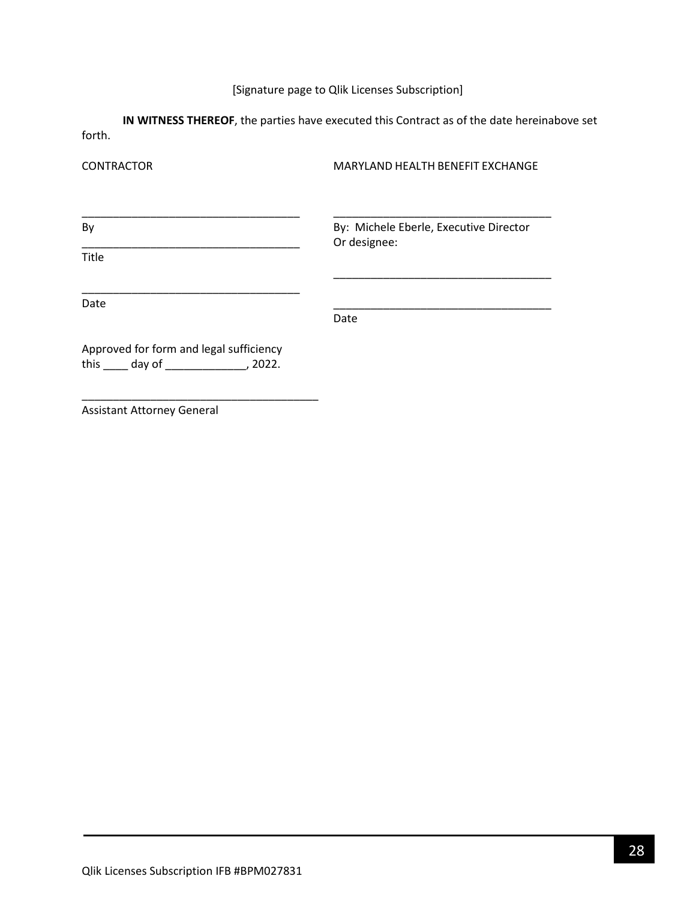[Signature page to Qlik Licenses Subscription]

**IN WITNESS THEREOF**, the parties have executed this Contract as of the date hereinabove set forth.

CONTRACTOR

____________________________________
By

____________________________________
Title

____________________________________
Date

MARYLAND HEALTH BENEFIT EXCHANGE

____________________________________
By: Michele Eberle, Executive Director
Or designee:

____________________________________

____________________________________
Date

Approved for form and legal sufficiency
this ____ day of _____________, 2022.

_______________________________________
Assistant Attorney General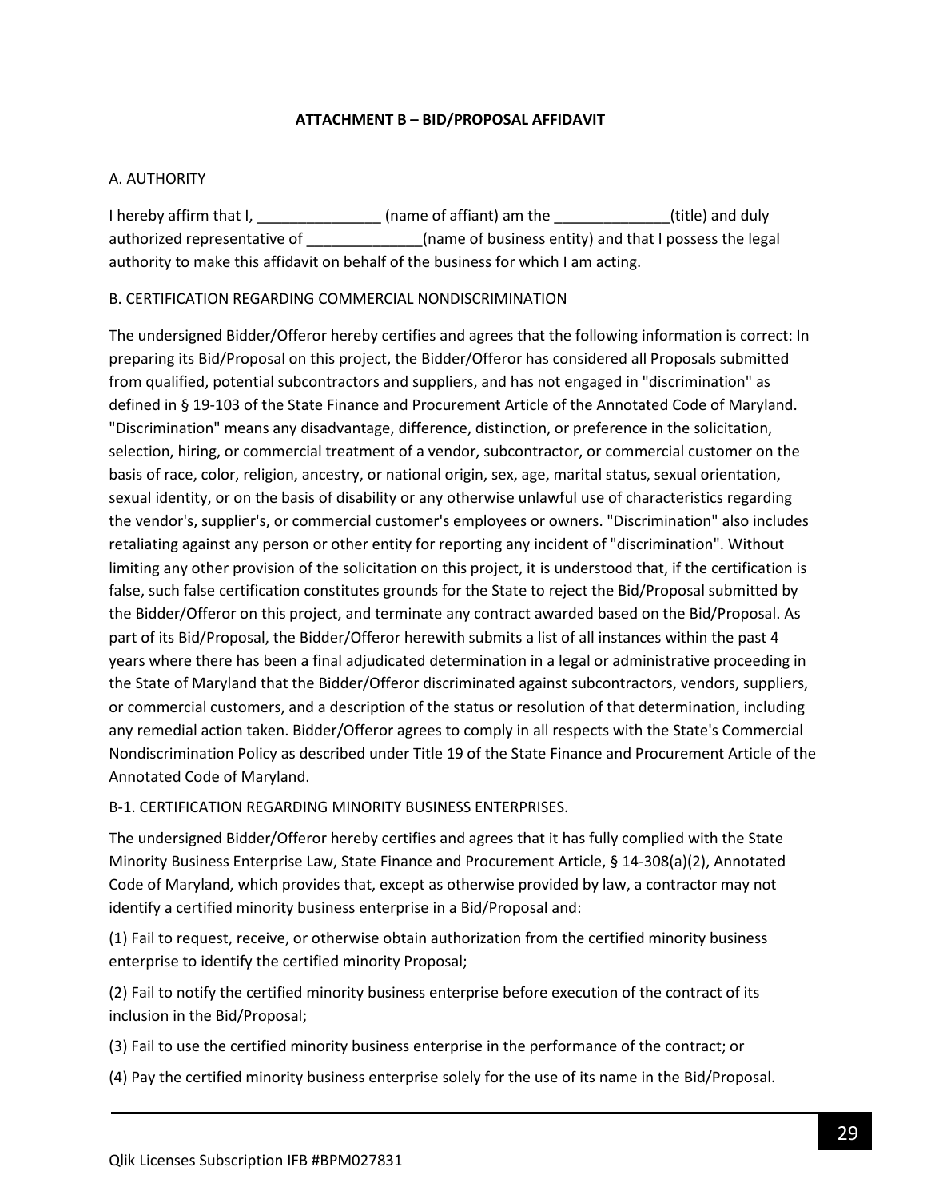## ATTACHMENT B – BID/PROPOSAL AFFIDAVIT

A. AUTHORITY

I hereby affirm that I, _______________ (name of affiant) am the ______________(title) and duly authorized representative of ______________(name of business entity) and that I possess the legal authority to make this affidavit on behalf of the business for which I am acting.

B. CERTIFICATION REGARDING COMMERCIAL NONDISCRIMINATION

The undersigned Bidder/Offeror hereby certifies and agrees that the following information is correct: In preparing its Bid/Proposal on this project, the Bidder/Offeror has considered all Proposals submitted from qualified, potential subcontractors and suppliers, and has not engaged in "discrimination" as defined in § 19-103 of the State Finance and Procurement Article of the Annotated Code of Maryland. "Discrimination" means any disadvantage, difference, distinction, or preference in the solicitation, selection, hiring, or commercial treatment of a vendor, subcontractor, or commercial customer on the basis of race, color, religion, ancestry, or national origin, sex, age, marital status, sexual orientation, sexual identity, or on the basis of disability or any otherwise unlawful use of characteristics regarding the vendor's, supplier's, or commercial customer's employees or owners. "Discrimination" also includes retaliating against any person or other entity for reporting any incident of "discrimination". Without limiting any other provision of the solicitation on this project, it is understood that, if the certification is false, such false certification constitutes grounds for the State to reject the Bid/Proposal submitted by the Bidder/Offeror on this project, and terminate any contract awarded based on the Bid/Proposal. As part of its Bid/Proposal, the Bidder/Offeror herewith submits a list of all instances within the past 4 years where there has been a final adjudicated determination in a legal or administrative proceeding in the State of Maryland that the Bidder/Offeror discriminated against subcontractors, vendors, suppliers, or commercial customers, and a description of the status or resolution of that determination, including any remedial action taken. Bidder/Offeror agrees to comply in all respects with the State's Commercial Nondiscrimination Policy as described under Title 19 of the State Finance and Procurement Article of the Annotated Code of Maryland.

B-1. CERTIFICATION REGARDING MINORITY BUSINESS ENTERPRISES.

The undersigned Bidder/Offeror hereby certifies and agrees that it has fully complied with the State Minority Business Enterprise Law, State Finance and Procurement Article, § 14-308(a)(2), Annotated Code of Maryland, which provides that, except as otherwise provided by law, a contractor may not identify a certified minority business enterprise in a Bid/Proposal and:

(1) Fail to request, receive, or otherwise obtain authorization from the certified minority business enterprise to identify the certified minority Proposal;

(2) Fail to notify the certified minority business enterprise before execution of the contract of its inclusion in the Bid/Proposal;

(3) Fail to use the certified minority business enterprise in the performance of the contract; or

(4) Pay the certified minority business enterprise solely for the use of its name in the Bid/Proposal.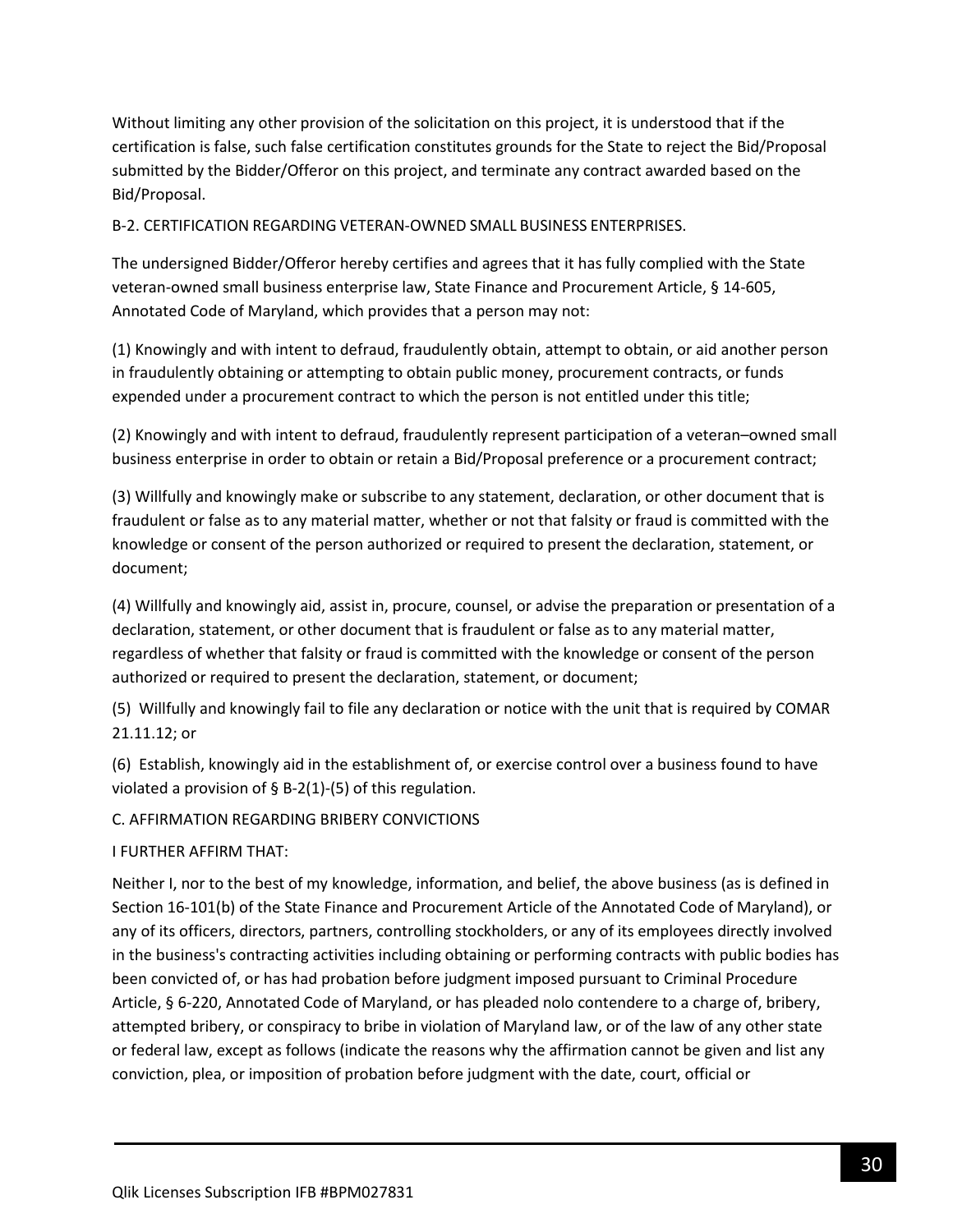Without limiting any other provision of the solicitation on this project, it is understood that if the certification is false, such false certification constitutes grounds for the State to reject the Bid/Proposal submitted by the Bidder/Offeror on this project, and terminate any contract awarded based on the Bid/Proposal.

B-2. CERTIFICATION REGARDING VETERAN-OWNED SMALL BUSINESS ENTERPRISES.

The undersigned Bidder/Offeror hereby certifies and agrees that it has fully complied with the State veteran-owned small business enterprise law, State Finance and Procurement Article, § 14-605, Annotated Code of Maryland, which provides that a person may not:

(1) Knowingly and with intent to defraud, fraudulently obtain, attempt to obtain, or aid another person in fraudulently obtaining or attempting to obtain public money, procurement contracts, or funds expended under a procurement contract to which the person is not entitled under this title;

(2) Knowingly and with intent to defraud, fraudulently represent participation of a veteran–owned small business enterprise in order to obtain or retain a Bid/Proposal preference or a procurement contract;

(3) Willfully and knowingly make or subscribe to any statement, declaration, or other document that is fraudulent or false as to any material matter, whether or not that falsity or fraud is committed with the knowledge or consent of the person authorized or required to present the declaration, statement, or document;

(4) Willfully and knowingly aid, assist in, procure, counsel, or advise the preparation or presentation of a declaration, statement, or other document that is fraudulent or false as to any material matter, regardless of whether that falsity or fraud is committed with the knowledge or consent of the person authorized or required to present the declaration, statement, or document;

(5) Willfully and knowingly fail to file any declaration or notice with the unit that is required by COMAR 21.11.12; or

(6) Establish, knowingly aid in the establishment of, or exercise control over a business found to have violated a provision of § B-2(1)-(5) of this regulation.

C. AFFIRMATION REGARDING BRIBERY CONVICTIONS

I FURTHER AFFIRM THAT:

Neither I, nor to the best of my knowledge, information, and belief, the above business (as is defined in Section 16-101(b) of the State Finance and Procurement Article of the Annotated Code of Maryland), or any of its officers, directors, partners, controlling stockholders, or any of its employees directly involved in the business's contracting activities including obtaining or performing contracts with public bodies has been convicted of, or has had probation before judgment imposed pursuant to Criminal Procedure Article, § 6-220, Annotated Code of Maryland, or has pleaded nolo contendere to a charge of, bribery, attempted bribery, or conspiracy to bribe in violation of Maryland law, or of the law of any other state or federal law, except as follows (indicate the reasons why the affirmation cannot be given and list any conviction, plea, or imposition of probation before judgment with the date, court, official or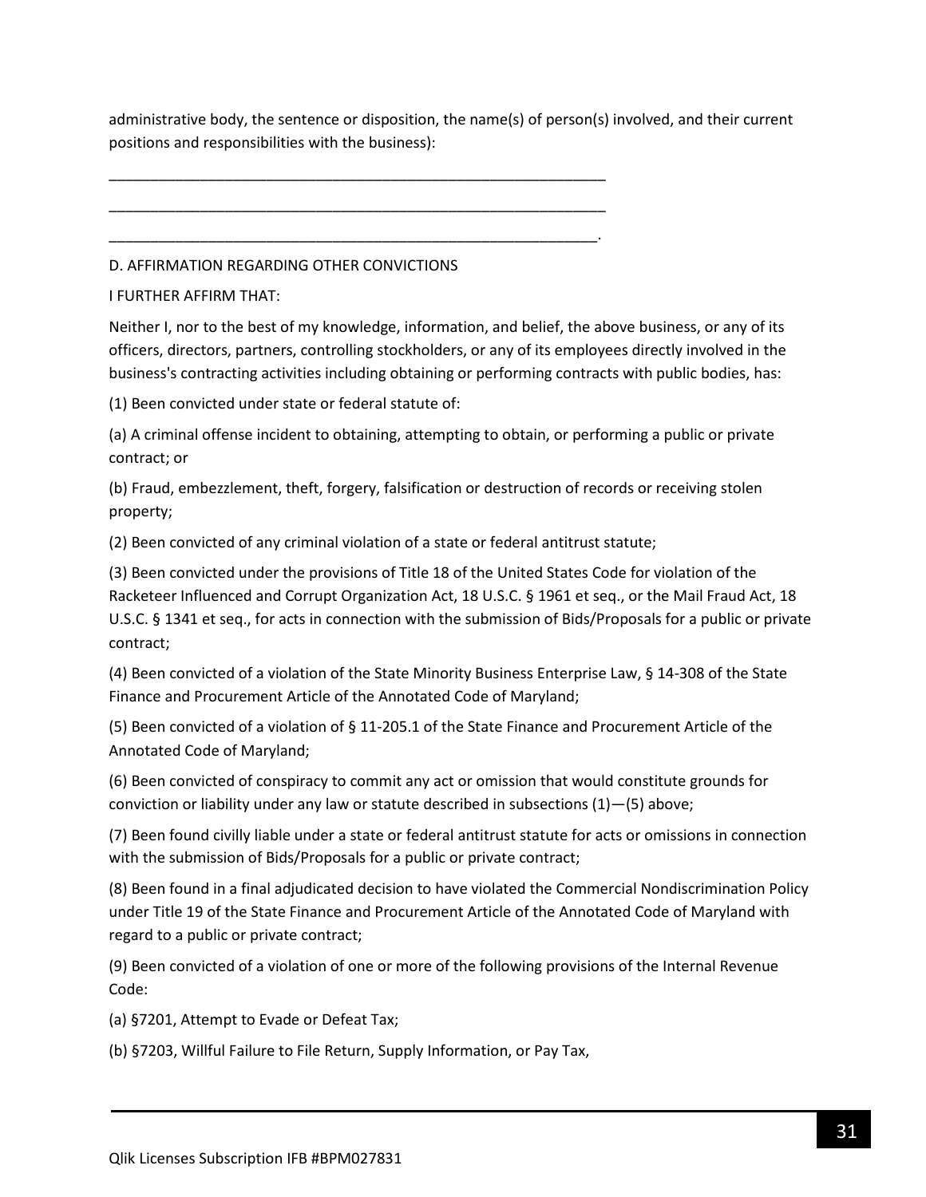administrative body, the sentence or disposition, the name(s) of person(s) involved, and their current positions and responsibilities with the business):

______________________________________________________________

______________________________________________________________

_____________________________________________________________.

D. AFFIRMATION REGARDING OTHER CONVICTIONS

I FURTHER AFFIRM THAT:

Neither I, nor to the best of my knowledge, information, and belief, the above business, or any of its officers, directors, partners, controlling stockholders, or any of its employees directly involved in the business's contracting activities including obtaining or performing contracts with public bodies, has:

(1) Been convicted under state or federal statute of:

(a) A criminal offense incident to obtaining, attempting to obtain, or performing a public or private contract; or

(b) Fraud, embezzlement, theft, forgery, falsification or destruction of records or receiving stolen property;

(2) Been convicted of any criminal violation of a state or federal antitrust statute;

(3) Been convicted under the provisions of Title 18 of the United States Code for violation of the Racketeer Influenced and Corrupt Organization Act, 18 U.S.C. § 1961 et seq., or the Mail Fraud Act, 18 U.S.C. § 1341 et seq., for acts in connection with the submission of Bids/Proposals for a public or private contract;

(4) Been convicted of a violation of the State Minority Business Enterprise Law, § 14-308 of the State Finance and Procurement Article of the Annotated Code of Maryland;

(5) Been convicted of a violation of § 11-205.1 of the State Finance and Procurement Article of the Annotated Code of Maryland;

(6) Been convicted of conspiracy to commit any act or omission that would constitute grounds for conviction or liability under any law or statute described in subsections (1)—(5) above;

(7) Been found civilly liable under a state or federal antitrust statute for acts or omissions in connection with the submission of Bids/Proposals for a public or private contract;

(8) Been found in a final adjudicated decision to have violated the Commercial Nondiscrimination Policy under Title 19 of the State Finance and Procurement Article of the Annotated Code of Maryland with regard to a public or private contract;

(9) Been convicted of a violation of one or more of the following provisions of the Internal Revenue Code:

(a) §7201, Attempt to Evade or Defeat Tax;

(b) §7203, Willful Failure to File Return, Supply Information, or Pay Tax,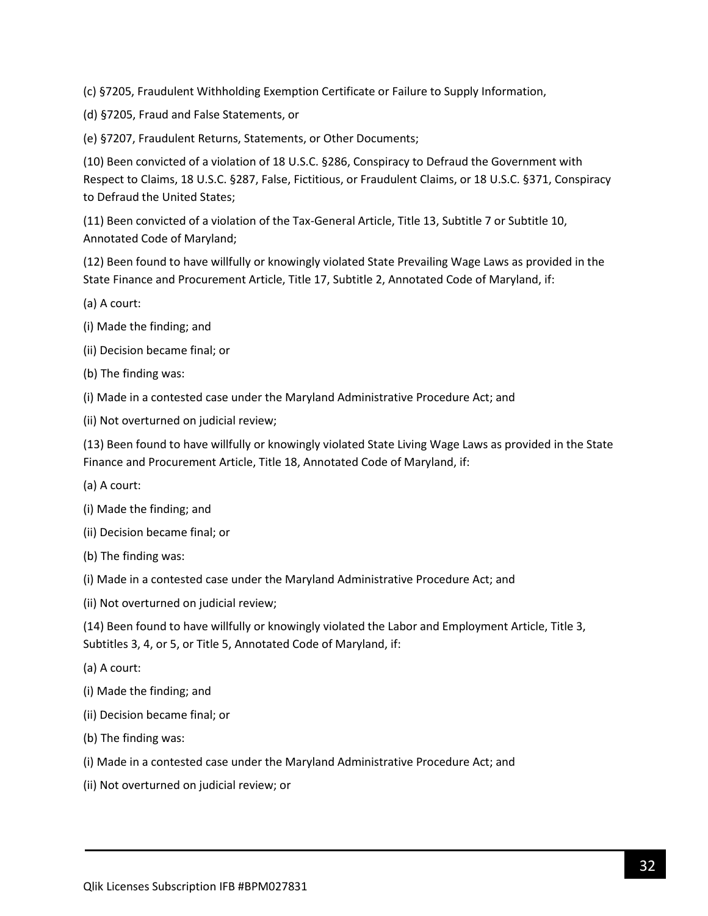(c) §7205, Fraudulent Withholding Exemption Certificate or Failure to Supply Information,

(d) §7205, Fraud and False Statements, or

(e) §7207, Fraudulent Returns, Statements, or Other Documents;

(10) Been convicted of a violation of 18 U.S.C. §286, Conspiracy to Defraud the Government with Respect to Claims, 18 U.S.C. §287, False, Fictitious, or Fraudulent Claims, or 18 U.S.C. §371, Conspiracy to Defraud the United States;

(11) Been convicted of a violation of the Tax-General Article, Title 13, Subtitle 7 or Subtitle 10, Annotated Code of Maryland;

(12) Been found to have willfully or knowingly violated State Prevailing Wage Laws as provided in the State Finance and Procurement Article, Title 17, Subtitle 2, Annotated Code of Maryland, if:

(a) A court:

(i) Made the finding; and

(ii) Decision became final; or

(b) The finding was:

(i) Made in a contested case under the Maryland Administrative Procedure Act; and

(ii) Not overturned on judicial review;

(13) Been found to have willfully or knowingly violated State Living Wage Laws as provided in the State Finance and Procurement Article, Title 18, Annotated Code of Maryland, if:

(a) A court:

(i) Made the finding; and

(ii) Decision became final; or

(b) The finding was:

(i) Made in a contested case under the Maryland Administrative Procedure Act; and

(ii) Not overturned on judicial review;

(14) Been found to have willfully or knowingly violated the Labor and Employment Article, Title 3, Subtitles 3, 4, or 5, or Title 5, Annotated Code of Maryland, if:

(a) A court:

(i) Made the finding; and

(ii) Decision became final; or

(b) The finding was:

(i) Made in a contested case under the Maryland Administrative Procedure Act; and

(ii) Not overturned on judicial review; or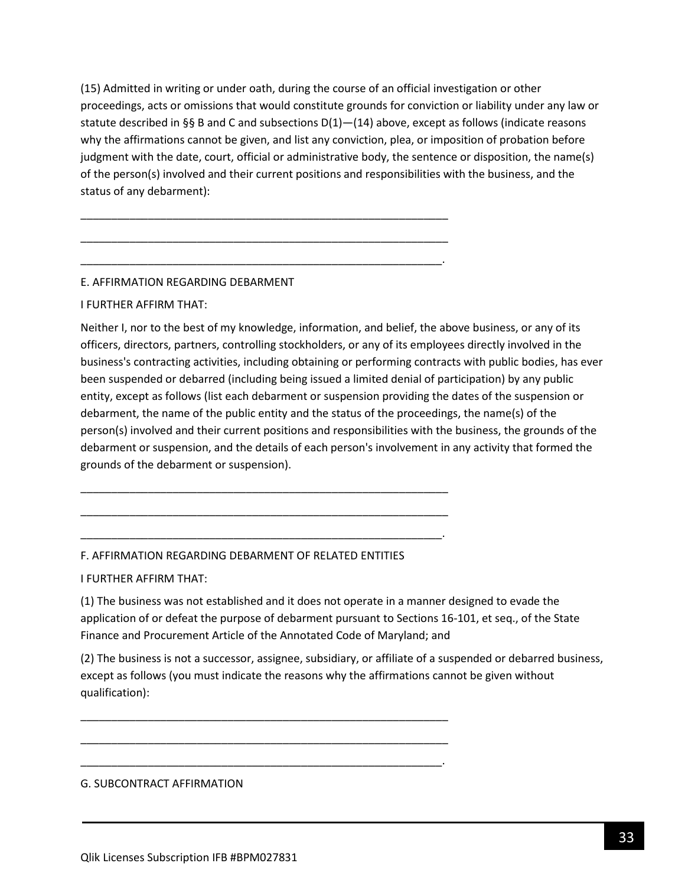(15) Admitted in writing or under oath, during the course of an official investigation or other proceedings, acts or omissions that would constitute grounds for conviction or liability under any law or statute described in §§ B and C and subsections D(1)—(14) above, except as follows (indicate reasons why the affirmations cannot be given, and list any conviction, plea, or imposition of probation before judgment with the date, court, official or administrative body, the sentence or disposition, the name(s) of the person(s) involved and their current positions and responsibilities with the business, and the status of any debarment):

______________________________________________________________

______________________________________________________________

_____________________________________________________________.

E. AFFIRMATION REGARDING DEBARMENT

I FURTHER AFFIRM THAT:

Neither I, nor to the best of my knowledge, information, and belief, the above business, or any of its officers, directors, partners, controlling stockholders, or any of its employees directly involved in the business's contracting activities, including obtaining or performing contracts with public bodies, has ever been suspended or debarred (including being issued a limited denial of participation) by any public entity, except as follows (list each debarment or suspension providing the dates of the suspension or debarment, the name of the public entity and the status of the proceedings, the name(s) of the person(s) involved and their current positions and responsibilities with the business, the grounds of the debarment or suspension, and the details of each person's involvement in any activity that formed the grounds of the debarment or suspension).

______________________________________________________________

______________________________________________________________

_____________________________________________________________.

F. AFFIRMATION REGARDING DEBARMENT OF RELATED ENTITIES

I FURTHER AFFIRM THAT:

(1) The business was not established and it does not operate in a manner designed to evade the application of or defeat the purpose of debarment pursuant to Sections 16-101, et seq., of the State Finance and Procurement Article of the Annotated Code of Maryland; and

(2) The business is not a successor, assignee, subsidiary, or affiliate of a suspended or debarred business, except as follows (you must indicate the reasons why the affirmations cannot be given without qualification):

______________________________________________________________

______________________________________________________________

_____________________________________________________________.

G. SUBCONTRACT AFFIRMATION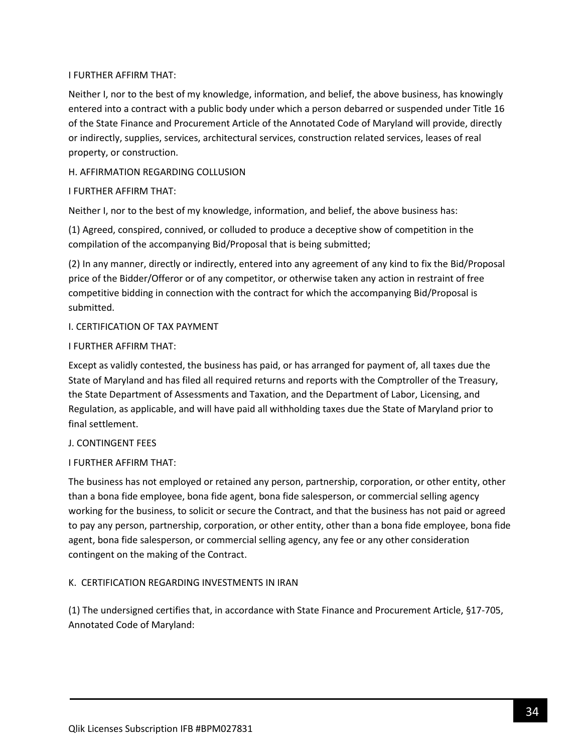I FURTHER AFFIRM THAT:

Neither I, nor to the best of my knowledge, information, and belief, the above business, has knowingly entered into a contract with a public body under which a person debarred or suspended under Title 16 of the State Finance and Procurement Article of the Annotated Code of Maryland will provide, directly or indirectly, supplies, services, architectural services, construction related services, leases of real property, or construction.

H. AFFIRMATION REGARDING COLLUSION

I FURTHER AFFIRM THAT:

Neither I, nor to the best of my knowledge, information, and belief, the above business has:

(1) Agreed, conspired, connived, or colluded to produce a deceptive show of competition in the compilation of the accompanying Bid/Proposal that is being submitted;

(2) In any manner, directly or indirectly, entered into any agreement of any kind to fix the Bid/Proposal price of the Bidder/Offeror or of any competitor, or otherwise taken any action in restraint of free competitive bidding in connection with the contract for which the accompanying Bid/Proposal is submitted.

I. CERTIFICATION OF TAX PAYMENT

I FURTHER AFFIRM THAT:

Except as validly contested, the business has paid, or has arranged for payment of, all taxes due the State of Maryland and has filed all required returns and reports with the Comptroller of the Treasury, the State Department of Assessments and Taxation, and the Department of Labor, Licensing, and Regulation, as applicable, and will have paid all withholding taxes due the State of Maryland prior to final settlement.

J. CONTINGENT FEES

I FURTHER AFFIRM THAT:

The business has not employed or retained any person, partnership, corporation, or other entity, other than a bona fide employee, bona fide agent, bona fide salesperson, or commercial selling agency working for the business, to solicit or secure the Contract, and that the business has not paid or agreed to pay any person, partnership, corporation, or other entity, other than a bona fide employee, bona fide agent, bona fide salesperson, or commercial selling agency, any fee or any other consideration contingent on the making of the Contract.

K. CERTIFICATION REGARDING INVESTMENTS IN IRAN

(1) The undersigned certifies that, in accordance with State Finance and Procurement Article, §17-705, Annotated Code of Maryland: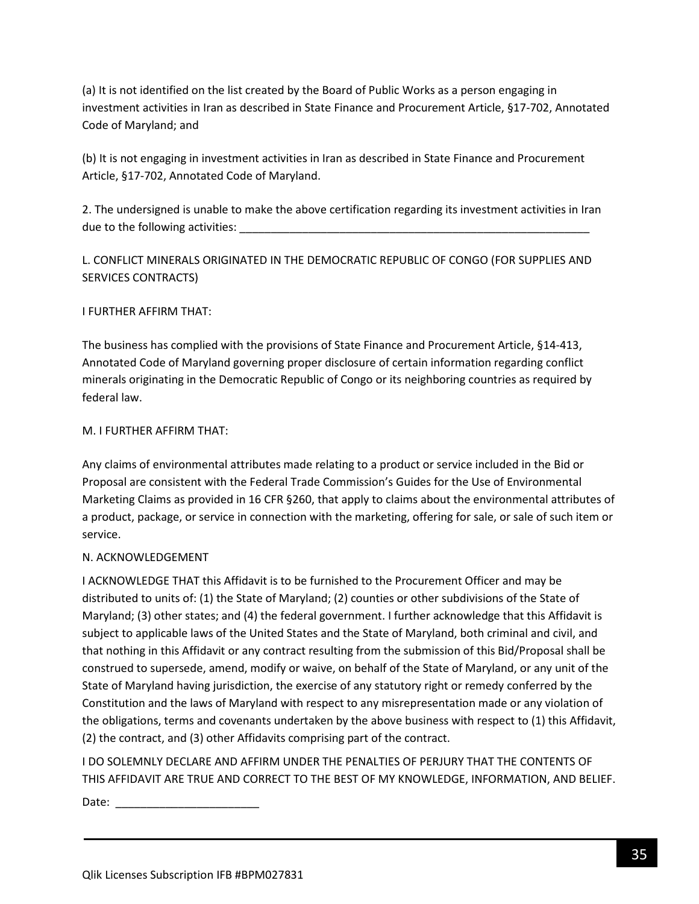(a) It is not identified on the list created by the Board of Public Works as a person engaging in investment activities in Iran as described in State Finance and Procurement Article, §17-702, Annotated Code of Maryland; and

(b) It is not engaging in investment activities in Iran as described in State Finance and Procurement Article, §17-702, Annotated Code of Maryland.

2. The undersigned is unable to make the above certification regarding its investment activities in Iran due to the following activities: ___________________________________________________________

L. CONFLICT MINERALS ORIGINATED IN THE DEMOCRATIC REPUBLIC OF CONGO (FOR SUPPLIES AND SERVICES CONTRACTS)

I FURTHER AFFIRM THAT:

The business has complied with the provisions of State Finance and Procurement Article, §14-413, Annotated Code of Maryland governing proper disclosure of certain information regarding conflict minerals originating in the Democratic Republic of Congo or its neighboring countries as required by federal law.

M. I FURTHER AFFIRM THAT:

Any claims of environmental attributes made relating to a product or service included in the Bid or Proposal are consistent with the Federal Trade Commission's Guides for the Use of Environmental Marketing Claims as provided in 16 CFR §260, that apply to claims about the environmental attributes of a product, package, or service in connection with the marketing, offering for sale, or sale of such item or service.

N. ACKNOWLEDGEMENT

I ACKNOWLEDGE THAT this Affidavit is to be furnished to the Procurement Officer and may be distributed to units of: (1) the State of Maryland; (2) counties or other subdivisions of the State of Maryland; (3) other states; and (4) the federal government. I further acknowledge that this Affidavit is subject to applicable laws of the United States and the State of Maryland, both criminal and civil, and that nothing in this Affidavit or any contract resulting from the submission of this Bid/Proposal shall be construed to supersede, amend, modify or waive, on behalf of the State of Maryland, or any unit of the State of Maryland having jurisdiction, the exercise of any statutory right or remedy conferred by the Constitution and the laws of Maryland with respect to any misrepresentation made or any violation of the obligations, terms and covenants undertaken by the above business with respect to (1) this Affidavit, (2) the contract, and (3) other Affidavits comprising part of the contract.

I DO SOLEMNLY DECLARE AND AFFIRM UNDER THE PENALTIES OF PERJURY THAT THE CONTENTS OF THIS AFFIDAVIT ARE TRUE AND CORRECT TO THE BEST OF MY KNOWLEDGE, INFORMATION, AND BELIEF.

Date: _______________________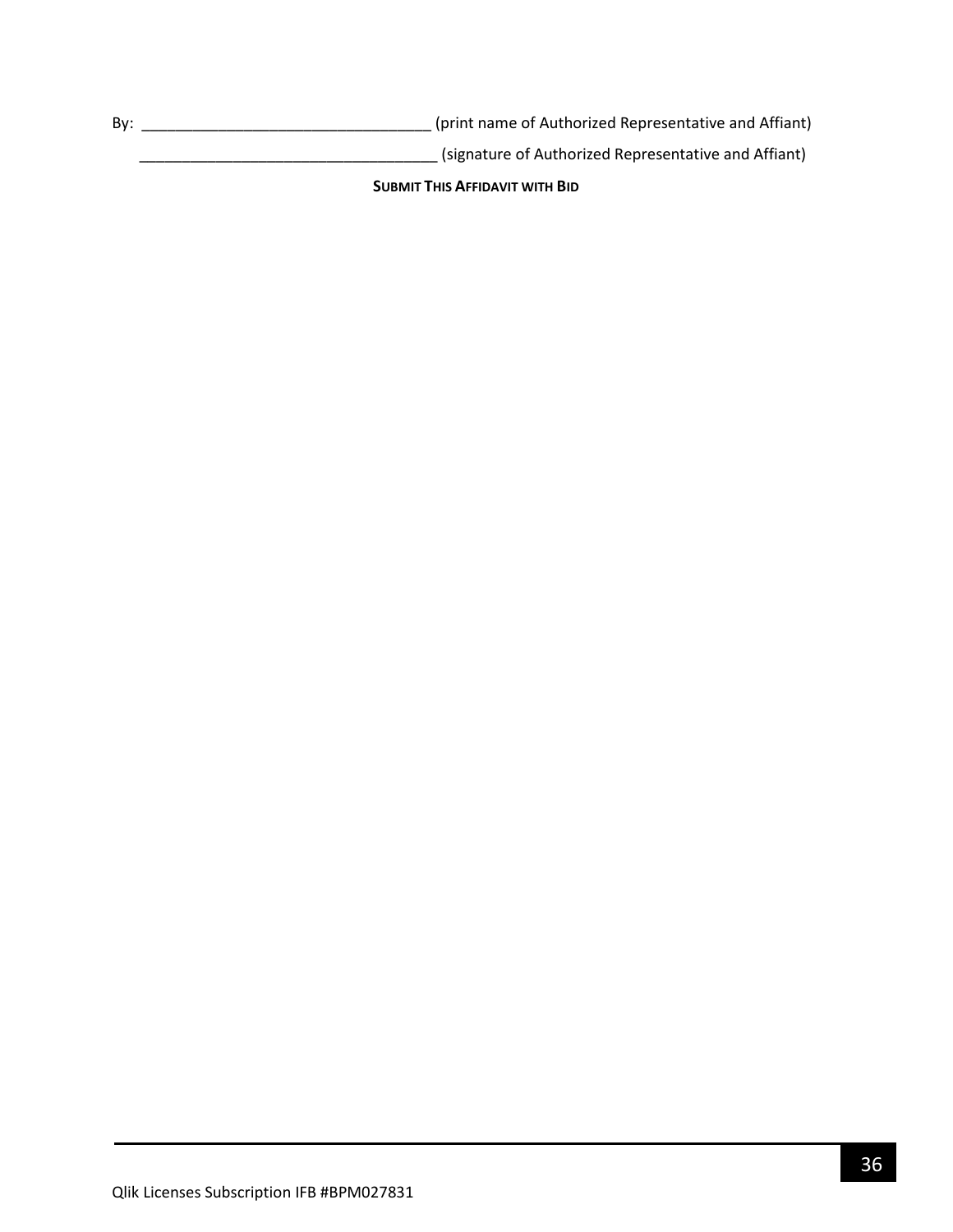By: __________________________________ (print name of Authorized Representative and Affiant)

___________________________________ (signature of Authorized Representative and Affiant)

**SUBMIT THIS AFFIDAVIT WITH BID**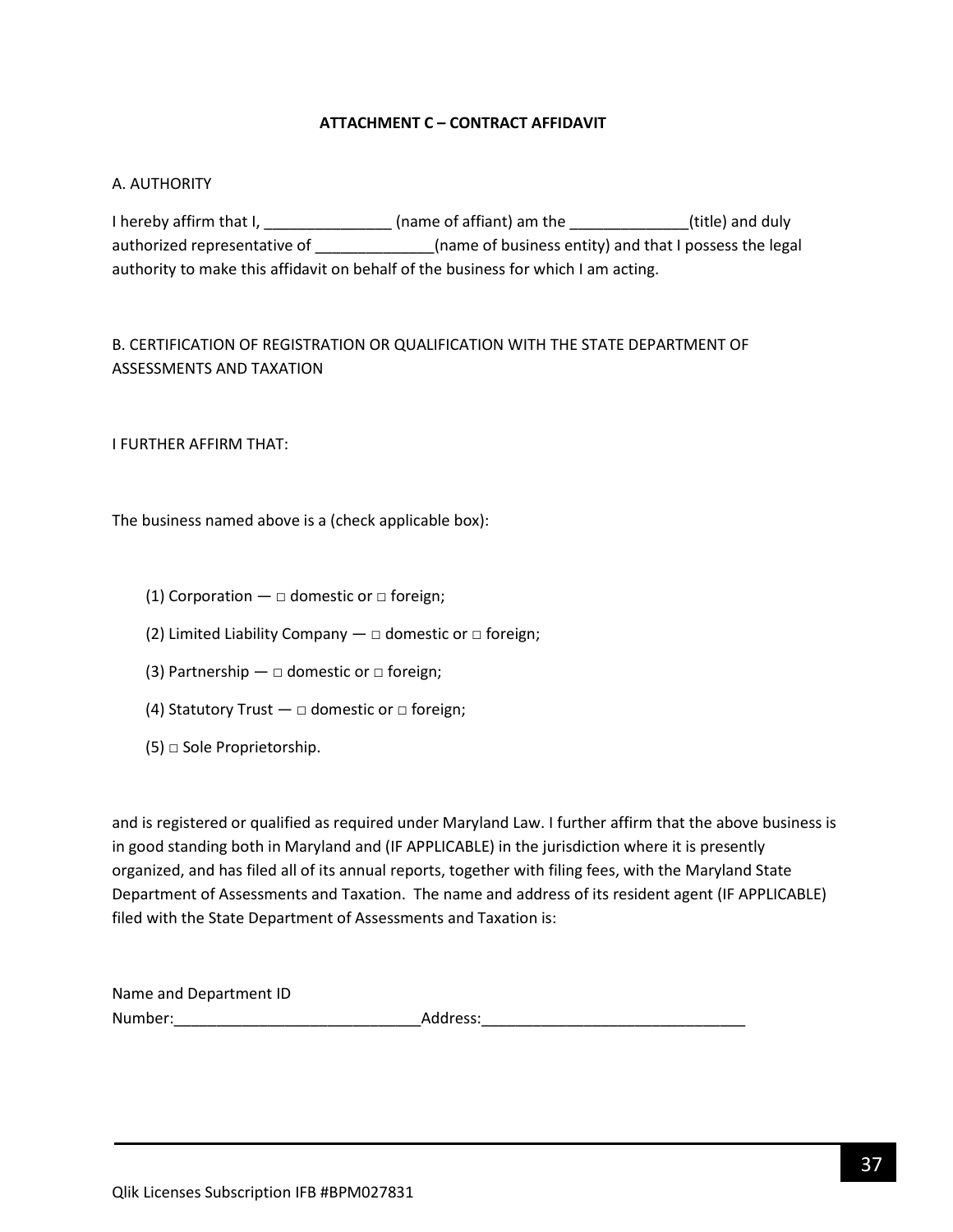**ATTACHMENT C – CONTRACT AFFIDAVIT**

A. AUTHORITY

I hereby affirm that I, _______________ (name of affiant) am the ______________(title) and duly authorized representative of ______________(name of business entity) and that I possess the legal authority to make this affidavit on behalf of the business for which I am acting.

B. CERTIFICATION OF REGISTRATION OR QUALIFICATION WITH THE STATE DEPARTMENT OF ASSESSMENTS AND TAXATION

I FURTHER AFFIRM THAT:

The business named above is a (check applicable box):

(1) Corporation — □ domestic or □ foreign;

(2) Limited Liability Company — □ domestic or □ foreign;

(3) Partnership — □ domestic or □ foreign;

(4) Statutory Trust — □ domestic or □ foreign;

(5) □ Sole Proprietorship.

and is registered or qualified as required under Maryland Law. I further affirm that the above business is in good standing both in Maryland and (IF APPLICABLE) in the jurisdiction where it is presently organized, and has filed all of its annual reports, together with filing fees, with the Maryland State Department of Assessments and Taxation. The name and address of its resident agent (IF APPLICABLE) filed with the State Department of Assessments and Taxation is:

Name and Department ID Number:_____________________________Address:_______________________________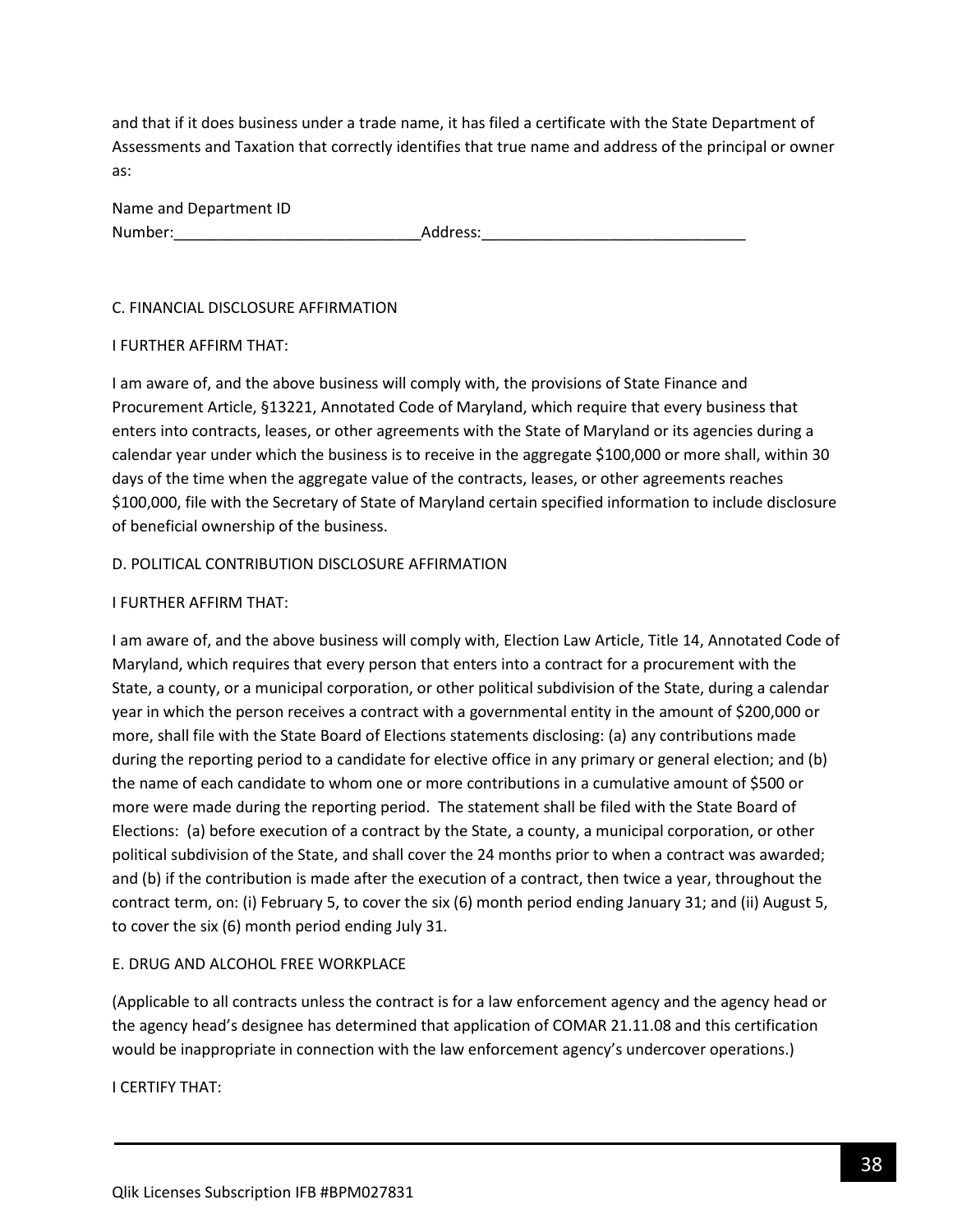and that if it does business under a trade name, it has filed a certificate with the State Department of Assessments and Taxation that correctly identifies that true name and address of the principal or owner as:

Name and Department ID Number:_____________________________Address:_______________________________

C. FINANCIAL DISCLOSURE AFFIRMATION

I FURTHER AFFIRM THAT:

I am aware of, and the above business will comply with, the provisions of State Finance and Procurement Article, §13221, Annotated Code of Maryland, which require that every business that enters into contracts, leases, or other agreements with the State of Maryland or its agencies during a calendar year under which the business is to receive in the aggregate $100,000 or more shall, within 30 days of the time when the aggregate value of the contracts, leases, or other agreements reaches $100,000, file with the Secretary of State of Maryland certain specified information to include disclosure of beneficial ownership of the business.

D. POLITICAL CONTRIBUTION DISCLOSURE AFFIRMATION

I FURTHER AFFIRM THAT:

I am aware of, and the above business will comply with, Election Law Article, Title 14, Annotated Code of Maryland, which requires that every person that enters into a contract for a procurement with the State, a county, or a municipal corporation, or other political subdivision of the State, during a calendar year in which the person receives a contract with a governmental entity in the amount of $200,000 or more, shall file with the State Board of Elections statements disclosing: (a) any contributions made during the reporting period to a candidate for elective office in any primary or general election; and (b) the name of each candidate to whom one or more contributions in a cumulative amount of $500 or more were made during the reporting period. The statement shall be filed with the State Board of Elections: (a) before execution of a contract by the State, a county, a municipal corporation, or other political subdivision of the State, and shall cover the 24 months prior to when a contract was awarded; and (b) if the contribution is made after the execution of a contract, then twice a year, throughout the contract term, on: (i) February 5, to cover the six (6) month period ending January 31; and (ii) August 5, to cover the six (6) month period ending July 31.

E. DRUG AND ALCOHOL FREE WORKPLACE

(Applicable to all contracts unless the contract is for a law enforcement agency and the agency head or the agency head's designee has determined that application of COMAR 21.11.08 and this certification would be inappropriate in connection with the law enforcement agency's undercover operations.)

I CERTIFY THAT: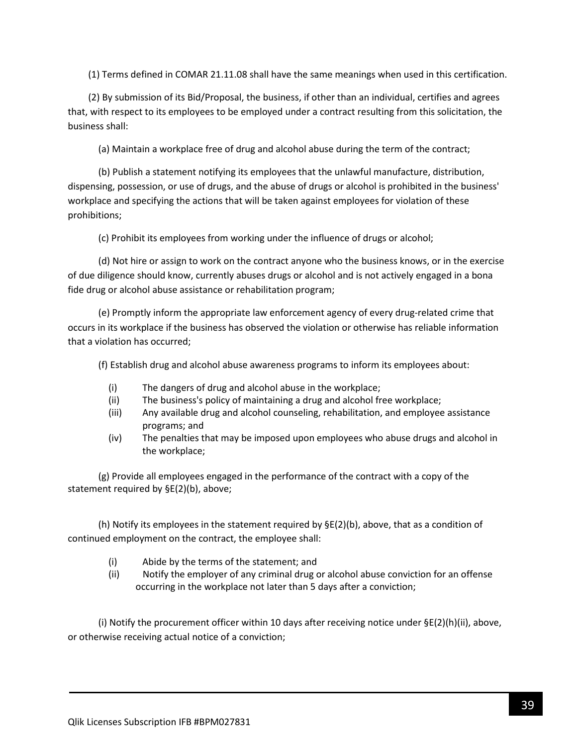(1) Terms defined in COMAR 21.11.08 shall have the same meanings when used in this certification.

(2) By submission of its Bid/Proposal, the business, if other than an individual, certifies and agrees that, with respect to its employees to be employed under a contract resulting from this solicitation, the business shall:

(a) Maintain a workplace free of drug and alcohol abuse during the term of the contract;

(b) Publish a statement notifying its employees that the unlawful manufacture, distribution, dispensing, possession, or use of drugs, and the abuse of drugs or alcohol is prohibited in the business' workplace and specifying the actions that will be taken against employees for violation of these prohibitions;

(c) Prohibit its employees from working under the influence of drugs or alcohol;

(d) Not hire or assign to work on the contract anyone who the business knows, or in the exercise of due diligence should know, currently abuses drugs or alcohol and is not actively engaged in a bona fide drug or alcohol abuse assistance or rehabilitation program;

(e) Promptly inform the appropriate law enforcement agency of every drug-related crime that occurs in its workplace if the business has observed the violation or otherwise has reliable information that a violation has occurred;

(f) Establish drug and alcohol abuse awareness programs to inform its employees about:

- (i) The dangers of drug and alcohol abuse in the workplace;
- (ii) The business's policy of maintaining a drug and alcohol free workplace;
- (iii) Any available drug and alcohol counseling, rehabilitation, and employee assistance programs; and
- (iv) The penalties that may be imposed upon employees who abuse drugs and alcohol in the workplace;

(g) Provide all employees engaged in the performance of the contract with a copy of the statement required by §E(2)(b), above;

(h) Notify its employees in the statement required by §E(2)(b), above, that as a condition of continued employment on the contract, the employee shall:

- (i) Abide by the terms of the statement; and
- (ii) Notify the employer of any criminal drug or alcohol abuse conviction for an offense occurring in the workplace not later than 5 days after a conviction;

(i) Notify the procurement officer within 10 days after receiving notice under §E(2)(h)(ii), above, or otherwise receiving actual notice of a conviction;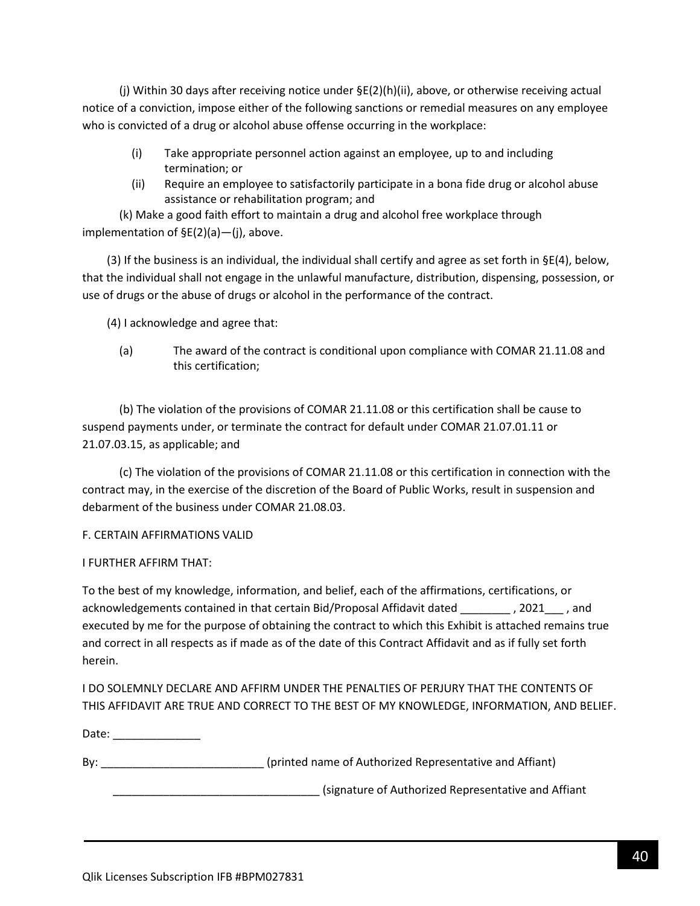(j) Within 30 days after receiving notice under §E(2)(h)(ii), above, or otherwise receiving actual notice of a conviction, impose either of the following sanctions or remedial measures on any employee who is convicted of a drug or alcohol abuse offense occurring in the workplace:

- (i) Take appropriate personnel action against an employee, up to and including termination; or
- (ii) Require an employee to satisfactorily participate in a bona fide drug or alcohol abuse assistance or rehabilitation program; and

(k) Make a good faith effort to maintain a drug and alcohol free workplace through implementation of §E(2)(a)—(j), above.

(3) If the business is an individual, the individual shall certify and agree as set forth in §E(4), below, that the individual shall not engage in the unlawful manufacture, distribution, dispensing, possession, or use of drugs or the abuse of drugs or alcohol in the performance of the contract.

(4) I acknowledge and agree that:

(a) The award of the contract is conditional upon compliance with COMAR 21.11.08 and this certification;

(b) The violation of the provisions of COMAR 21.11.08 or this certification shall be cause to suspend payments under, or terminate the contract for default under COMAR 21.07.01.11 or 21.07.03.15, as applicable; and

(c) The violation of the provisions of COMAR 21.11.08 or this certification in connection with the contract may, in the exercise of the discretion of the Board of Public Works, result in suspension and debarment of the business under COMAR 21.08.03.

F. CERTAIN AFFIRMATIONS VALID

I FURTHER AFFIRM THAT:

To the best of my knowledge, information, and belief, each of the affirmations, certifications, or acknowledgements contained in that certain Bid/Proposal Affidavit dated ________ , 2021___ , and executed by me for the purpose of obtaining the contract to which this Exhibit is attached remains true and correct in all respects as if made as of the date of this Contract Affidavit and as if fully set forth herein.

I DO SOLEMNLY DECLARE AND AFFIRM UNDER THE PENALTIES OF PERJURY THAT THE CONTENTS OF THIS AFFIDAVIT ARE TRUE AND CORRECT TO THE BEST OF MY KNOWLEDGE, INFORMATION, AND BELIEF.

Date: ______________

By: __________________________ (printed name of Authorized Representative and Affiant)

_________________________________ (signature of Authorized Representative and Affiant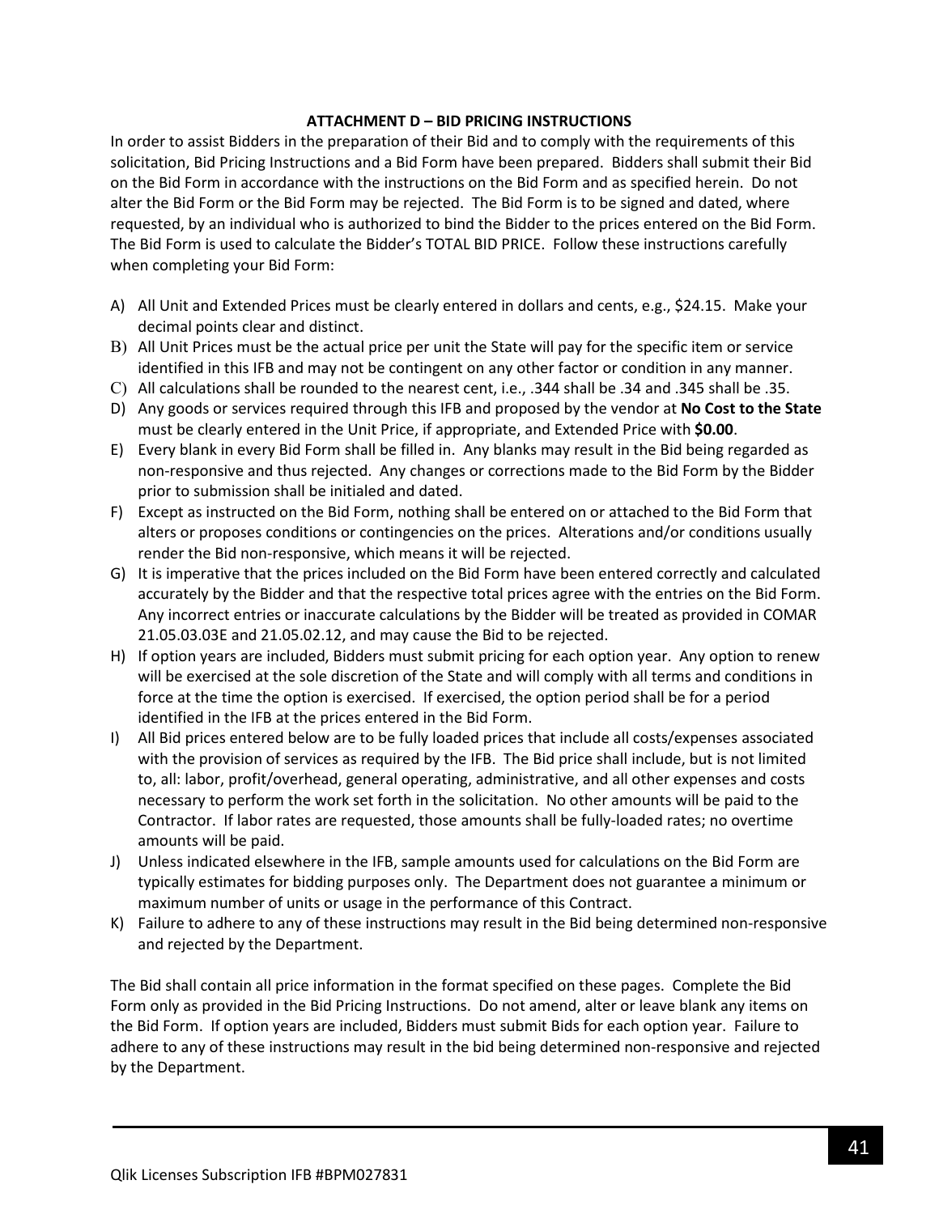## ATTACHMENT D – BID PRICING INSTRUCTIONS

In order to assist Bidders in the preparation of their Bid and to comply with the requirements of this solicitation, Bid Pricing Instructions and a Bid Form have been prepared. Bidders shall submit their Bid on the Bid Form in accordance with the instructions on the Bid Form and as specified herein. Do not alter the Bid Form or the Bid Form may be rejected. The Bid Form is to be signed and dated, where requested, by an individual who is authorized to bind the Bidder to the prices entered on the Bid Form. The Bid Form is used to calculate the Bidder's TOTAL BID PRICE. Follow these instructions carefully when completing your Bid Form:

A) All Unit and Extended Prices must be clearly entered in dollars and cents, e.g., $24.15. Make your decimal points clear and distinct.
B) All Unit Prices must be the actual price per unit the State will pay for the specific item or service identified in this IFB and may not be contingent on any other factor or condition in any manner.
C) All calculations shall be rounded to the nearest cent, i.e., .344 shall be .34 and .345 shall be .35.
D) Any goods or services required through this IFB and proposed by the vendor at **No Cost to the State** must be clearly entered in the Unit Price, if appropriate, and Extended Price with **$0.00**.
E) Every blank in every Bid Form shall be filled in. Any blanks may result in the Bid being regarded as non-responsive and thus rejected. Any changes or corrections made to the Bid Form by the Bidder prior to submission shall be initialed and dated.
F) Except as instructed on the Bid Form, nothing shall be entered on or attached to the Bid Form that alters or proposes conditions or contingencies on the prices. Alterations and/or conditions usually render the Bid non-responsive, which means it will be rejected.
G) It is imperative that the prices included on the Bid Form have been entered correctly and calculated accurately by the Bidder and that the respective total prices agree with the entries on the Bid Form. Any incorrect entries or inaccurate calculations by the Bidder will be treated as provided in COMAR 21.05.03.03E and 21.05.02.12, and may cause the Bid to be rejected.
H) If option years are included, Bidders must submit pricing for each option year. Any option to renew will be exercised at the sole discretion of the State and will comply with all terms and conditions in force at the time the option is exercised. If exercised, the option period shall be for a period identified in the IFB at the prices entered in the Bid Form.
I) All Bid prices entered below are to be fully loaded prices that include all costs/expenses associated with the provision of services as required by the IFB. The Bid price shall include, but is not limited to, all: labor, profit/overhead, general operating, administrative, and all other expenses and costs necessary to perform the work set forth in the solicitation. No other amounts will be paid to the Contractor. If labor rates are requested, those amounts shall be fully-loaded rates; no overtime amounts will be paid.
J) Unless indicated elsewhere in the IFB, sample amounts used for calculations on the Bid Form are typically estimates for bidding purposes only. The Department does not guarantee a minimum or maximum number of units or usage in the performance of this Contract.
K) Failure to adhere to any of these instructions may result in the Bid being determined non-responsive and rejected by the Department.

The Bid shall contain all price information in the format specified on these pages. Complete the Bid Form only as provided in the Bid Pricing Instructions. Do not amend, alter or leave blank any items on the Bid Form. If option years are included, Bidders must submit Bids for each option year. Failure to adhere to any of these instructions may result in the bid being determined non-responsive and rejected by the Department.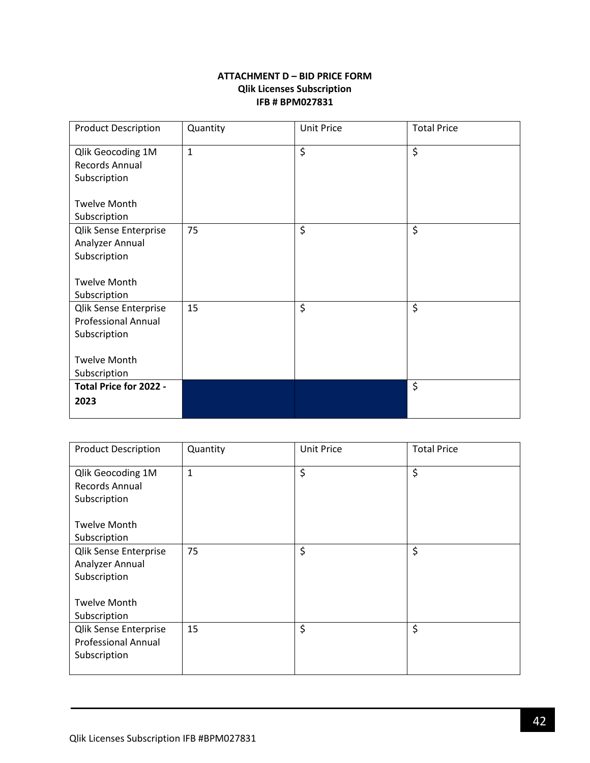**ATTACHMENT D – BID PRICE FORM**
**Qlik Licenses Subscription**
**IFB # BPM027831**

| Product Description | Quantity | Unit Price | Total Price |
|---|---|---|---|
| Qlik Geocoding 1M Records Annual Subscription<br><br>Twelve Month Subscription | 1 | $ | $ |
| Qlik Sense Enterprise Analyzer Annual Subscription<br><br>Twelve Month Subscription | 75 | $ | $ |
| Qlik Sense Enterprise Professional Annual Subscription<br><br>Twelve Month Subscription | 15 | $ | $ |
| **Total Price for 2022 - 2023** | | | $ |

| Product Description | Quantity | Unit Price | Total Price |
|---|---|---|---|
| Qlik Geocoding 1M Records Annual Subscription<br><br>Twelve Month Subscription | 1 | $ | $ |
| Qlik Sense Enterprise Analyzer Annual Subscription<br><br>Twelve Month Subscription | 75 | $ | $ |
| Qlik Sense Enterprise Professional Annual Subscription | 15 | $ | $ |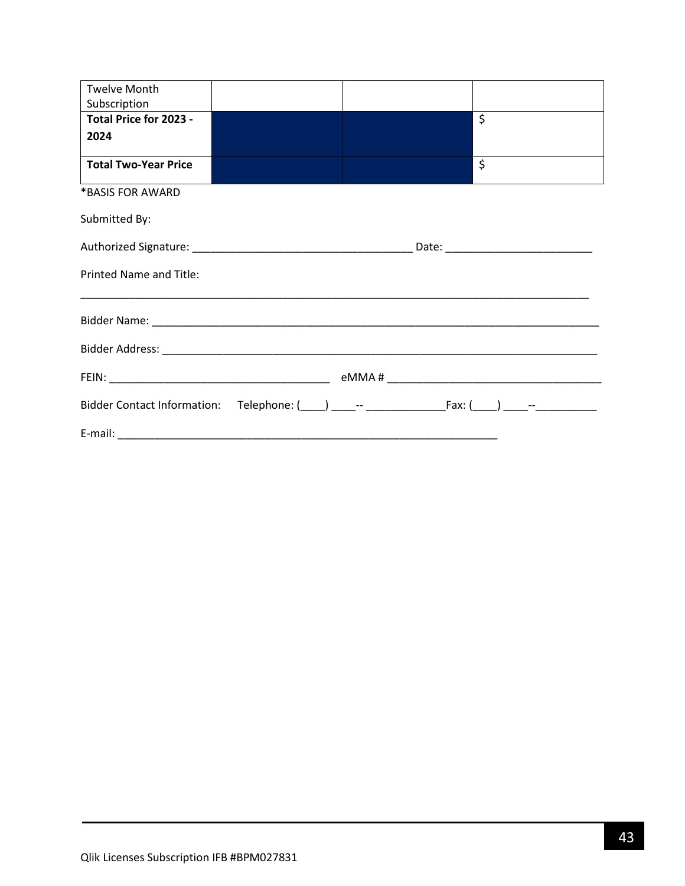| | | | |
|---|---|---|---|
| Twelve Month Subscription | | | |
| **Total Price for 2023 - 2024** | | | $ |
| **Total Two-Year Price** | | | $ |

*BASIS FOR AWARD

Submitted By:

Authorized Signature: ____________________________________ Date: ________________________

Printed Name and Title:

_____________________________________________________________________________________

Bidder Name: ____________________________________________________________________________

Bidder Address: __________________________________________________________________________

FEIN: ____________________________________ eMMA # ___________________________________

Bidder Contact Information: Telephone: (____) ____-- _____________Fax: (____) ____--__________

E-mail: _______________________________________________________________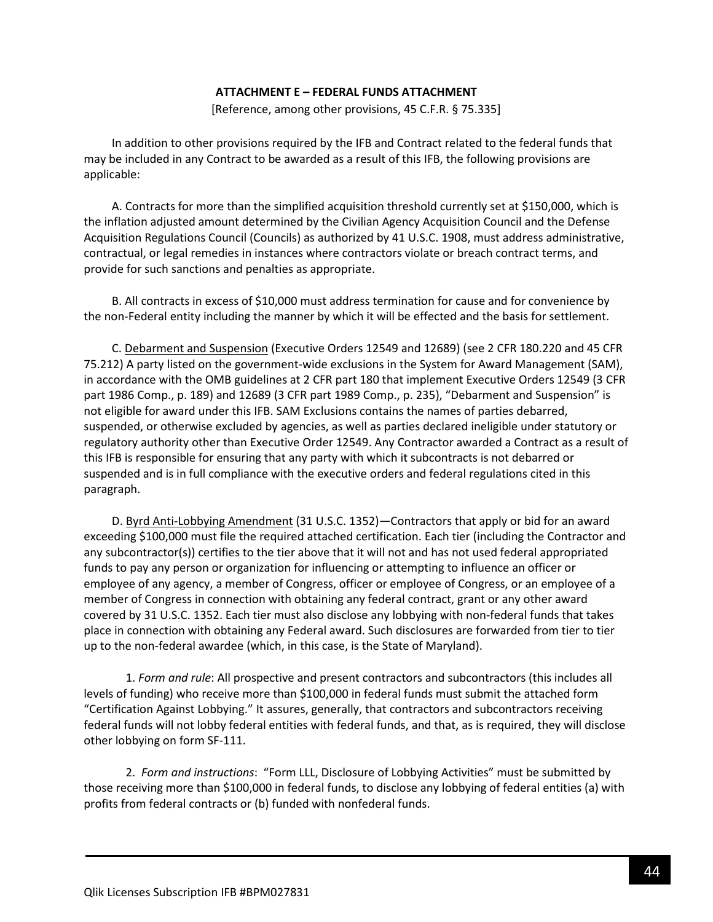**ATTACHMENT E – FEDERAL FUNDS ATTACHMENT**

[Reference, among other provisions, 45 C.F.R. § 75.335]

In addition to other provisions required by the IFB and Contract related to the federal funds that may be included in any Contract to be awarded as a result of this IFB, the following provisions are applicable:

A. Contracts for more than the simplified acquisition threshold currently set at $150,000, which is the inflation adjusted amount determined by the Civilian Agency Acquisition Council and the Defense Acquisition Regulations Council (Councils) as authorized by 41 U.S.C. 1908, must address administrative, contractual, or legal remedies in instances where contractors violate or breach contract terms, and provide for such sanctions and penalties as appropriate.

B. All contracts in excess of $10,000 must address termination for cause and for convenience by the non-Federal entity including the manner by which it will be effected and the basis for settlement.

C. Debarment and Suspension (Executive Orders 12549 and 12689) (see 2 CFR 180.220 and 45 CFR 75.212) A party listed on the government-wide exclusions in the System for Award Management (SAM), in accordance with the OMB guidelines at 2 CFR part 180 that implement Executive Orders 12549 (3 CFR part 1986 Comp., p. 189) and 12689 (3 CFR part 1989 Comp., p. 235), "Debarment and Suspension" is not eligible for award under this IFB. SAM Exclusions contains the names of parties debarred, suspended, or otherwise excluded by agencies, as well as parties declared ineligible under statutory or regulatory authority other than Executive Order 12549. Any Contractor awarded a Contract as a result of this IFB is responsible for ensuring that any party with which it subcontracts is not debarred or suspended and is in full compliance with the executive orders and federal regulations cited in this paragraph.

D. Byrd Anti-Lobbying Amendment (31 U.S.C. 1352)—Contractors that apply or bid for an award exceeding $100,000 must file the required attached certification. Each tier (including the Contractor and any subcontractor(s)) certifies to the tier above that it will not and has not used federal appropriated funds to pay any person or organization for influencing or attempting to influence an officer or employee of any agency, a member of Congress, officer or employee of Congress, or an employee of a member of Congress in connection with obtaining any federal contract, grant or any other award covered by 31 U.S.C. 1352. Each tier must also disclose any lobbying with non-federal funds that takes place in connection with obtaining any Federal award. Such disclosures are forwarded from tier to tier up to the non-federal awardee (which, in this case, is the State of Maryland).

1. *Form and rule*: All prospective and present contractors and subcontractors (this includes all levels of funding) who receive more than $100,000 in federal funds must submit the attached form "Certification Against Lobbying." It assures, generally, that contractors and subcontractors receiving federal funds will not lobby federal entities with federal funds, and that, as is required, they will disclose other lobbying on form SF-111.

2. *Form and instructions*: "Form LLL, Disclosure of Lobbying Activities" must be submitted by those receiving more than $100,000 in federal funds, to disclose any lobbying of federal entities (a) with profits from federal contracts or (b) funded with nonfederal funds.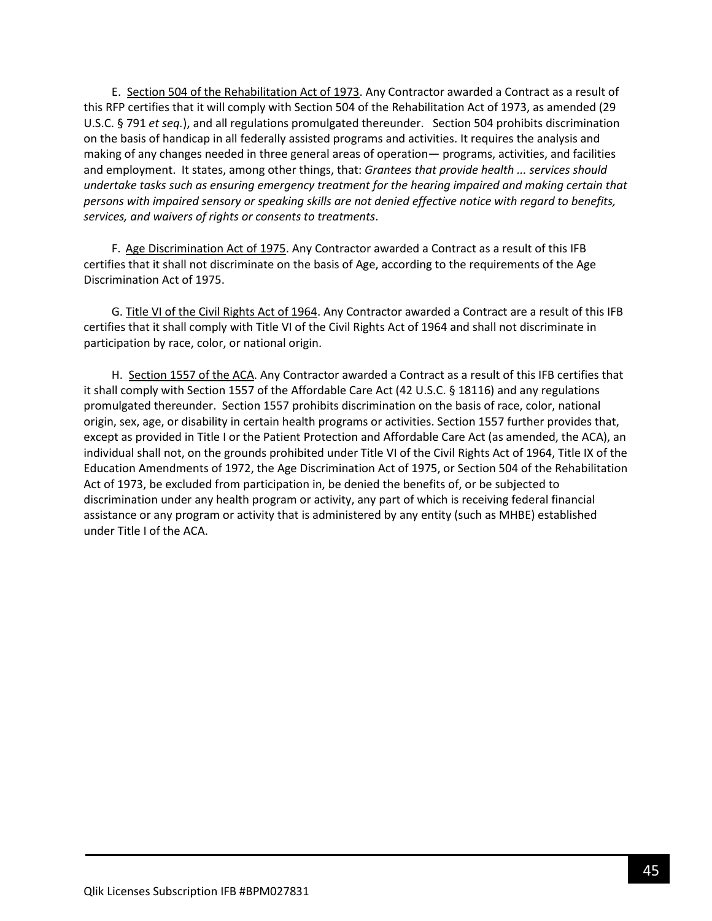E. Section 504 of the Rehabilitation Act of 1973. Any Contractor awarded a Contract as a result of this RFP certifies that it will comply with Section 504 of the Rehabilitation Act of 1973, as amended (29 U.S.C. § 791 *et seq.*), and all regulations promulgated thereunder. Section 504 prohibits discrimination on the basis of handicap in all federally assisted programs and activities. It requires the analysis and making of any changes needed in three general areas of operation— programs, activities, and facilities and employment. It states, among other things, that: *Grantees that provide health ... services should undertake tasks such as ensuring emergency treatment for the hearing impaired and making certain that persons with impaired sensory or speaking skills are not denied effective notice with regard to benefits, services, and waivers of rights or consents to treatments*.

F. Age Discrimination Act of 1975. Any Contractor awarded a Contract as a result of this IFB certifies that it shall not discriminate on the basis of Age, according to the requirements of the Age Discrimination Act of 1975.

G. Title VI of the Civil Rights Act of 1964. Any Contractor awarded a Contract are a result of this IFB certifies that it shall comply with Title VI of the Civil Rights Act of 1964 and shall not discriminate in participation by race, color, or national origin.

H. Section 1557 of the ACA. Any Contractor awarded a Contract as a result of this IFB certifies that it shall comply with Section 1557 of the Affordable Care Act (42 U.S.C. § 18116) and any regulations promulgated thereunder. Section 1557 prohibits discrimination on the basis of race, color, national origin, sex, age, or disability in certain health programs or activities. Section 1557 further provides that, except as provided in Title I or the Patient Protection and Affordable Care Act (as amended, the ACA), an individual shall not, on the grounds prohibited under Title VI of the Civil Rights Act of 1964, Title IX of the Education Amendments of 1972, the Age Discrimination Act of 1975, or Section 504 of the Rehabilitation Act of 1973, be excluded from participation in, be denied the benefits of, or be subjected to discrimination under any health program or activity, any part of which is receiving federal financial assistance or any program or activity that is administered by any entity (such as MHBE) established under Title I of the ACA.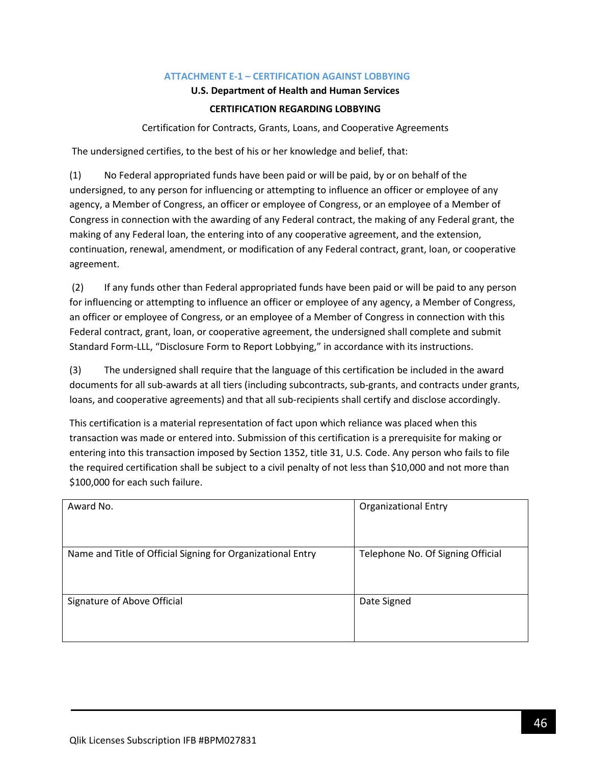## ATTACHMENT E-1 – CERTIFICATION AGAINST LOBBYING

**U.S. Department of Health and Human Services**

**CERTIFICATION REGARDING LOBBYING**

Certification for Contracts, Grants, Loans, and Cooperative Agreements

The undersigned certifies, to the best of his or her knowledge and belief, that:

(1) No Federal appropriated funds have been paid or will be paid, by or on behalf of the undersigned, to any person for influencing or attempting to influence an officer or employee of any agency, a Member of Congress, an officer or employee of Congress, or an employee of a Member of Congress in connection with the awarding of any Federal contract, the making of any Federal grant, the making of any Federal loan, the entering into of any cooperative agreement, and the extension, continuation, renewal, amendment, or modification of any Federal contract, grant, loan, or cooperative agreement.

(2) If any funds other than Federal appropriated funds have been paid or will be paid to any person for influencing or attempting to influence an officer or employee of any agency, a Member of Congress, an officer or employee of Congress, or an employee of a Member of Congress in connection with this Federal contract, grant, loan, or cooperative agreement, the undersigned shall complete and submit Standard Form-LLL, "Disclosure Form to Report Lobbying," in accordance with its instructions.

(3) The undersigned shall require that the language of this certification be included in the award documents for all sub-awards at all tiers (including subcontracts, sub-grants, and contracts under grants, loans, and cooperative agreements) and that all sub-recipients shall certify and disclose accordingly.

This certification is a material representation of fact upon which reliance was placed when this transaction was made or entered into. Submission of this certification is a prerequisite for making or entering into this transaction imposed by Section 1352, title 31, U.S. Code. Any person who fails to file the required certification shall be subject to a civil penalty of not less than $10,000 and not more than $100,000 for each such failure.

| Award No. | Organizational Entry |
|---|---|
| Name and Title of Official Signing for Organizational Entry | Telephone No. Of Signing Official |
| Signature of Above Official | Date Signed |

Qlik Licenses Subscription IFB #BPM027831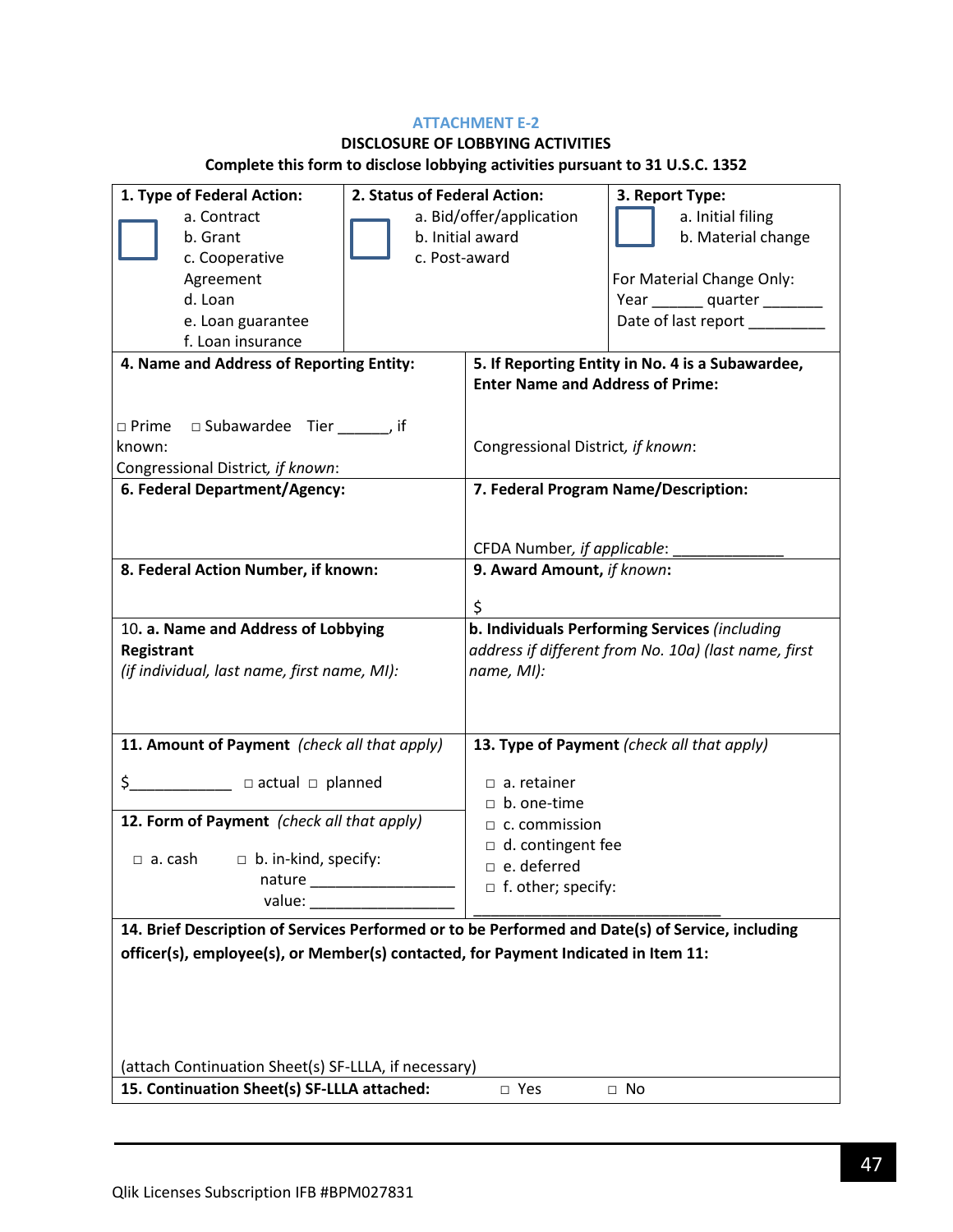ATTACHMENT E-2

**DISCLOSURE OF LOBBYING ACTIVITIES**

**Complete this form to disclose lobbying activities pursuant to 31 U.S.C. 1352**

| **1. Type of Federal Action:** | **2. Status of Federal Action:** | **3. Report Type:** |
|---|---|---|
| ☐ a. Contract<br>b. Grant<br>c. Cooperative Agreement<br>d. Loan<br>e. Loan guarantee<br>f. Loan insurance | ☐ a. Bid/offer/application<br>b. Initial award<br>c. Post-award | ☐ a. Initial filing<br>b. Material change<br><br>For Material Change Only:<br>Year ______ quarter _______<br>Date of last report _________ |

| **4. Name and Address of Reporting Entity:** | **5. If Reporting Entity in No. 4 is a Subawardee, Enter Name and Address of Prime:** |
|---|---|
| ☐ Prime ☐ Subawardee Tier ______, if known:<br>Congressional District, *if known*: | Congressional District, *if known*: |
| **6. Federal Department/Agency:** | **7. Federal Program Name/Description:**<br><br>CFDA Number, *if applicable*: _____________ |
| **8. Federal Action Number, if known:** | **9. Award Amount,** ***if known*****:**<br><br>$ |
| 10. **a. Name and Address of Lobbying Registrant**<br>*(if individual, last name, first name, MI):* | **b. Individuals Performing Services** *(including address if different from No. 10a) (last name, first name, MI):* |
| **11. Amount of Payment** *(check all that apply)*<br><br>$____________ ☐ actual ☐ planned | **13. Type of Payment** *(check all that apply)*<br><br>☐ a. retainer<br>☐ b. one-time<br>☐ c. commission<br>☐ d. contingent fee<br>☐ e. deferred<br>☐ f. other; specify:<br>______________________________ |
| **12. Form of Payment** *(check all that apply)*<br><br>☐ a. cash ☐ b. in-kind, specify:<br>nature _________________<br>value: _________________ | |

**14. Brief Description of Services Performed or to be Performed and Date(s) of Service, including officer(s), employee(s), or Member(s) contacted, for Payment Indicated in Item 11:**

(attach Continuation Sheet(s) SF-LLLA, if necessary)

**15. Continuation Sheet(s) SF-LLLA attached:** ☐ Yes ☐ No

Qlik Licenses Subscription IFB #BPM027831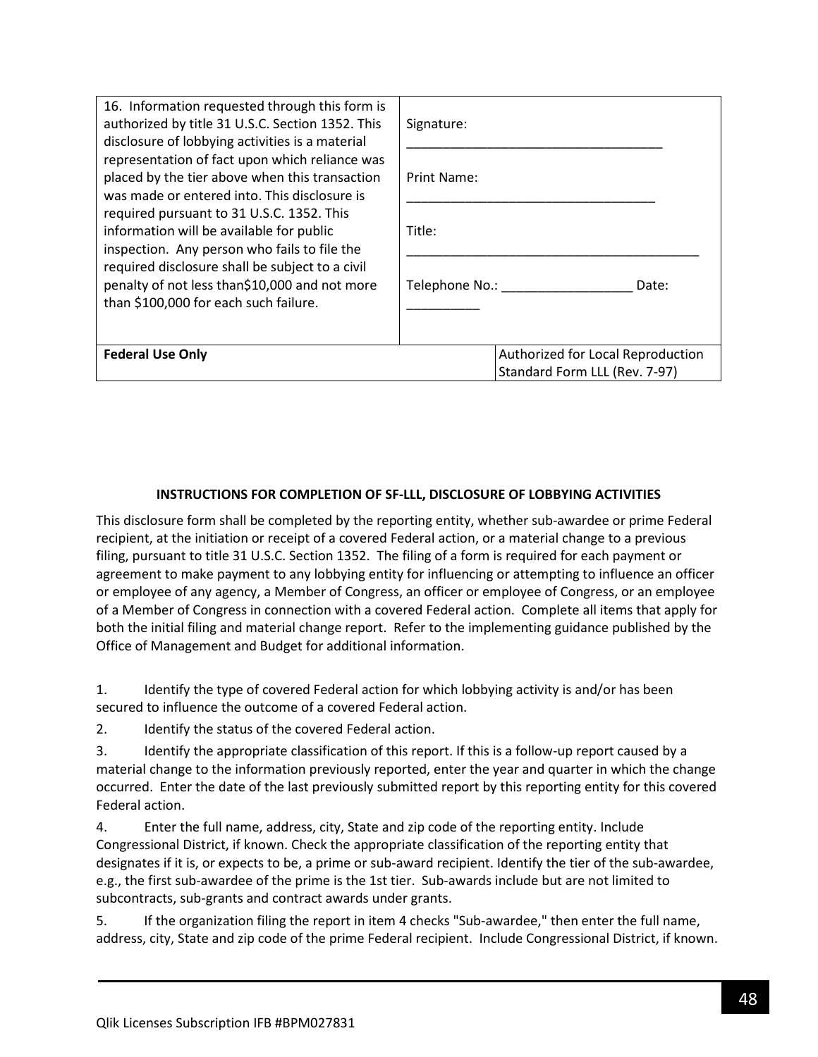| 16. Information requested through this form is authorized by title 31 U.S.C. Section 1352. This disclosure of lobbying activities is a material representation of fact upon which reliance was placed by the tier above when this transaction was made or entered into. This disclosure is required pursuant to 31 U.S.C. 1352. This information will be available for public inspection. Any person who fails to file the required disclosure shall be subject to a civil penalty of not less than$10,000 and not more than $100,000 for each such failure. | Signature: ___________________________________<br><br>Print Name: __________________________________<br><br>Title: _________________________________________<br><br>Telephone No.: __________________ Date: __________ | |
|---|---|---|
| **Federal Use Only** | | Authorized for Local Reproduction<br>Standard Form LLL (Rev. 7-97) |

**INSTRUCTIONS FOR COMPLETION OF SF-LLL, DISCLOSURE OF LOBBYING ACTIVITIES**

This disclosure form shall be completed by the reporting entity, whether sub-awardee or prime Federal recipient, at the initiation or receipt of a covered Federal action, or a material change to a previous filing, pursuant to title 31 U.S.C. Section 1352. The filing of a form is required for each payment or agreement to make payment to any lobbying entity for influencing or attempting to influence an officer or employee of any agency, a Member of Congress, an officer or employee of Congress, or an employee of a Member of Congress in connection with a covered Federal action. Complete all items that apply for both the initial filing and material change report. Refer to the implementing guidance published by the Office of Management and Budget for additional information.

1. Identify the type of covered Federal action for which lobbying activity is and/or has been secured to influence the outcome of a covered Federal action.
2. Identify the status of the covered Federal action.
3. Identify the appropriate classification of this report. If this is a follow-up report caused by a material change to the information previously reported, enter the year and quarter in which the change occurred. Enter the date of the last previously submitted report by this reporting entity for this covered Federal action.
4. Enter the full name, address, city, State and zip code of the reporting entity. Include Congressional District, if known. Check the appropriate classification of the reporting entity that designates if it is, or expects to be, a prime or sub-award recipient. Identify the tier of the sub-awardee, e.g., the first sub-awardee of the prime is the 1st tier. Sub-awards include but are not limited to subcontracts, sub-grants and contract awards under grants.
5. If the organization filing the report in item 4 checks "Sub-awardee," then enter the full name, address, city, State and zip code of the prime Federal recipient. Include Congressional District, if known.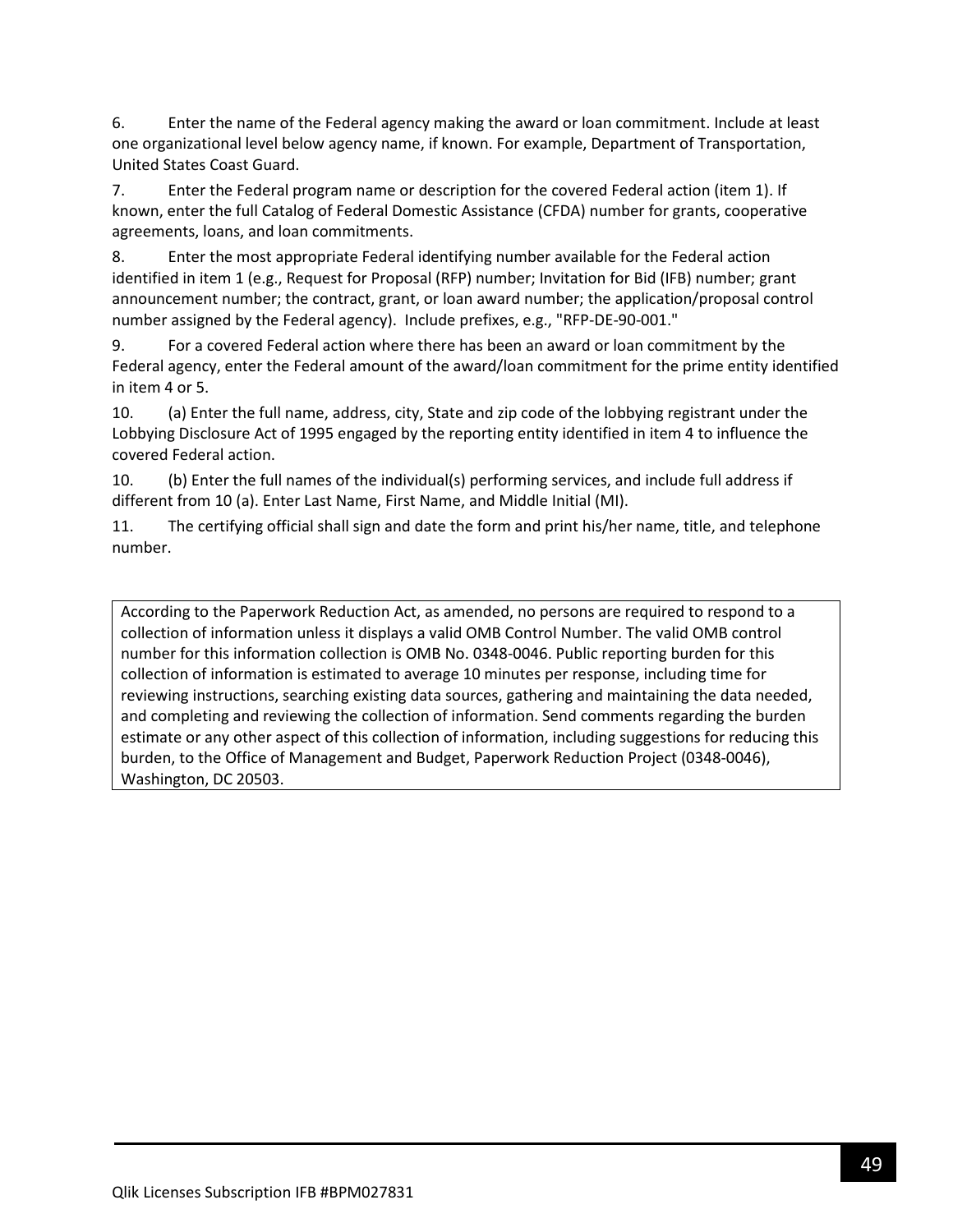6. Enter the name of the Federal agency making the award or loan commitment. Include at least one organizational level below agency name, if known. For example, Department of Transportation, United States Coast Guard.

7. Enter the Federal program name or description for the covered Federal action (item 1). If known, enter the full Catalog of Federal Domestic Assistance (CFDA) number for grants, cooperative agreements, loans, and loan commitments.

8. Enter the most appropriate Federal identifying number available for the Federal action identified in item 1 (e.g., Request for Proposal (RFP) number; Invitation for Bid (IFB) number; grant announcement number; the contract, grant, or loan award number; the application/proposal control number assigned by the Federal agency). Include prefixes, e.g., "RFP-DE-90-001."

9. For a covered Federal action where there has been an award or loan commitment by the Federal agency, enter the Federal amount of the award/loan commitment for the prime entity identified in item 4 or 5.

10. (a) Enter the full name, address, city, State and zip code of the lobbying registrant under the Lobbying Disclosure Act of 1995 engaged by the reporting entity identified in item 4 to influence the covered Federal action.

10. (b) Enter the full names of the individual(s) performing services, and include full address if different from 10 (a). Enter Last Name, First Name, and Middle Initial (MI).

11. The certifying official shall sign and date the form and print his/her name, title, and telephone number.

According to the Paperwork Reduction Act, as amended, no persons are required to respond to a collection of information unless it displays a valid OMB Control Number. The valid OMB control number for this information collection is OMB No. 0348-0046. Public reporting burden for this collection of information is estimated to average 10 minutes per response, including time for reviewing instructions, searching existing data sources, gathering and maintaining the data needed, and completing and reviewing the collection of information. Send comments regarding the burden estimate or any other aspect of this collection of information, including suggestions for reducing this burden, to the Office of Management and Budget, Paperwork Reduction Project (0348-0046), Washington, DC 20503.